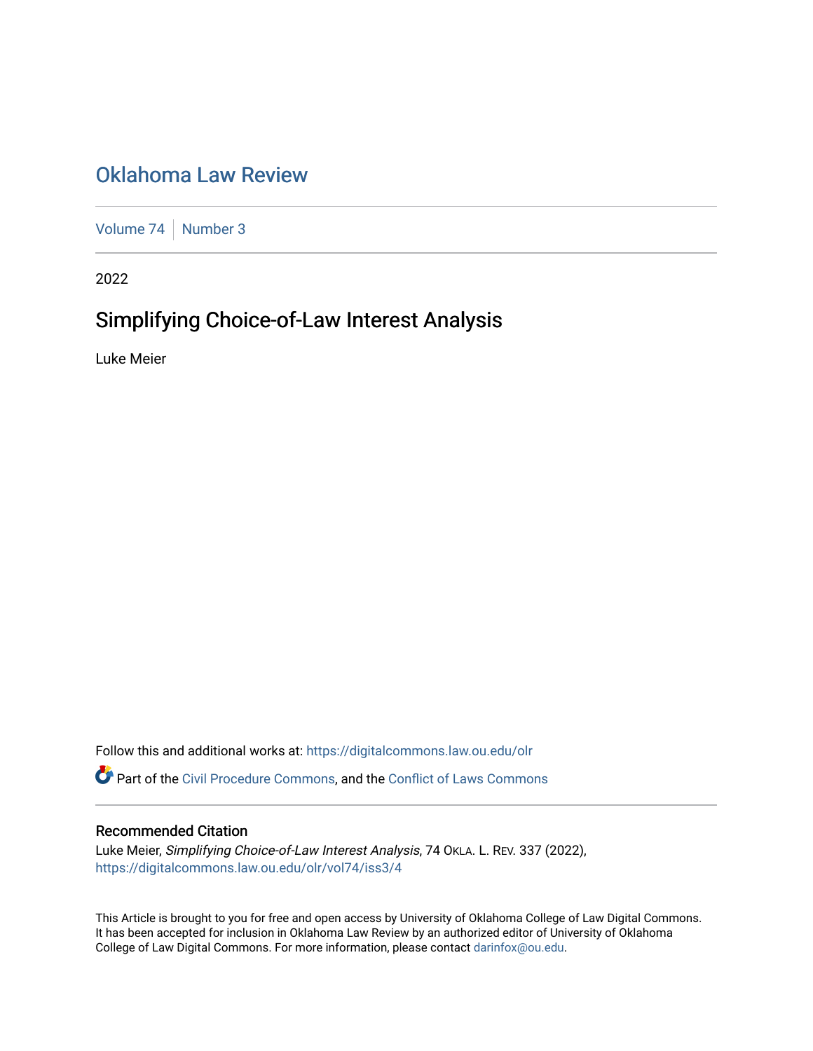# Oklahoma Law Review

Volume 74 | Number 3

2022

## Simplifying Choice-of-Law Interest Analysis

Luke Meier

Follow this and additional works at: https://digitalcommons.law.ou.edu/olr

Part of the Civil Procedure Commons, and the Conflict of Laws Commons

### Recommended Citation

Luke Meier, *Simplifying Choice-of-Law Interest Analysis*, 74 OKLA. L. REV. 337 (2022), https://digitalcommons.law.ou.edu/olr/vol74/iss3/4

This Article is brought to you for free and open access by University of Oklahoma College of Law Digital Commons. It has been accepted for inclusion in Oklahoma Law Review by an authorized editor of University of Oklahoma College of Law Digital Commons. For more information, please contact darinfox@ou.edu.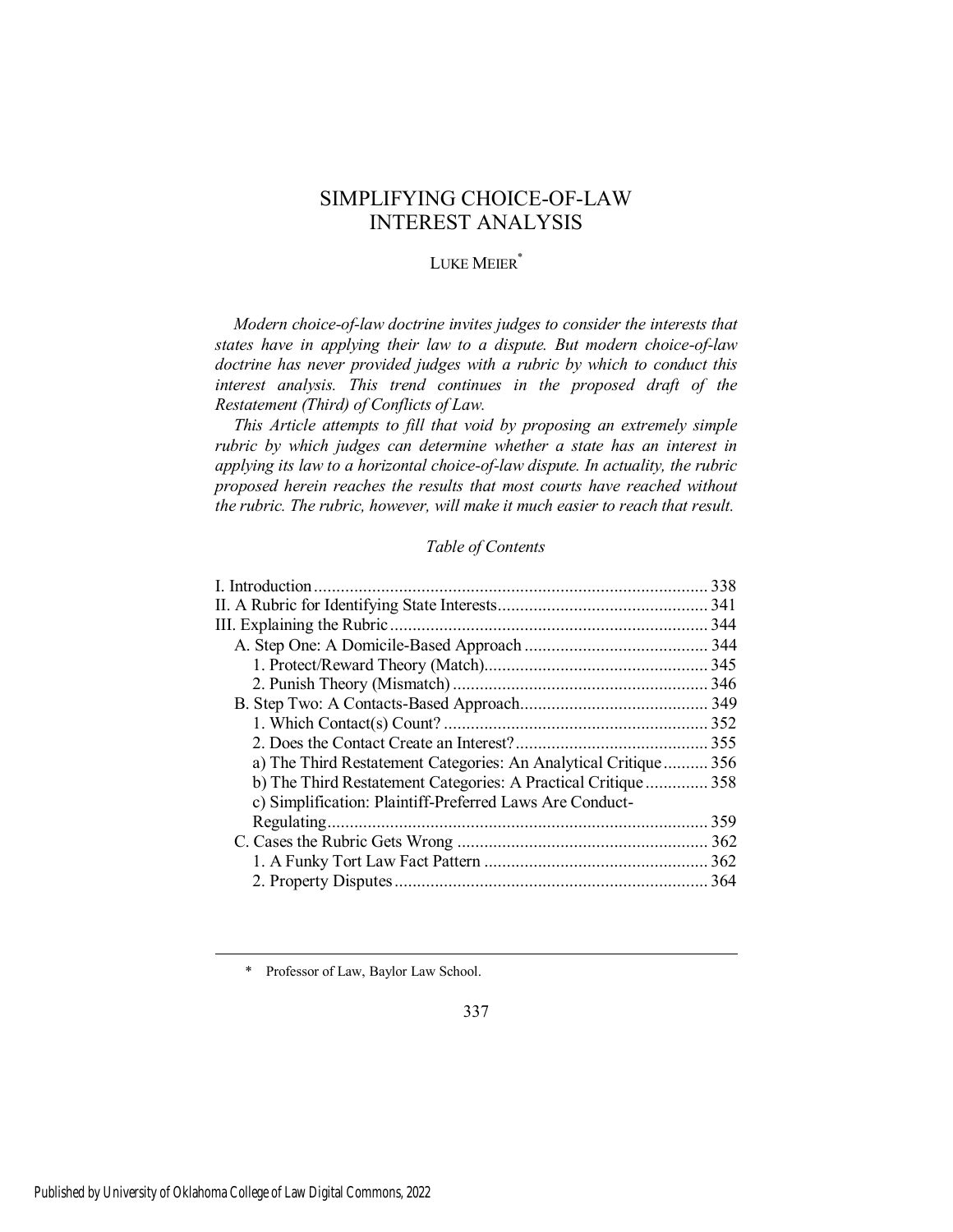# SIMPLIFYING CHOICE-OF-LAW INTEREST ANALYSIS

LUKE MEIER[*]

*Modern choice-of-law doctrine invites judges to consider the interests that states have in applying their law to a dispute. But modern choice-of-law doctrine has never provided judges with a rubric by which to conduct this interest analysis. This trend continues in the proposed draft of the Restatement (Third) of Conflicts of Law.*

*This Article attempts to fill that void by proposing an extremely simple rubric by which judges can determine whether a state has an interest in applying its law to a horizontal choice-of-law dispute. In actuality, the rubric proposed herein reaches the results that most courts have reached without the rubric. The rubric, however, will make it much easier to reach that result.*

*Table of Contents*

I. Introduction ........ 338
II. A Rubric for Identifying State Interests ........ 341
III. Explaining the Rubric ........ 344
  A. Step One: A Domicile-Based Approach ........ 344
    1. Protect/Reward Theory (Match) ........ 345
    2. Punish Theory (Mismatch) ........ 346
  B. Step Two: A Contacts-Based Approach ........ 349
    1. Which Contact(s) Count? ........ 352
    2. Does the Contact Create an Interest? ........ 355
    a) The Third Restatement Categories: An Analytical Critique ........ 356
    b) The Third Restatement Categories: A Practical Critique ........ 358
    c) Simplification: Plaintiff-Preferred Laws Are Conduct-Regulating ........ 359
  C. Cases the Rubric Gets Wrong ........ 362
    1. A Funky Tort Law Fact Pattern ........ 362
    2. Property Disputes ........ 364

---

[*] Professor of Law, Baylor Law School.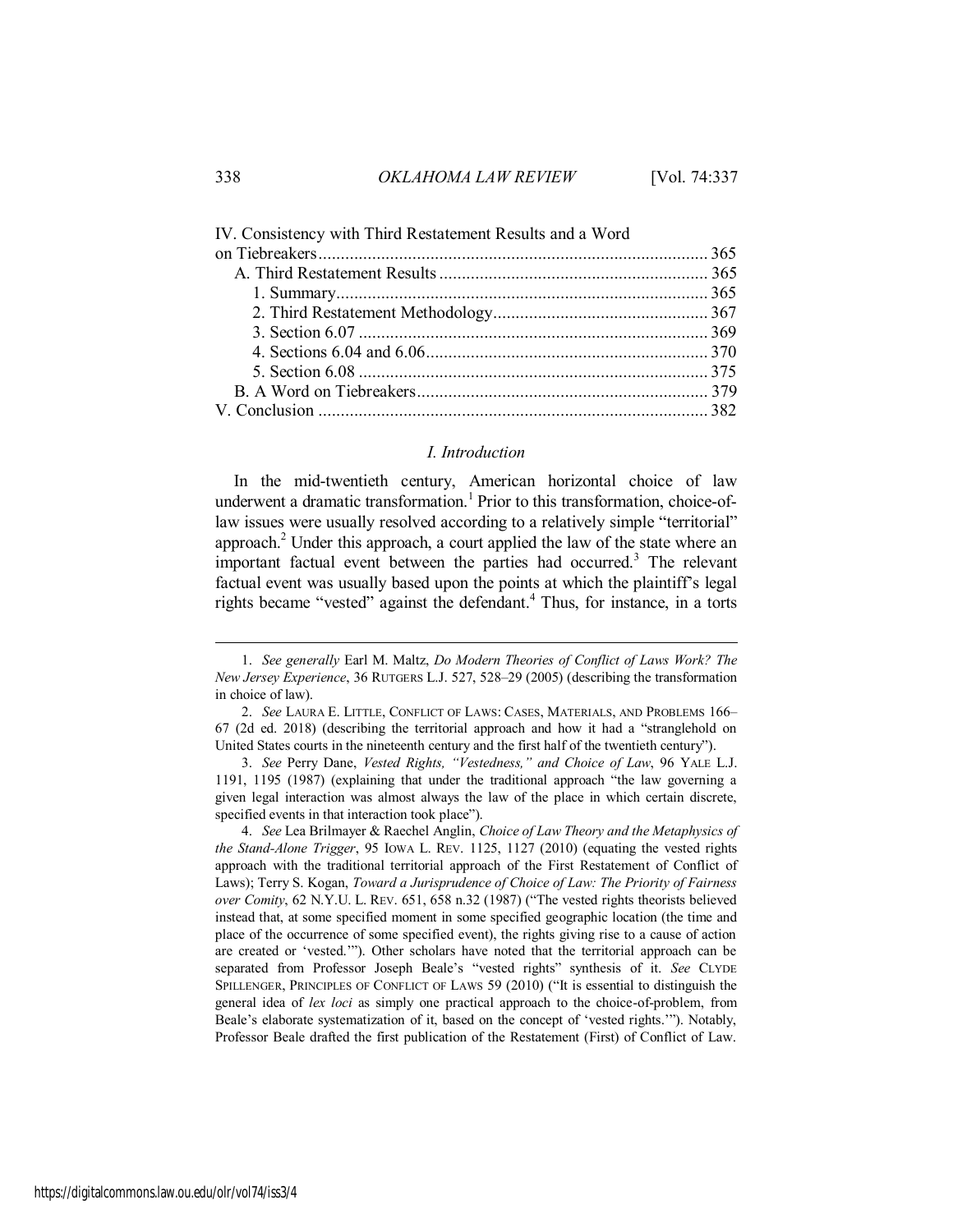IV. Consistency with Third Restatement Results and a Word on Tiebreakers ........ 365
A. Third Restatement Results ........ 365
1. Summary ........ 365
2. Third Restatement Methodology ........ 367
3. Section 6.07 ........ 369
4. Sections 6.04 and 6.06 ........ 370
5. Section 6.08 ........ 375
B. A Word on Tiebreakers ........ 379
V. Conclusion ........ 382

## *I. Introduction*

In the mid-twentieth century, American horizontal choice of law underwent a dramatic transformation.[1] Prior to this transformation, choice-of-law issues were usually resolved according to a relatively simple "territorial" approach.[2] Under this approach, a court applied the law of the state where an important factual event between the parties had occurred.[3] The relevant factual event was usually based upon the points at which the plaintiff's legal rights became "vested" against the defendant.[4] Thus, for instance, in a torts

---

1. *See generally* Earl M. Maltz, *Do Modern Theories of Conflict of Laws Work? The New Jersey Experience*, 36 RUTGERS L.J. 527, 528–29 (2005) (describing the transformation in choice of law).

2. *See* LAURA E. LITTLE, CONFLICT OF LAWS: CASES, MATERIALS, AND PROBLEMS 166–67 (2d ed. 2018) (describing the territorial approach and how it had a "stranglehold on United States courts in the nineteenth century and the first half of the twentieth century").

3. *See* Perry Dane, *Vested Rights, "Vestedness," and Choice of Law*, 96 YALE L.J. 1191, 1195 (1987) (explaining that under the traditional approach "the law governing a given legal interaction was almost always the law of the place in which certain discrete, specified events in that interaction took place").

4. *See* Lea Brilmayer & Raechel Anglin, *Choice of Law Theory and the Metaphysics of the Stand-Alone Trigger*, 95 IOWA L. REV. 1125, 1127 (2010) (equating the vested rights approach with the traditional territorial approach of the First Restatement of Conflict of Laws); Terry S. Kogan, *Toward a Jurisprudence of Choice of Law: The Priority of Fairness over Comity*, 62 N.Y.U. L. REV. 651, 658 n.32 (1987) ("The vested rights theorists believed instead that, at some specified moment in some specified geographic location (the time and place of the occurrence of some specified event), the rights giving rise to a cause of action are created or 'vested.'"). Other scholars have noted that the territorial approach can be separated from Professor Joseph Beale's "vested rights" synthesis of it. *See* CLYDE SPILLENGER, PRINCIPLES OF CONFLICT OF LAWS 59 (2010) ("It is essential to distinguish the general idea of *lex loci* as simply one practical approach to the choice-of-problem, from Beale's elaborate systematization of it, based on the concept of 'vested rights.'"). Notably, Professor Beale drafted the first publication of the Restatement (First) of Conflict of Law.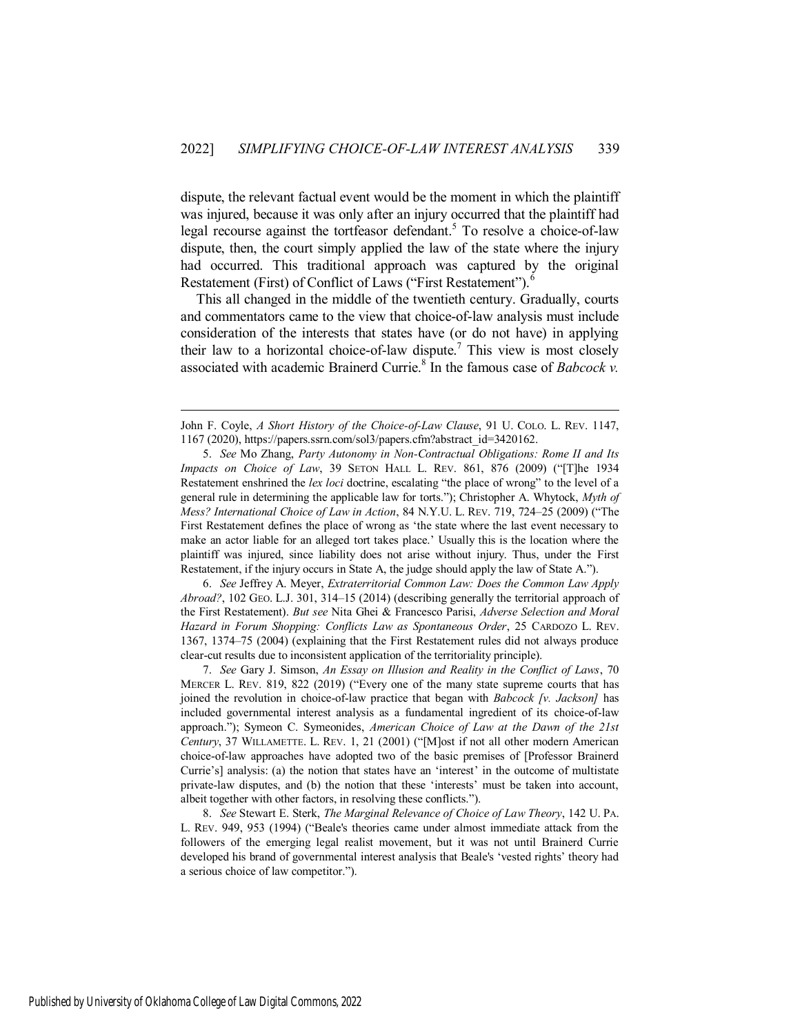dispute, the relevant factual event would be the moment in which the plaintiff was injured, because it was only after an injury occurred that the plaintiff had legal recourse against the tortfeasor defendant.[5] To resolve a choice-of-law dispute, then, the court simply applied the law of the state where the injury had occurred. This traditional approach was captured by the original Restatement (First) of Conflict of Laws ("First Restatement").[6]

This all changed in the middle of the twentieth century. Gradually, courts and commentators came to the view that choice-of-law analysis must include consideration of the interests that states have (or do not have) in applying their law to a horizontal choice-of-law dispute.[7] This view is most closely associated with academic Brainerd Currie.[8] In the famous case of *Babcock v.*

---

John F. Coyle, *A Short History of the Choice-of-Law Clause*, 91 U. COLO. L. REV. 1147, 1167 (2020), https://papers.ssrn.com/sol3/papers.cfm?abstract_id=3420162.

5. *See* Mo Zhang, *Party Autonomy in Non-Contractual Obligations: Rome II and Its Impacts on Choice of Law*, 39 SETON HALL L. REV. 861, 876 (2009) ("[T]he 1934 Restatement enshrined the *lex loci* doctrine, escalating "the place of wrong" to the level of a general rule in determining the applicable law for torts."); Christopher A. Whytock, *Myth of Mess? International Choice of Law in Action*, 84 N.Y.U. L. REV. 719, 724–25 (2009) ("The First Restatement defines the place of wrong as 'the state where the last event necessary to make an actor liable for an alleged tort takes place.' Usually this is the location where the plaintiff was injured, since liability does not arise without injury. Thus, under the First Restatement, if the injury occurs in State A, the judge should apply the law of State A.").

6. *See* Jeffrey A. Meyer, *Extraterritorial Common Law: Does the Common Law Apply Abroad?*, 102 GEO. L.J. 301, 314–15 (2014) (describing generally the territorial approach of the First Restatement). *But see* Nita Ghei & Francesco Parisi, *Adverse Selection and Moral Hazard in Forum Shopping: Conflicts Law as Spontaneous Order*, 25 CARDOZO L. REV. 1367, 1374–75 (2004) (explaining that the First Restatement rules did not always produce clear-cut results due to inconsistent application of the territoriality principle).

7. *See* Gary J. Simson, *An Essay on Illusion and Reality in the Conflict of Laws*, 70 MERCER L. REV. 819, 822 (2019) ("Every one of the many state supreme courts that has joined the revolution in choice-of-law practice that began with *Babcock [v. Jackson]* has included governmental interest analysis as a fundamental ingredient of its choice-of-law approach."); Symeon C. Symeonides, *American Choice of Law at the Dawn of the 21st Century*, 37 WILLAMETTE. L. REV. 1, 21 (2001) ("[M]ost if not all other modern American choice-of-law approaches have adopted two of the basic premises of [Professor Brainerd Currie's] analysis: (a) the notion that states have an 'interest' in the outcome of multistate private-law disputes, and (b) the notion that these 'interests' must be taken into account, albeit together with other factors, in resolving these conflicts.").

8. *See* Stewart E. Sterk, *The Marginal Relevance of Choice of Law Theory*, 142 U. PA. L. REV. 949, 953 (1994) ("Beale's theories came under almost immediate attack from the followers of the emerging legal realist movement, but it was not until Brainerd Currie developed his brand of governmental interest analysis that Beale's 'vested rights' theory had a serious choice of law competitor.").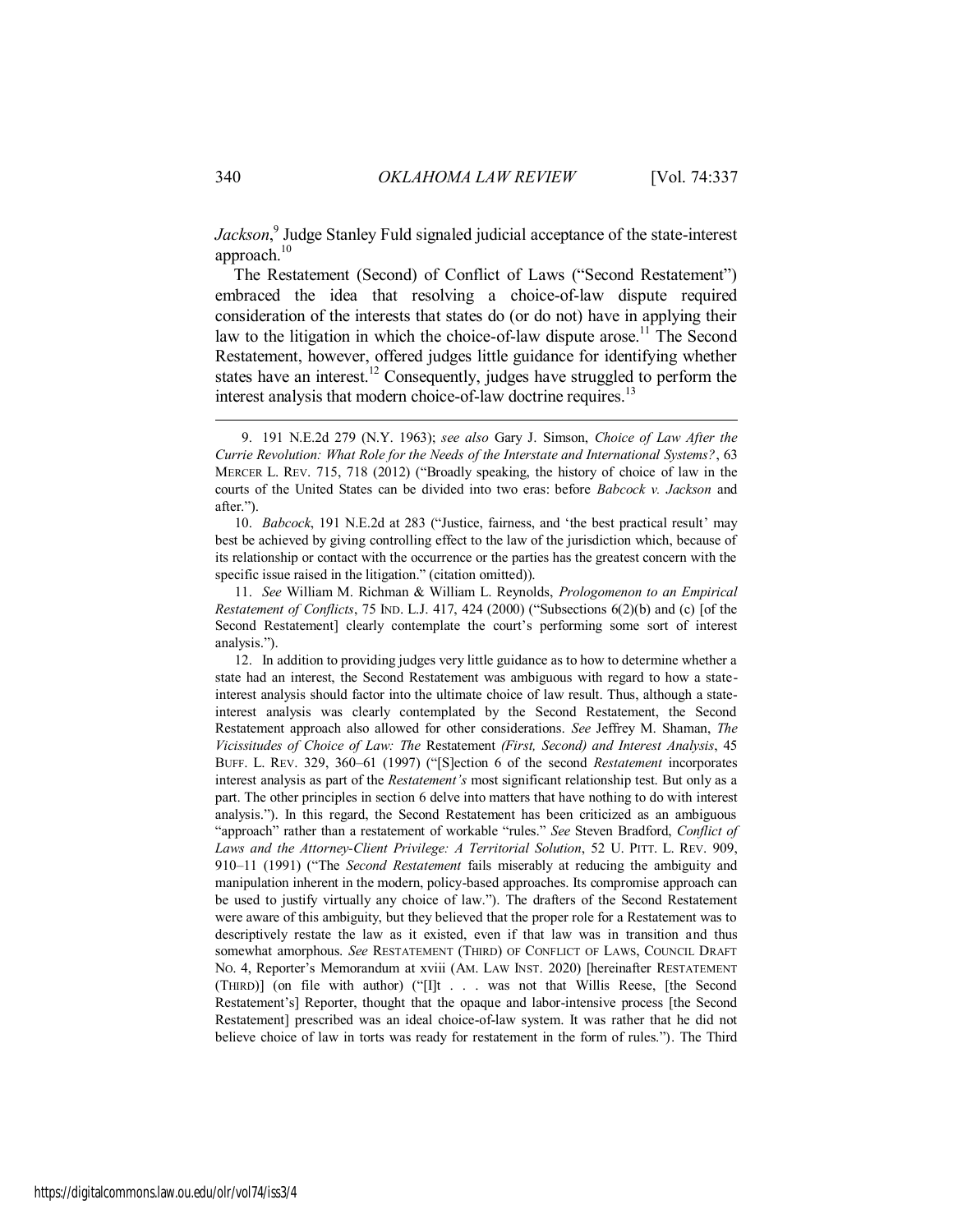*Jackson*,[9] Judge Stanley Fuld signaled judicial acceptance of the state-interest approach.[10]

The Restatement (Second) of Conflict of Laws ("Second Restatement") embraced the idea that resolving a choice-of-law dispute required consideration of the interests that states do (or do not) have in applying their law to the litigation in which the choice-of-law dispute arose.[11] The Second Restatement, however, offered judges little guidance for identifying whether states have an interest.[12] Consequently, judges have struggled to perform the interest analysis that modern choice-of-law doctrine requires.[13]

---

9. 191 N.E.2d 279 (N.Y. 1963); *see also* Gary J. Simson, *Choice of Law After the Currie Revolution: What Role for the Needs of the Interstate and International Systems?*, 63 MERCER L. REV. 715, 718 (2012) ("Broadly speaking, the history of choice of law in the courts of the United States can be divided into two eras: before *Babcock v. Jackson* and after.").

10. *Babcock*, 191 N.E.2d at 283 ("Justice, fairness, and 'the best practical result' may best be achieved by giving controlling effect to the law of the jurisdiction which, because of its relationship or contact with the occurrence or the parties has the greatest concern with the specific issue raised in the litigation." (citation omitted)).

11. *See* William M. Richman & William L. Reynolds, *Prologomenon to an Empirical Restatement of Conflicts*, 75 IND. L.J. 417, 424 (2000) ("Subsections 6(2)(b) and (c) [of the Second Restatement] clearly contemplate the court's performing some sort of interest analysis.").

12. In addition to providing judges very little guidance as to how to determine whether a state had an interest, the Second Restatement was ambiguous with regard to how a state-interest analysis should factor into the ultimate choice of law result. Thus, although a state-interest analysis was clearly contemplated by the Second Restatement, the Second Restatement approach also allowed for other considerations. *See* Jeffrey M. Shaman, *The Vicissitudes of Choice of Law: The* Restatement *(First, Second) and Interest Analysis*, 45 BUFF. L. REV. 329, 360–61 (1997) ("[S]ection 6 of the second *Restatement* incorporates interest analysis as part of the *Restatement's* most significant relationship test. But only as a part. The other principles in section 6 delve into matters that have nothing to do with interest analysis."). In this regard, the Second Restatement has been criticized as an ambiguous "approach" rather than a restatement of workable "rules." *See* Steven Bradford, *Conflict of Laws and the Attorney-Client Privilege: A Territorial Solution*, 52 U. PITT. L. REV. 909, 910–11 (1991) ("The *Second Restatement* fails miserably at reducing the ambiguity and manipulation inherent in the modern, policy-based approaches. Its compromise approach can be used to justify virtually any choice of law."). The drafters of the Second Restatement were aware of this ambiguity, but they believed that the proper role for a Restatement was to descriptively restate the law as it existed, even if that law was in transition and thus somewhat amorphous. *See* RESTATEMENT (THIRD) OF CONFLICT OF LAWS, COUNCIL DRAFT NO. 4, Reporter's Memorandum at xviii (AM. LAW INST. 2020) [hereinafter RESTATEMENT (THIRD)] (on file with author) ("[I]t . . . was not that Willis Reese, [the Second Restatement's] Reporter, thought that the opaque and labor-intensive process [the Second Restatement] prescribed was an ideal choice-of-law system. It was rather that he did not believe choice of law in torts was ready for restatement in the form of rules."). The Third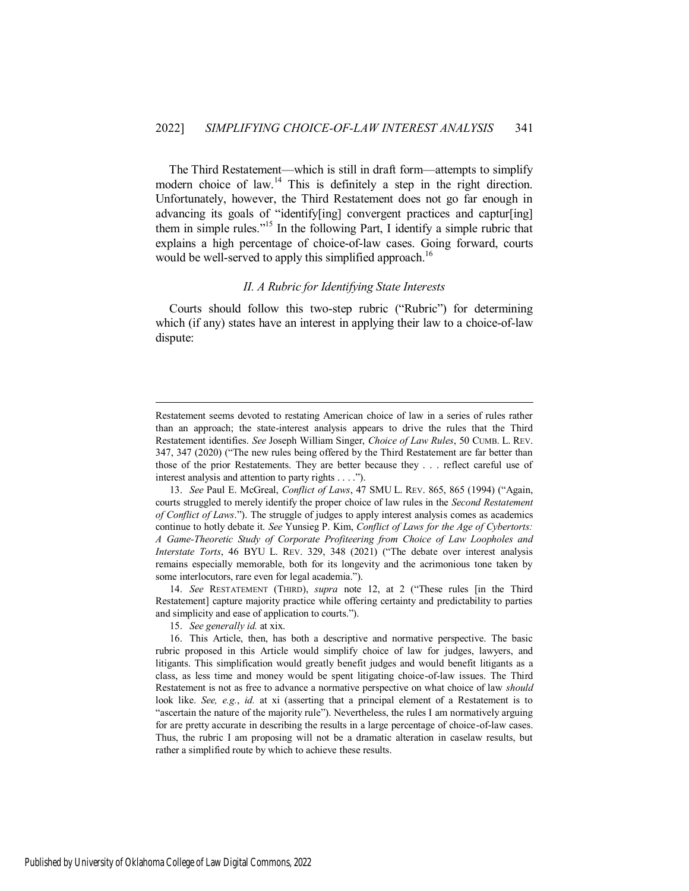The Third Restatement—which is still in draft form—attempts to simplify modern choice of law.[14] This is definitely a step in the right direction. Unfortunately, however, the Third Restatement does not go far enough in advancing its goals of "identify[ing] convergent practices and captur[ing] them in simple rules."[15] In the following Part, I identify a simple rubric that explains a high percentage of choice-of-law cases. Going forward, courts would be well-served to apply this simplified approach.[16]

### *II. A Rubric for Identifying State Interests*

Courts should follow this two-step rubric ("Rubric") for determining which (if any) states have an interest in applying their law to a choice-of-law dispute:

---

Restatement seems devoted to restating American choice of law in a series of rules rather than an approach; the state-interest analysis appears to drive the rules that the Third Restatement identifies. *See* Joseph William Singer, *Choice of Law Rules*, 50 CUMB. L. REV. 347, 347 (2020) ("The new rules being offered by the Third Restatement are far better than those of the prior Restatements. They are better because they . . . reflect careful use of interest analysis and attention to party rights . . . .").

13. *See* Paul E. McGreal, *Conflict of Laws*, 47 SMU L. REV. 865, 865 (1994) ("Again, courts struggled to merely identify the proper choice of law rules in the *Second Restatement of Conflict of Laws*."). The struggle of judges to apply interest analysis comes as academics continue to hotly debate it. *See* Yunsieg P. Kim, *Conflict of Laws for the Age of Cybertorts: A Game-Theoretic Study of Corporate Profiteering from Choice of Law Loopholes and Interstate Torts*, 46 BYU L. REV. 329, 348 (2021) ("The debate over interest analysis remains especially memorable, both for its longevity and the acrimonious tone taken by some interlocutors, rare even for legal academia.").

14. *See* RESTATEMENT (THIRD), *supra* note 12, at 2 ("These rules [in the Third Restatement] capture majority practice while offering certainty and predictability to parties and simplicity and ease of application to courts.").

15. *See generally id.* at xix.

16. This Article, then, has both a descriptive and normative perspective. The basic rubric proposed in this Article would simplify choice of law for judges, lawyers, and litigants. This simplification would greatly benefit judges and would benefit litigants as a class, as less time and money would be spent litigating choice-of-law issues. The Third Restatement is not as free to advance a normative perspective on what choice of law *should* look like. *See, e.g.*, *id.* at xi (asserting that a principal element of a Restatement is to "ascertain the nature of the majority rule"). Nevertheless, the rules I am normatively arguing for are pretty accurate in describing the results in a large percentage of choice-of-law cases. Thus, the rubric I am proposing will not be a dramatic alteration in caselaw results, but rather a simplified route by which to achieve these results.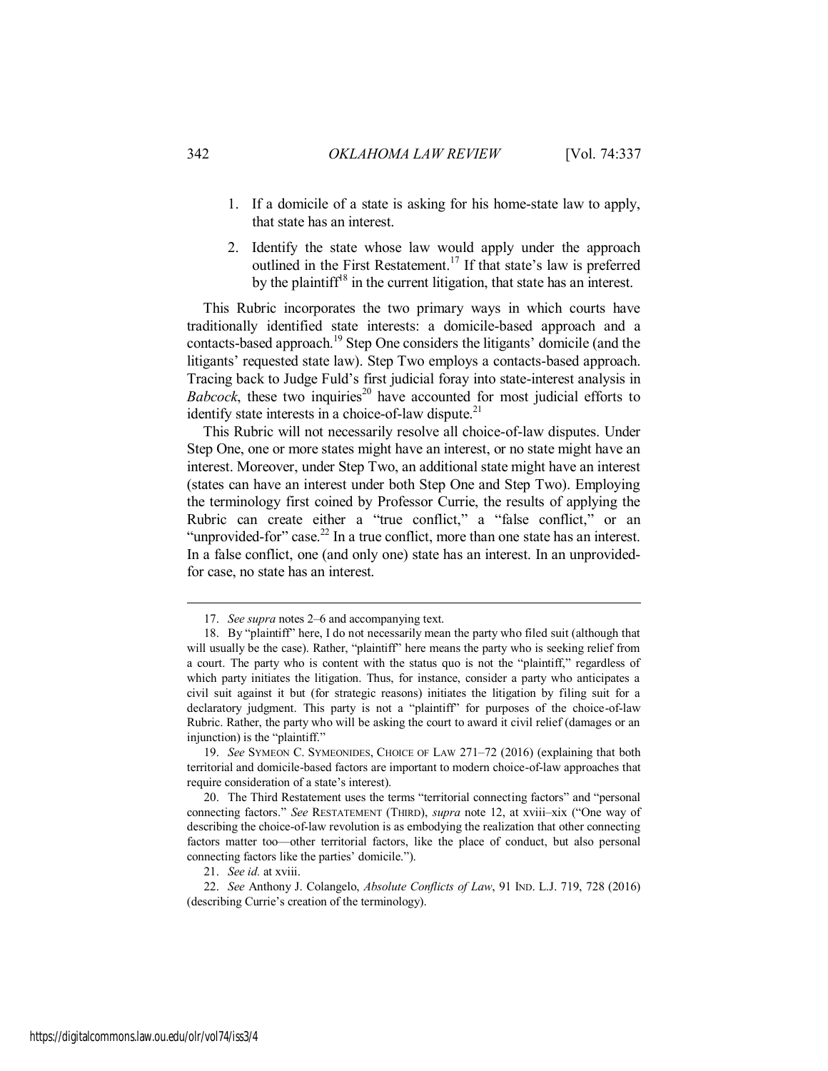1. If a domicile of a state is asking for his home-state law to apply, that state has an interest.
2. Identify the state whose law would apply under the approach outlined in the First Restatement.[17] If that state's law is preferred by the plaintiff[18] in the current litigation, that state has an interest.

This Rubric incorporates the two primary ways in which courts have traditionally identified state interests: a domicile-based approach and a contacts-based approach.[19] Step One considers the litigants' domicile (and the litigants' requested state law). Step Two employs a contacts-based approach. Tracing back to Judge Fuld's first judicial foray into state-interest analysis in *Babcock*, these two inquiries[20] have accounted for most judicial efforts to identify state interests in a choice-of-law dispute.[21]

This Rubric will not necessarily resolve all choice-of-law disputes. Under Step One, one or more states might have an interest, or no state might have an interest. Moreover, under Step Two, an additional state might have an interest (states can have an interest under both Step One and Step Two). Employing the terminology first coined by Professor Currie, the results of applying the Rubric can create either a "true conflict," a "false conflict," or an "unprovided-for" case.[22] In a true conflict, more than one state has an interest. In a false conflict, one (and only one) state has an interest. In an unprovided-for case, no state has an interest.

---

17. *See supra* notes 2–6 and accompanying text.

18. By "plaintiff" here, I do not necessarily mean the party who filed suit (although that will usually be the case). Rather, "plaintiff" here means the party who is seeking relief from a court. The party who is content with the status quo is not the "plaintiff," regardless of which party initiates the litigation. Thus, for instance, consider a party who anticipates a civil suit against it but (for strategic reasons) initiates the litigation by filing suit for a declaratory judgment. This party is not a "plaintiff" for purposes of the choice-of-law Rubric. Rather, the party who will be asking the court to award it civil relief (damages or an injunction) is the "plaintiff."

19. *See* SYMEON C. SYMEONIDES, CHOICE OF LAW 271–72 (2016) (explaining that both territorial and domicile-based factors are important to modern choice-of-law approaches that require consideration of a state's interest).

20. The Third Restatement uses the terms "territorial connecting factors" and "personal connecting factors." *See* RESTATEMENT (THIRD), *supra* note 12, at xviii–xix ("One way of describing the choice-of-law revolution is as embodying the realization that other connecting factors matter too—other territorial factors, like the place of conduct, but also personal connecting factors like the parties' domicile.").

21. *See id.* at xviii.

22. *See* Anthony J. Colangelo, *Absolute Conflicts of Law*, 91 IND. L.J. 719, 728 (2016) (describing Currie's creation of the terminology).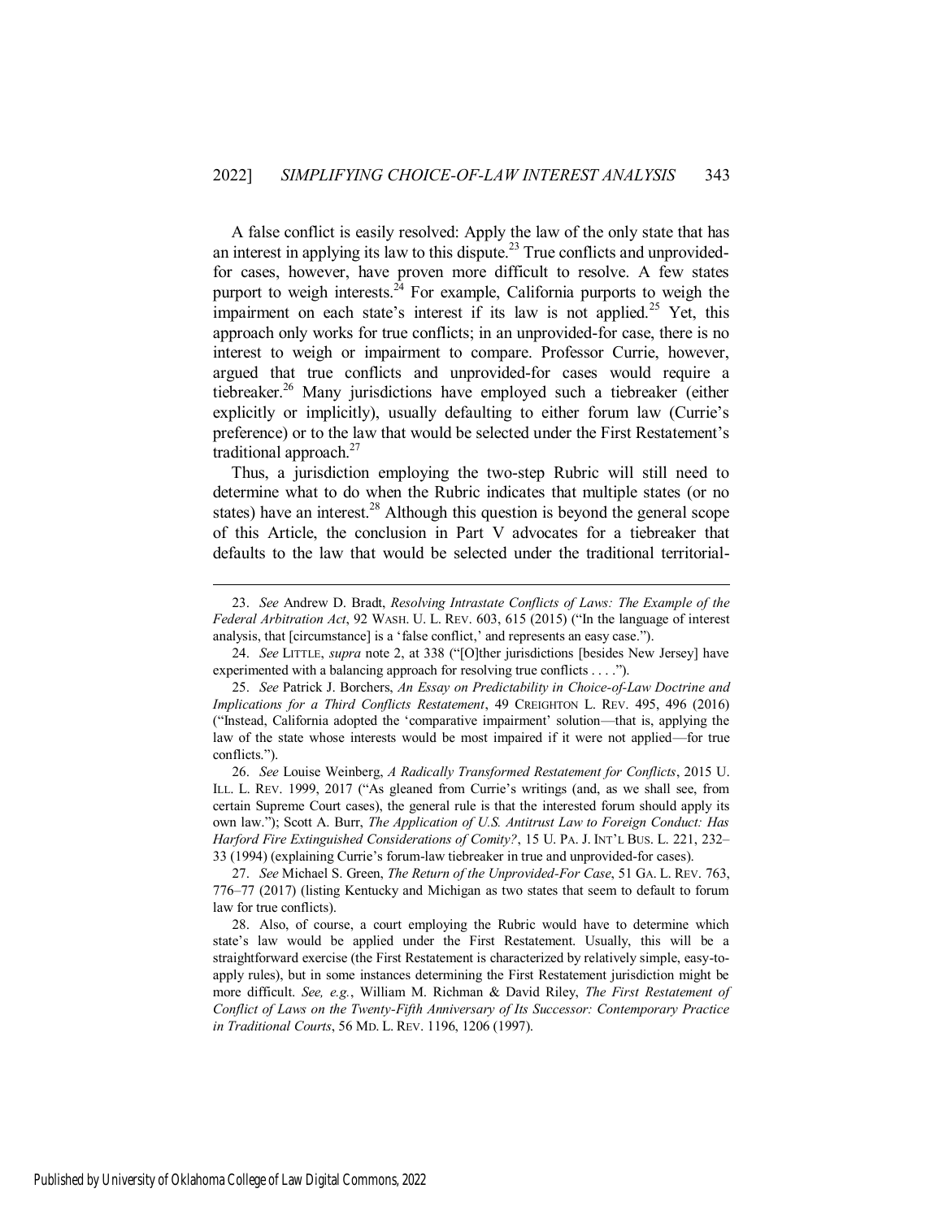A false conflict is easily resolved: Apply the law of the only state that has an interest in applying its law to this dispute.[23] True conflicts and unprovided-for cases, however, have proven more difficult to resolve. A few states purport to weigh interests.[24] For example, California purports to weigh the impairment on each state's interest if its law is not applied.[25] Yet, this approach only works for true conflicts; in an unprovided-for case, there is no interest to weigh or impairment to compare. Professor Currie, however, argued that true conflicts and unprovided-for cases would require a tiebreaker.[26] Many jurisdictions have employed such a tiebreaker (either explicitly or implicitly), usually defaulting to either forum law (Currie's preference) or to the law that would be selected under the First Restatement's traditional approach.[27]

Thus, a jurisdiction employing the two-step Rubric will still need to determine what to do when the Rubric indicates that multiple states (or no states) have an interest.[28] Although this question is beyond the general scope of this Article, the conclusion in Part V advocates for a tiebreaker that defaults to the law that would be selected under the traditional territorial-

---

23. *See* Andrew D. Bradt, *Resolving Intrastate Conflicts of Laws: The Example of the Federal Arbitration Act*, 92 WASH. U. L. REV. 603, 615 (2015) ("In the language of interest analysis, that [circumstance] is a 'false conflict,' and represents an easy case.").

24. *See* LITTLE, *supra* note 2, at 338 ("[O]ther jurisdictions [besides New Jersey] have experimented with a balancing approach for resolving true conflicts . . . .").

25. *See* Patrick J. Borchers, *An Essay on Predictability in Choice-of-Law Doctrine and Implications for a Third Conflicts Restatement*, 49 CREIGHTON L. REV. 495, 496 (2016) ("Instead, California adopted the 'comparative impairment' solution—that is, applying the law of the state whose interests would be most impaired if it were not applied—for true conflicts.").

26. *See* Louise Weinberg, *A Radically Transformed Restatement for Conflicts*, 2015 U. ILL. L. REV. 1999, 2017 ("As gleaned from Currie's writings (and, as we shall see, from certain Supreme Court cases), the general rule is that the interested forum should apply its own law."); Scott A. Burr, *The Application of U.S. Antitrust Law to Foreign Conduct: Has Harford Fire Extinguished Considerations of Comity?*, 15 U. PA. J. INT'L BUS. L. 221, 232–33 (1994) (explaining Currie's forum-law tiebreaker in true and unprovided-for cases).

27. *See* Michael S. Green, *The Return of the Unprovided-For Case*, 51 GA. L. REV. 763, 776–77 (2017) (listing Kentucky and Michigan as two states that seem to default to forum law for true conflicts).

28. Also, of course, a court employing the Rubric would have to determine which state's law would be applied under the First Restatement. Usually, this will be a straightforward exercise (the First Restatement is characterized by relatively simple, easy-to-apply rules), but in some instances determining the First Restatement jurisdiction might be more difficult. *See, e.g.*, William M. Richman & David Riley, *The First Restatement of Conflict of Laws on the Twenty-Fifth Anniversary of Its Successor: Contemporary Practice in Traditional Courts*, 56 MD. L. REV. 1196, 1206 (1997).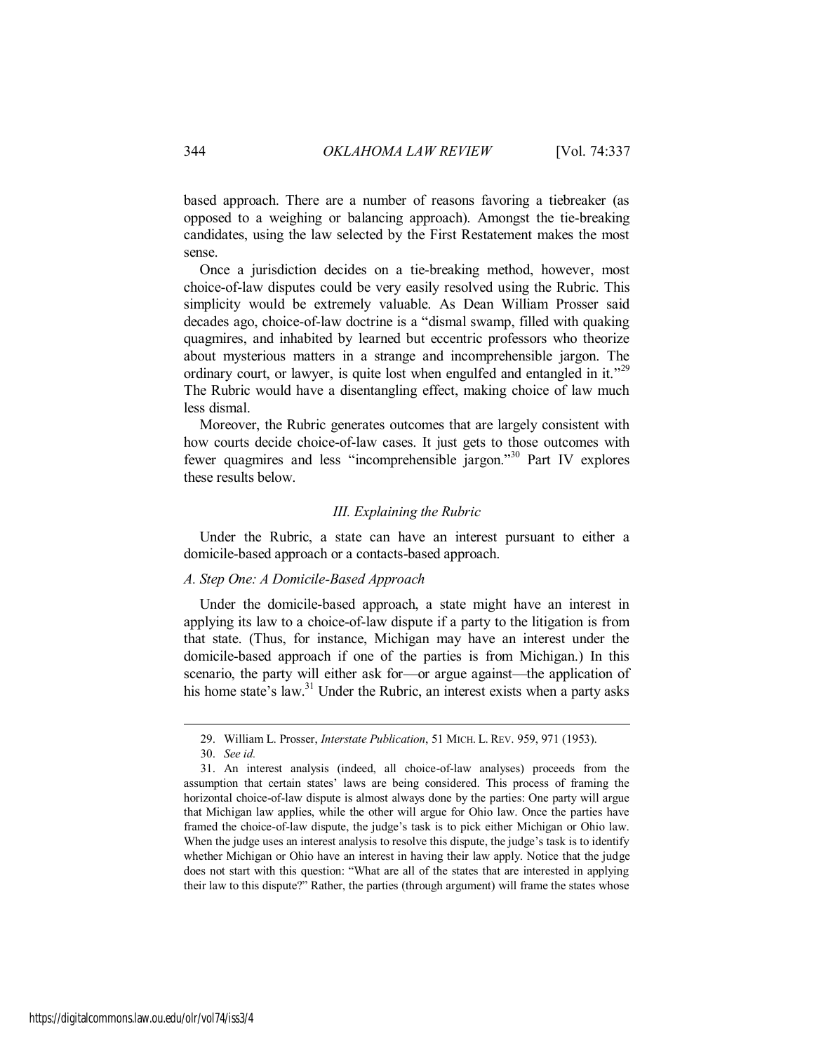based approach. There are a number of reasons favoring a tiebreaker (as opposed to a weighing or balancing approach). Amongst the tie-breaking candidates, using the law selected by the First Restatement makes the most sense.

Once a jurisdiction decides on a tie-breaking method, however, most choice-of-law disputes could be very easily resolved using the Rubric. This simplicity would be extremely valuable. As Dean William Prosser said decades ago, choice-of-law doctrine is a "dismal swamp, filled with quaking quagmires, and inhabited by learned but eccentric professors who theorize about mysterious matters in a strange and incomprehensible jargon. The ordinary court, or lawyer, is quite lost when engulfed and entangled in it."[29] The Rubric would have a disentangling effect, making choice of law much less dismal.

Moreover, the Rubric generates outcomes that are largely consistent with how courts decide choice-of-law cases. It just gets to those outcomes with fewer quagmires and less "incomprehensible jargon."[30] Part IV explores these results below.

### *III. Explaining the Rubric*

Under the Rubric, a state can have an interest pursuant to either a domicile-based approach or a contacts-based approach.

#### *A. Step One: A Domicile-Based Approach*

Under the domicile-based approach, a state might have an interest in applying its law to a choice-of-law dispute if a party to the litigation is from that state. (Thus, for instance, Michigan may have an interest under the domicile-based approach if one of the parties is from Michigan.) In this scenario, the party will either ask for—or argue against—the application of his home state's law.[31] Under the Rubric, an interest exists when a party asks

---

29. William L. Prosser, *Interstate Publication*, 51 MICH. L. REV. 959, 971 (1953).

30. *See id.*

31. An interest analysis (indeed, all choice-of-law analyses) proceeds from the assumption that certain states' laws are being considered. This process of framing the horizontal choice-of-law dispute is almost always done by the parties: One party will argue that Michigan law applies, while the other will argue for Ohio law. Once the parties have framed the choice-of-law dispute, the judge's task is to pick either Michigan or Ohio law. When the judge uses an interest analysis to resolve this dispute, the judge's task is to identify whether Michigan or Ohio have an interest in having their law apply. Notice that the judge does not start with this question: "What are all of the states that are interested in applying their law to this dispute?" Rather, the parties (through argument) will frame the states whose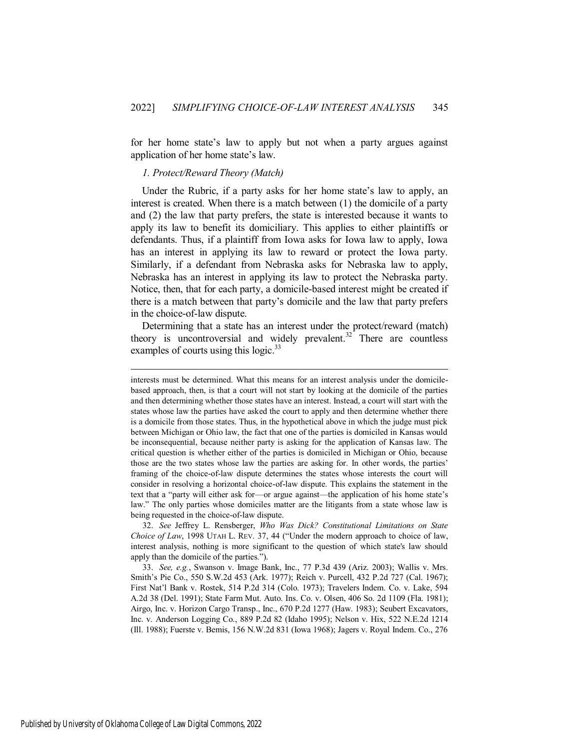for her home state's law to apply but not when a party argues against application of her home state's law.

### *1. Protect/Reward Theory (Match)*

Under the Rubric, if a party asks for her home state's law to apply, an interest is created. When there is a match between (1) the domicile of a party and (2) the law that party prefers, the state is interested because it wants to apply its law to benefit its domiciliary. This applies to either plaintiffs or defendants. Thus, if a plaintiff from Iowa asks for Iowa law to apply, Iowa has an interest in applying its law to reward or protect the Iowa party. Similarly, if a defendant from Nebraska asks for Nebraska law to apply, Nebraska has an interest in applying its law to protect the Nebraska party. Notice, then, that for each party, a domicile-based interest might be created if there is a match between that party's domicile and the law that party prefers in the choice-of-law dispute.

Determining that a state has an interest under the protect/reward (match) theory is uncontroversial and widely prevalent.[32] There are countless examples of courts using this logic.[33]

---

interests must be determined. What this means for an interest analysis under the domicile-based approach, then, is that a court will not start by looking at the domicile of the parties and then determining whether those states have an interest. Instead, a court will start with the states whose law the parties have asked the court to apply and then determine whether there is a domicile from those states. Thus, in the hypothetical above in which the judge must pick between Michigan or Ohio law, the fact that one of the parties is domiciled in Kansas would be inconsequential, because neither party is asking for the application of Kansas law. The critical question is whether either of the parties is domiciled in Michigan or Ohio, because those are the two states whose law the parties are asking for. In other words, the parties' framing of the choice-of-law dispute determines the states whose interests the court will consider in resolving a horizontal choice-of-law dispute. This explains the statement in the text that a "party will either ask for—or argue against—the application of his home state's law." The only parties whose domiciles matter are the litigants from a state whose law is being requested in the choice-of-law dispute.

32. *See* Jeffrey L. Rensberger, *Who Was Dick? Constitutional Limitations on State Choice of Law*, 1998 UTAH L. REV. 37, 44 ("Under the modern approach to choice of law, interest analysis, nothing is more significant to the question of which state's law should apply than the domicile of the parties.").

33. *See, e.g.*, Swanson v. Image Bank, Inc., 77 P.3d 439 (Ariz. 2003); Wallis v. Mrs. Smith's Pie Co., 550 S.W.2d 453 (Ark. 1977); Reich v. Purcell, 432 P.2d 727 (Cal. 1967); First Nat'l Bank v. Rostek, 514 P.2d 314 (Colo. 1973); Travelers Indem. Co. v. Lake, 594 A.2d 38 (Del. 1991); State Farm Mut. Auto. Ins. Co. v. Olsen, 406 So. 2d 1109 (Fla. 1981); Airgo, Inc. v. Horizon Cargo Transp., Inc., 670 P.2d 1277 (Haw. 1983); Seubert Excavators, Inc. v. Anderson Logging Co., 889 P.2d 82 (Idaho 1995); Nelson v. Hix, 522 N.E.2d 1214 (Ill. 1988); Fuerste v. Bemis, 156 N.W.2d 831 (Iowa 1968); Jagers v. Royal Indem. Co., 276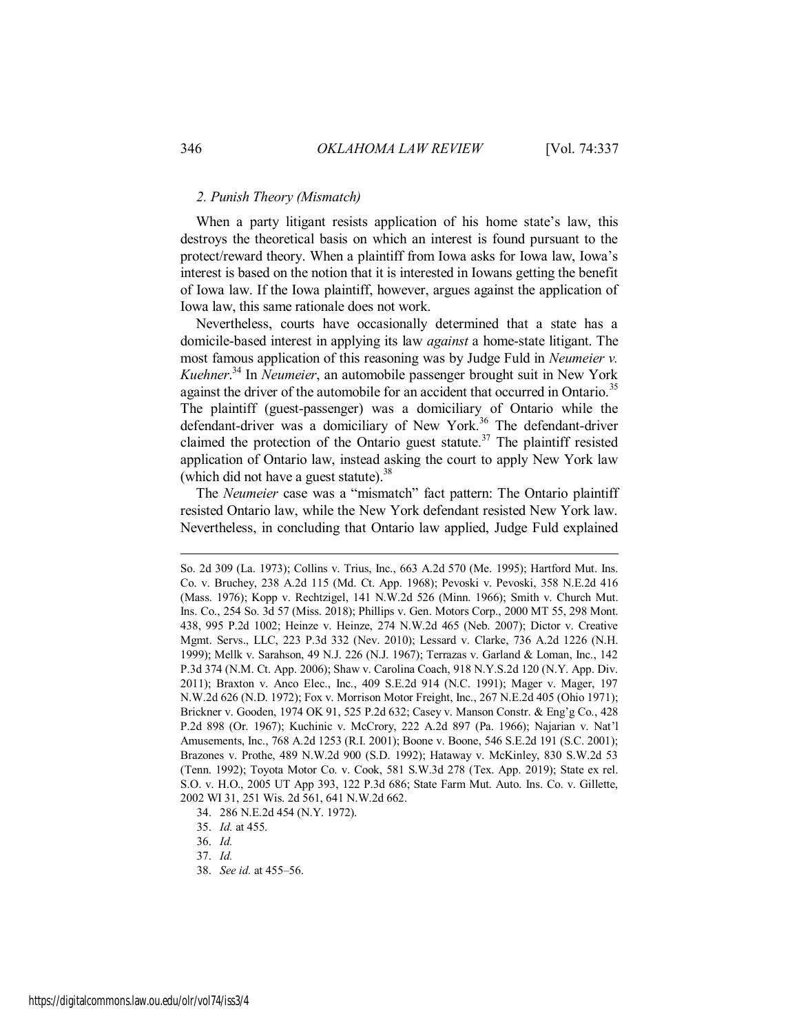### 2. Punish Theory (Mismatch)

When a party litigant resists application of his home state's law, this destroys the theoretical basis on which an interest is found pursuant to the protect/reward theory. When a plaintiff from Iowa asks for Iowa law, Iowa's interest is based on the notion that it is interested in Iowans getting the benefit of Iowa law. If the Iowa plaintiff, however, argues against the application of Iowa law, this same rationale does not work.

Nevertheless, courts have occasionally determined that a state has a domicile-based interest in applying its law *against* a home-state litigant. The most famous application of this reasoning was by Judge Fuld in *Neumeier v. Kuehner*.[34] In *Neumeier*, an automobile passenger brought suit in New York against the driver of the automobile for an accident that occurred in Ontario.[35] The plaintiff (guest-passenger) was a domiciliary of Ontario while the defendant-driver was a domiciliary of New York.[36] The defendant-driver claimed the protection of the Ontario guest statute.[37] The plaintiff resisted application of Ontario law, instead asking the court to apply New York law (which did not have a guest statute).[38]

The *Neumeier* case was a "mismatch" fact pattern: The Ontario plaintiff resisted Ontario law, while the New York defendant resisted New York law. Nevertheless, in concluding that Ontario law applied, Judge Fuld explained

---

So. 2d 309 (La. 1973); Collins v. Trius, Inc., 663 A.2d 570 (Me. 1995); Hartford Mut. Ins. Co. v. Bruchey, 238 A.2d 115 (Md. Ct. App. 1968); Pevoski v. Pevoski, 358 N.E.2d 416 (Mass. 1976); Kopp v. Rechtzigel, 141 N.W.2d 526 (Minn. 1966); Smith v. Church Mut. Ins. Co., 254 So. 3d 57 (Miss. 2018); Phillips v. Gen. Motors Corp., 2000 MT 55, 298 Mont. 438, 995 P.2d 1002; Heinze v. Heinze, 274 N.W.2d 465 (Neb. 2007); Dictor v. Creative Mgmt. Servs., LLC, 223 P.3d 332 (Nev. 2010); Lessard v. Clarke, 736 A.2d 1226 (N.H. 1999); Mellk v. Sarahson, 49 N.J. 226 (N.J. 1967); Terrazas v. Garland & Loman, Inc., 142 P.3d 374 (N.M. Ct. App. 2006); Shaw v. Carolina Coach, 918 N.Y.S.2d 120 (N.Y. App. Div. 2011); Braxton v. Anco Elec., Inc., 409 S.E.2d 914 (N.C. 1991); Mager v. Mager, 197 N.W.2d 626 (N.D. 1972); Fox v. Morrison Motor Freight, Inc., 267 N.E.2d 405 (Ohio 1971); Brickner v. Gooden, 1974 OK 91, 525 P.2d 632; Casey v. Manson Constr. & Eng'g Co., 428 P.2d 898 (Or. 1967); Kuchinic v. McCrory, 222 A.2d 897 (Pa. 1966); Najarian v. Nat'l Amusements, Inc., 768 A.2d 1253 (R.I. 2001); Boone v. Boone, 546 S.E.2d 191 (S.C. 2001); Brazones v. Prothe, 489 N.W.2d 900 (S.D. 1992); Hataway v. McKinley, 830 S.W.2d 53 (Tenn. 1992); Toyota Motor Co. v. Cook, 581 S.W.3d 278 (Tex. App. 2019); State ex rel. S.O. v. H.O., 2005 UT App 393, 122 P.3d 686; State Farm Mut. Auto. Ins. Co. v. Gillette, 2002 WI 31, 251 Wis. 2d 561, 641 N.W.2d 662.

34. 286 N.E.2d 454 (N.Y. 1972).

35. *Id.* at 455.

36. *Id.*

37. *Id.*

38. *See id.* at 455–56.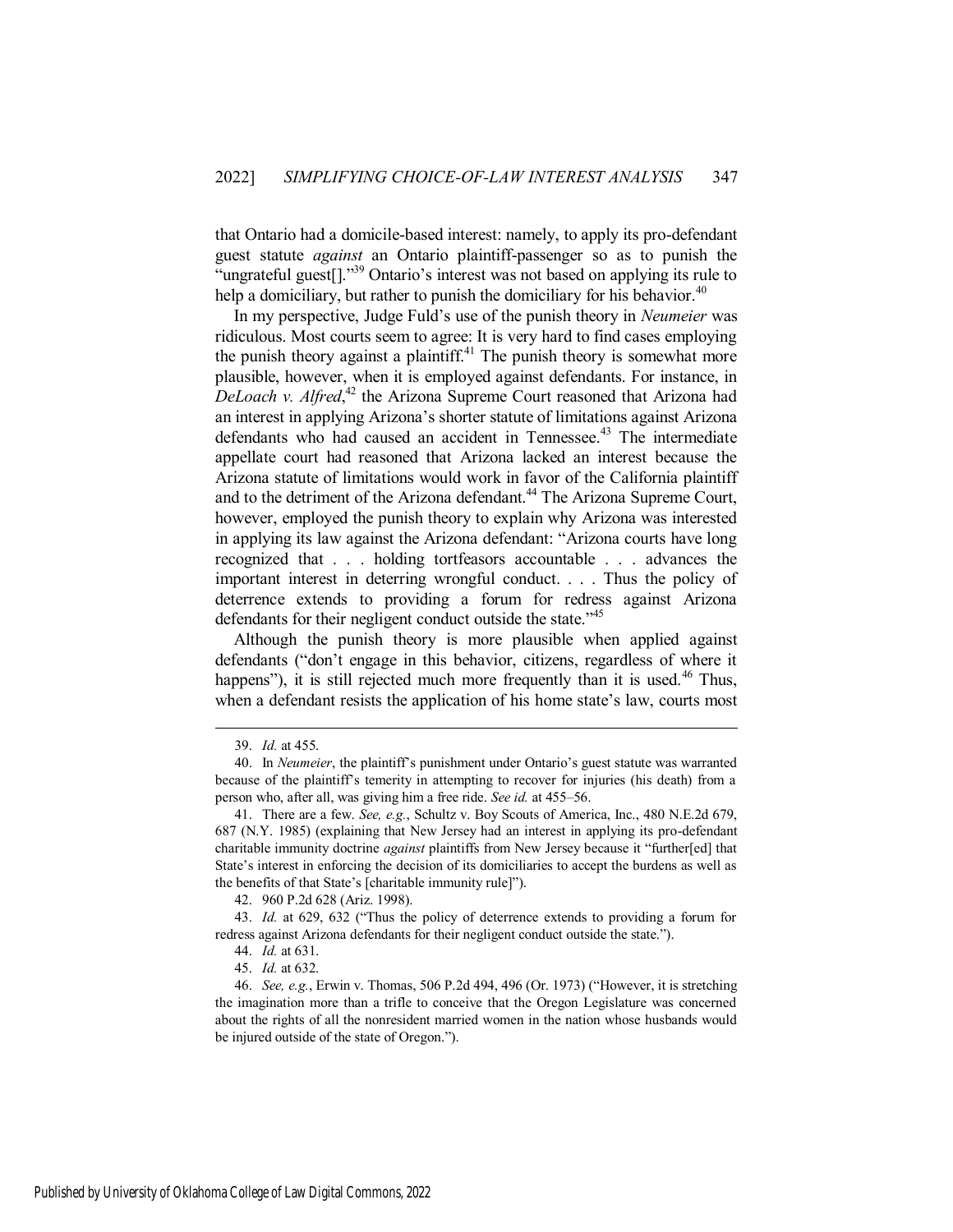that Ontario had a domicile-based interest: namely, to apply its pro-defendant guest statute *against* an Ontario plaintiff-passenger so as to punish the "ungrateful guest[]."[39] Ontario's interest was not based on applying its rule to help a domiciliary, but rather to punish the domiciliary for his behavior.[40]

In my perspective, Judge Fuld's use of the punish theory in *Neumeier* was ridiculous. Most courts seem to agree: It is very hard to find cases employing the punish theory against a plaintiff.[41] The punish theory is somewhat more plausible, however, when it is employed against defendants. For instance, in *DeLoach v. Alfred*,[42] the Arizona Supreme Court reasoned that Arizona had an interest in applying Arizona's shorter statute of limitations against Arizona defendants who had caused an accident in Tennessee.[43] The intermediate appellate court had reasoned that Arizona lacked an interest because the Arizona statute of limitations would work in favor of the California plaintiff and to the detriment of the Arizona defendant.[44] The Arizona Supreme Court, however, employed the punish theory to explain why Arizona was interested in applying its law against the Arizona defendant: "Arizona courts have long recognized that . . . holding tortfeasors accountable . . . advances the important interest in deterring wrongful conduct. . . . Thus the policy of deterrence extends to providing a forum for redress against Arizona defendants for their negligent conduct outside the state."[45]

Although the punish theory is more plausible when applied against defendants ("don't engage in this behavior, citizens, regardless of where it happens"), it is still rejected much more frequently than it is used.[46] Thus, when a defendant resists the application of his home state's law, courts most

---

39. *Id.* at 455.

40. In *Neumeier*, the plaintiff's punishment under Ontario's guest statute was warranted because of the plaintiff's temerity in attempting to recover for injuries (his death) from a person who, after all, was giving him a free ride. *See id.* at 455–56.

41. There are a few. *See, e.g.*, Schultz v. Boy Scouts of America, Inc., 480 N.E.2d 679, 687 (N.Y. 1985) (explaining that New Jersey had an interest in applying its pro-defendant charitable immunity doctrine *against* plaintiffs from New Jersey because it "further[ed] that State's interest in enforcing the decision of its domiciliaries to accept the burdens as well as the benefits of that State's [charitable immunity rule]").

42. 960 P.2d 628 (Ariz. 1998).

43. *Id.* at 629, 632 ("Thus the policy of deterrence extends to providing a forum for redress against Arizona defendants for their negligent conduct outside the state.").

44. *Id.* at 631.

45. *Id.* at 632.

46. *See, e.g.*, Erwin v. Thomas, 506 P.2d 494, 496 (Or. 1973) ("However, it is stretching the imagination more than a trifle to conceive that the Oregon Legislature was concerned about the rights of all the nonresident married women in the nation whose husbands would be injured outside of the state of Oregon.").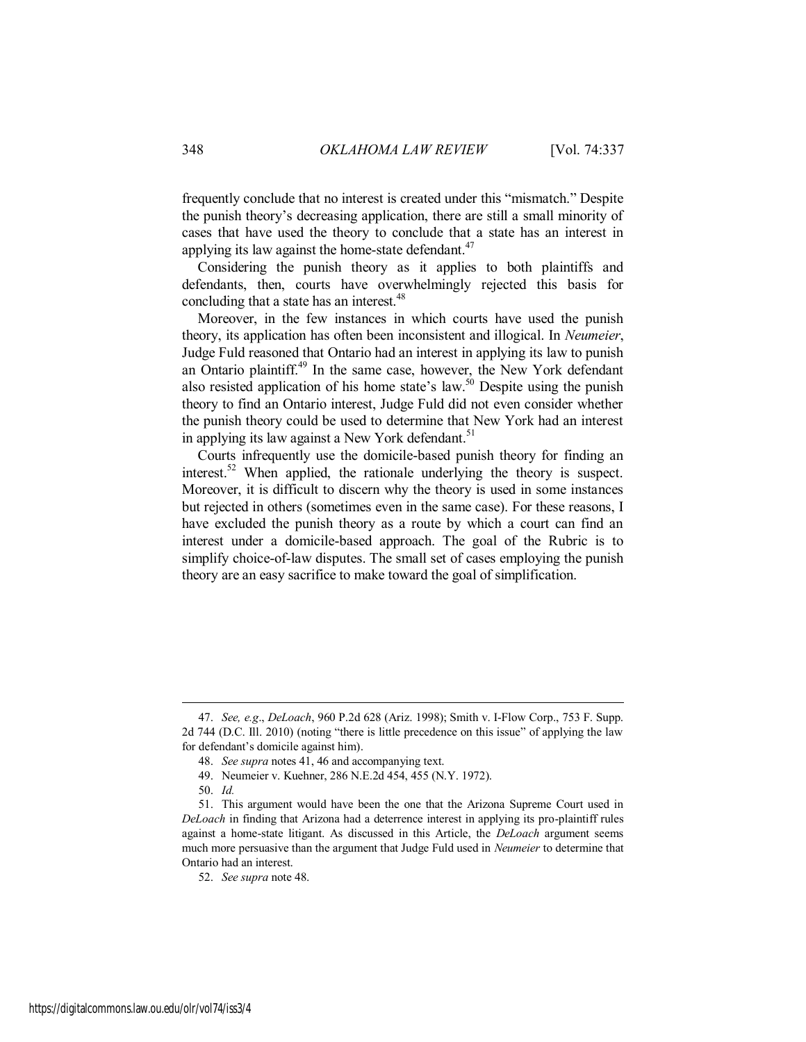frequently conclude that no interest is created under this "mismatch." Despite the punish theory's decreasing application, there are still a small minority of cases that have used the theory to conclude that a state has an interest in applying its law against the home-state defendant.[47]

Considering the punish theory as it applies to both plaintiffs and defendants, then, courts have overwhelmingly rejected this basis for concluding that a state has an interest.[48]

Moreover, in the few instances in which courts have used the punish theory, its application has often been inconsistent and illogical. In *Neumeier*, Judge Fuld reasoned that Ontario had an interest in applying its law to punish an Ontario plaintiff.[49] In the same case, however, the New York defendant also resisted application of his home state's law.[50] Despite using the punish theory to find an Ontario interest, Judge Fuld did not even consider whether the punish theory could be used to determine that New York had an interest in applying its law against a New York defendant.[51]

Courts infrequently use the domicile-based punish theory for finding an interest.[52] When applied, the rationale underlying the theory is suspect. Moreover, it is difficult to discern why the theory is used in some instances but rejected in others (sometimes even in the same case). For these reasons, I have excluded the punish theory as a route by which a court can find an interest under a domicile-based approach. The goal of the Rubric is to simplify choice-of-law disputes. The small set of cases employing the punish theory are an easy sacrifice to make toward the goal of simplification.

---

47. *See, e.g.*, *DeLoach*, 960 P.2d 628 (Ariz. 1998); Smith v. I-Flow Corp., 753 F. Supp. 2d 744 (D.C. Ill. 2010) (noting "there is little precedence on this issue" of applying the law for defendant's domicile against him).

48. *See supra* notes 41, 46 and accompanying text.

49. Neumeier v. Kuehner, 286 N.E.2d 454, 455 (N.Y. 1972).

50. *Id.*

51. This argument would have been the one that the Arizona Supreme Court used in *DeLoach* in finding that Arizona had a deterrence interest in applying its pro-plaintiff rules against a home-state litigant. As discussed in this Article, the *DeLoach* argument seems much more persuasive than the argument that Judge Fuld used in *Neumeier* to determine that Ontario had an interest.

52. *See supra* note 48.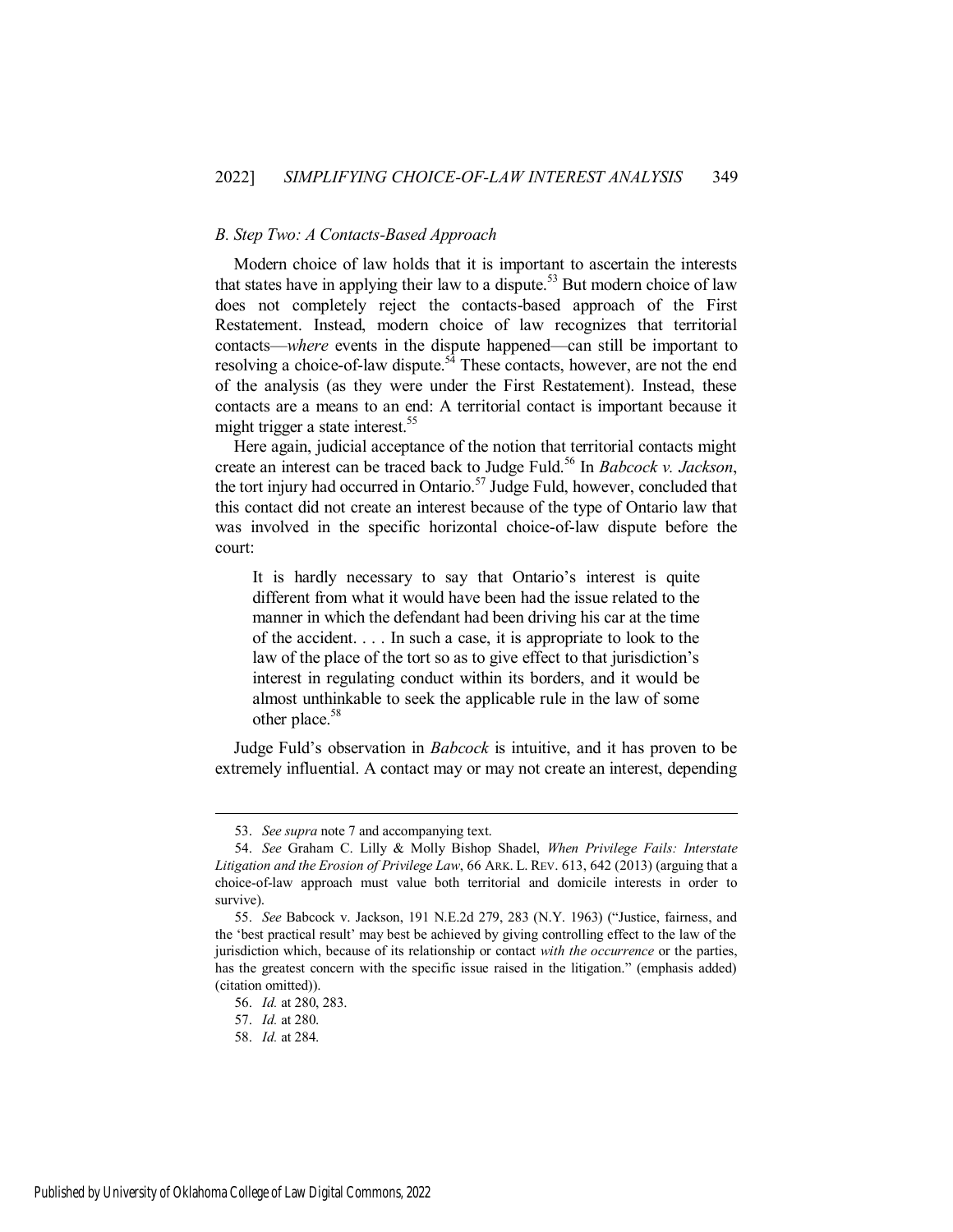### *B. Step Two: A Contacts-Based Approach*

Modern choice of law holds that it is important to ascertain the interests that states have in applying their law to a dispute.[53] But modern choice of law does not completely reject the contacts-based approach of the First Restatement. Instead, modern choice of law recognizes that territorial contacts—*where* events in the dispute happened—can still be important to resolving a choice-of-law dispute.[54] These contacts, however, are not the end of the analysis (as they were under the First Restatement). Instead, these contacts are a means to an end: A territorial contact is important because it might trigger a state interest.[55]

Here again, judicial acceptance of the notion that territorial contacts might create an interest can be traced back to Judge Fuld.[56] In *Babcock v. Jackson*, the tort injury had occurred in Ontario.[57] Judge Fuld, however, concluded that this contact did not create an interest because of the type of Ontario law that was involved in the specific horizontal choice-of-law dispute before the court:

> It is hardly necessary to say that Ontario's interest is quite different from what it would have been had the issue related to the manner in which the defendant had been driving his car at the time of the accident. . . . In such a case, it is appropriate to look to the law of the place of the tort so as to give effect to that jurisdiction's interest in regulating conduct within its borders, and it would be almost unthinkable to seek the applicable rule in the law of some other place.[58]

Judge Fuld's observation in *Babcock* is intuitive, and it has proven to be extremely influential. A contact may or may not create an interest, depending

---

53. *See supra* note 7 and accompanying text.

54. *See* Graham C. Lilly & Molly Bishop Shadel, *When Privilege Fails: Interstate Litigation and the Erosion of Privilege Law*, 66 ARK. L. REV. 613, 642 (2013) (arguing that a choice-of-law approach must value both territorial and domicile interests in order to survive).

55. *See* Babcock v. Jackson, 191 N.E.2d 279, 283 (N.Y. 1963) ("Justice, fairness, and the 'best practical result' may best be achieved by giving controlling effect to the law of the jurisdiction which, because of its relationship or contact *with the occurrence* or the parties, has the greatest concern with the specific issue raised in the litigation." (emphasis added) (citation omitted)).

56. *Id.* at 280, 283.

57. *Id.* at 280.

58. *Id.* at 284.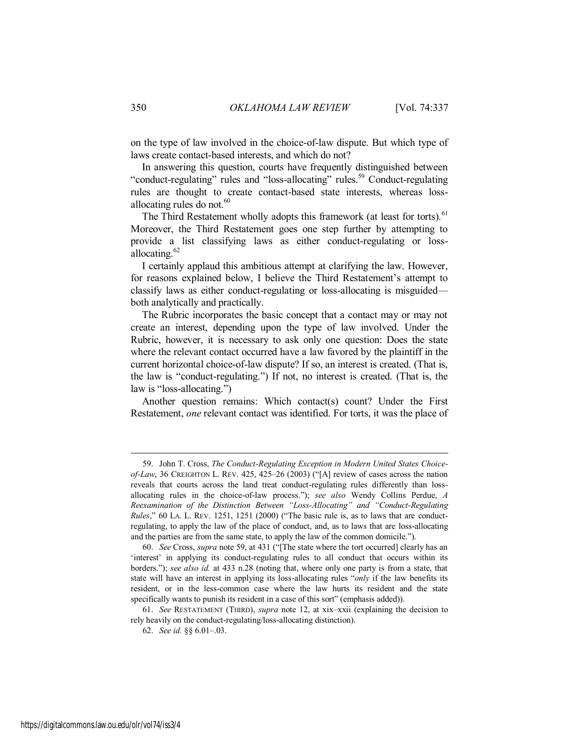on the type of law involved in the choice-of-law dispute. But which type of laws create contact-based interests, and which do not?

In answering this question, courts have frequently distinguished between "conduct-regulating" rules and "loss-allocating" rules.[59] Conduct-regulating rules are thought to create contact-based state interests, whereas loss-allocating rules do not.[60]

The Third Restatement wholly adopts this framework (at least for torts).[61] Moreover, the Third Restatement goes one step further by attempting to provide a list classifying laws as either conduct-regulating or loss-allocating.[62]

I certainly applaud this ambitious attempt at clarifying the law. However, for reasons explained below, I believe the Third Restatement's attempt to classify laws as either conduct-regulating or loss-allocating is misguided—both analytically and practically.

The Rubric incorporates the basic concept that a contact may or may not create an interest, depending upon the type of law involved. Under the Rubric, however, it is necessary to ask only one question: Does the state where the relevant contact occurred have a law favored by the plaintiff in the current horizontal choice-of-law dispute? If so, an interest is created. (That is, the law is "conduct-regulating.") If not, no interest is created. (That is, the law is "loss-allocating.")

Another question remains: Which contact(s) count? Under the First Restatement, *one* relevant contact was identified. For torts, it was the place of

---

59. John T. Cross, *The Conduct-Regulating Exception in Modern United States Choice-of-Law*, 36 CREIGHTON L. REV. 425, 425–26 (2003) ("[A] review of cases across the nation reveals that courts across the land treat conduct-regulating rules differently than loss-allocating rules in the choice-of-law process."); *see also* Wendy Collins Perdue, *A Reexamination of the Distinction Between "Loss-Allocating" and "Conduct-Regulating Rules*," 60 LA. L. REV. 1251, 1251 (2000) ("The basic rule is, as to laws that are conduct-regulating, to apply the law of the place of conduct, and, as to laws that are loss-allocating and the parties are from the same state, to apply the law of the common domicile.").

60. *See* Cross, *supra* note 59, at 431 ("[The state where the tort occurred] clearly has an 'interest' in applying its conduct-regulating rules to all conduct that occurs within its borders."); *see also id.* at 433 n.28 (noting that, where only one party is from a state, that state will have an interest in applying its loss-allocating rules "*only* if the law benefits its resident, or in the less-common case where the law hurts its resident and the state specifically wants to punish its resident in a case of this sort" (emphasis added)).

61. *See* RESTATEMENT (THIRD), *supra* note 12, at xix–xxii (explaining the decision to rely heavily on the conduct-regulating/loss-allocating distinction).

62. *See id.* §§ 6.01–.03.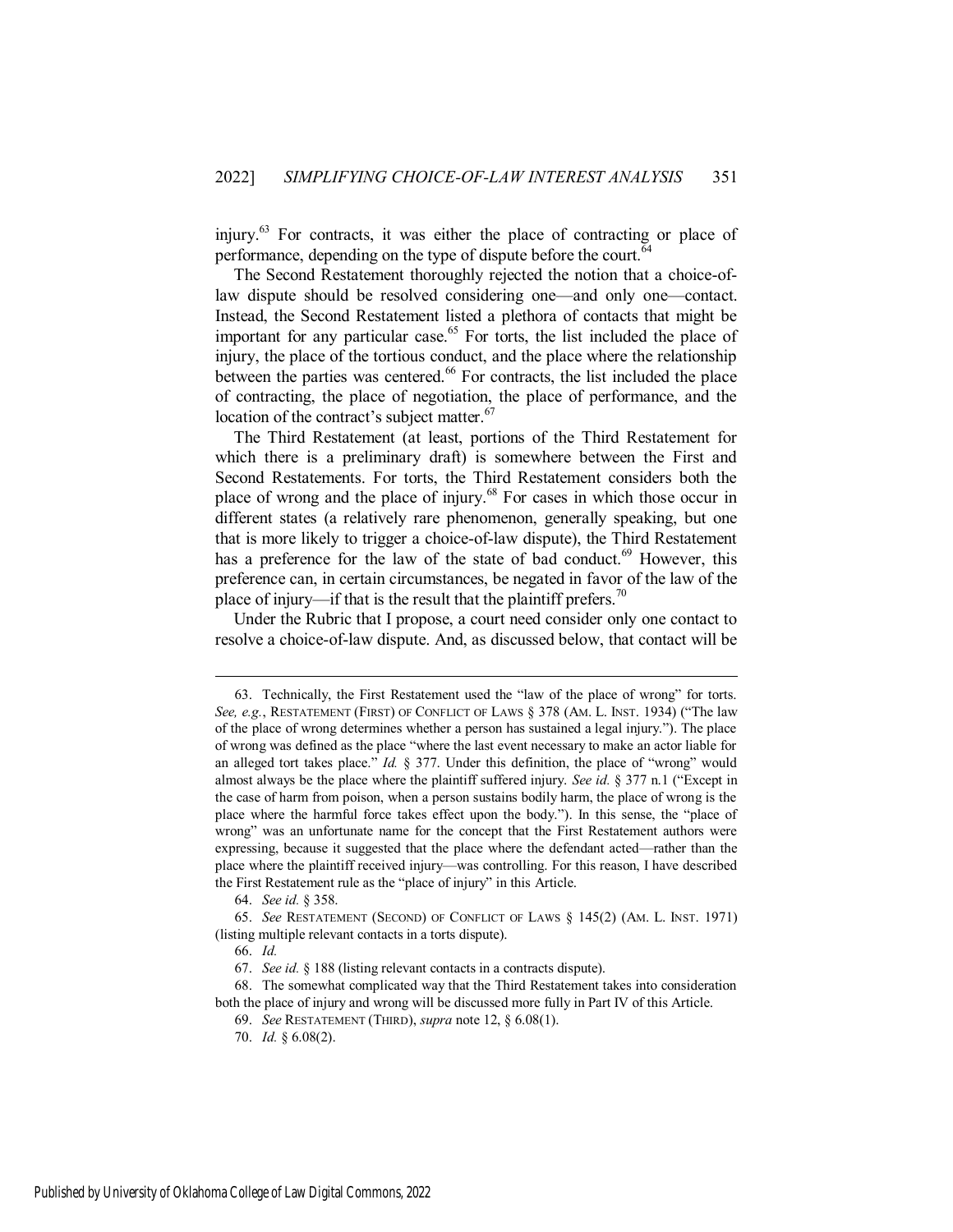injury.[63] For contracts, it was either the place of contracting or place of performance, depending on the type of dispute before the court.[64]

The Second Restatement thoroughly rejected the notion that a choice-of-law dispute should be resolved considering one—and only one—contact. Instead, the Second Restatement listed a plethora of contacts that might be important for any particular case.[65] For torts, the list included the place of injury, the place of the tortious conduct, and the place where the relationship between the parties was centered.[66] For contracts, the list included the place of contracting, the place of negotiation, the place of performance, and the location of the contract's subject matter.[67]

The Third Restatement (at least, portions of the Third Restatement for which there is a preliminary draft) is somewhere between the First and Second Restatements. For torts, the Third Restatement considers both the place of wrong and the place of injury.[68] For cases in which those occur in different states (a relatively rare phenomenon, generally speaking, but one that is more likely to trigger a choice-of-law dispute), the Third Restatement has a preference for the law of the state of bad conduct.[69] However, this preference can, in certain circumstances, be negated in favor of the law of the place of injury—if that is the result that the plaintiff prefers.[70]

Under the Rubric that I propose, a court need consider only one contact to resolve a choice-of-law dispute. And, as discussed below, that contact will be

---

63. Technically, the First Restatement used the "law of the place of wrong" for torts. *See, e.g.*, RESTATEMENT (FIRST) OF CONFLICT OF LAWS § 378 (AM. L. INST. 1934) ("The law of the place of wrong determines whether a person has sustained a legal injury."). The place of wrong was defined as the place "where the last event necessary to make an actor liable for an alleged tort takes place." *Id.* § 377. Under this definition, the place of "wrong" would almost always be the place where the plaintiff suffered injury. *See id.* § 377 n.1 ("Except in the case of harm from poison, when a person sustains bodily harm, the place of wrong is the place where the harmful force takes effect upon the body."). In this sense, the "place of wrong" was an unfortunate name for the concept that the First Restatement authors were expressing, because it suggested that the place where the defendant acted—rather than the place where the plaintiff received injury—was controlling. For this reason, I have described the First Restatement rule as the "place of injury" in this Article.

64. *See id.* § 358.

65. *See* RESTATEMENT (SECOND) OF CONFLICT OF LAWS § 145(2) (AM. L. INST. 1971) (listing multiple relevant contacts in a torts dispute).

66. *Id.*

67. *See id.* § 188 (listing relevant contacts in a contracts dispute).

68. The somewhat complicated way that the Third Restatement takes into consideration both the place of injury and wrong will be discussed more fully in Part IV of this Article.

69. *See* RESTATEMENT (THIRD), *supra* note 12, § 6.08(1).

70. *Id.* § 6.08(2).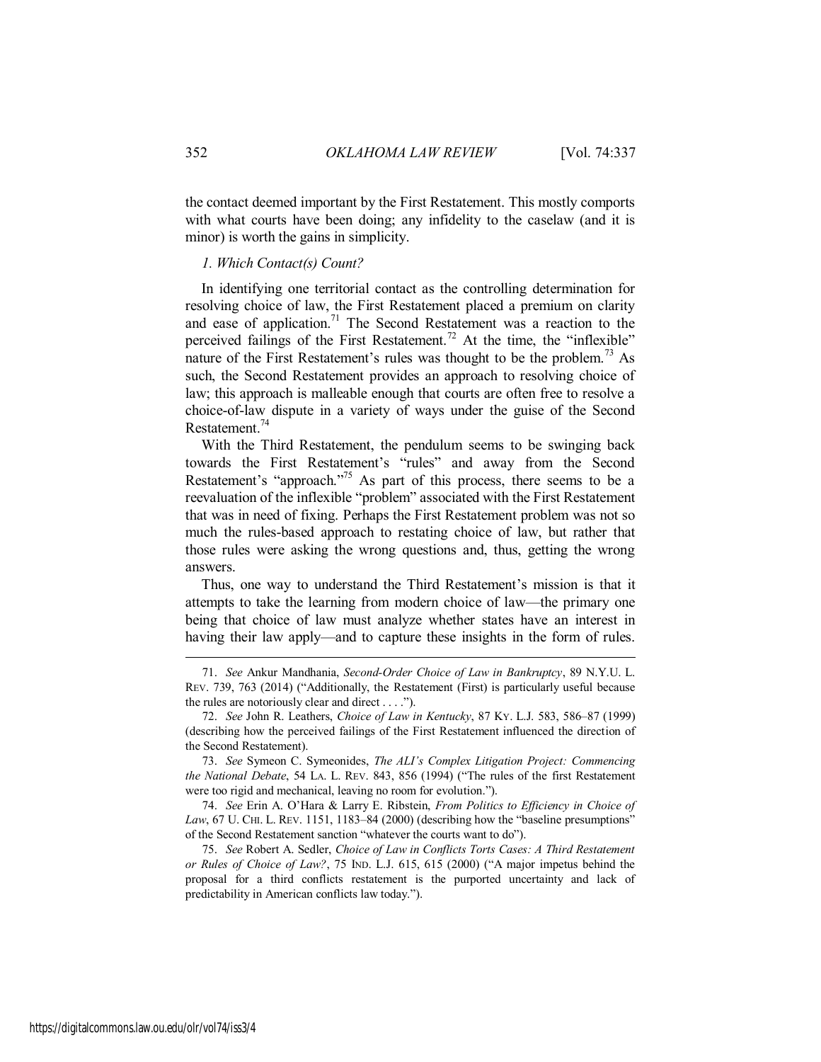the contact deemed important by the First Restatement. This mostly comports with what courts have been doing; any infidelity to the caselaw (and it is minor) is worth the gains in simplicity.

### *1. Which Contact(s) Count?*

In identifying one territorial contact as the controlling determination for resolving choice of law, the First Restatement placed a premium on clarity and ease of application.[71] The Second Restatement was a reaction to the perceived failings of the First Restatement.[72] At the time, the "inflexible" nature of the First Restatement's rules was thought to be the problem.[73] As such, the Second Restatement provides an approach to resolving choice of law; this approach is malleable enough that courts are often free to resolve a choice-of-law dispute in a variety of ways under the guise of the Second Restatement.[74]

With the Third Restatement, the pendulum seems to be swinging back towards the First Restatement's "rules" and away from the Second Restatement's "approach."[75] As part of this process, there seems to be a reevaluation of the inflexible "problem" associated with the First Restatement that was in need of fixing. Perhaps the First Restatement problem was not so much the rules-based approach to restating choice of law, but rather that those rules were asking the wrong questions and, thus, getting the wrong answers.

Thus, one way to understand the Third Restatement's mission is that it attempts to take the learning from modern choice of law—the primary one being that choice of law must analyze whether states have an interest in having their law apply—and to capture these insights in the form of rules.

---

71. *See* Ankur Mandhania, *Second-Order Choice of Law in Bankruptcy*, 89 N.Y.U. L. REV. 739, 763 (2014) ("Additionally, the Restatement (First) is particularly useful because the rules are notoriously clear and direct . . . .").

72. *See* John R. Leathers, *Choice of Law in Kentucky*, 87 KY. L.J. 583, 586–87 (1999) (describing how the perceived failings of the First Restatement influenced the direction of the Second Restatement).

73. *See* Symeon C. Symeonides, *The ALI's Complex Litigation Project: Commencing the National Debate*, 54 LA. L. REV. 843, 856 (1994) ("The rules of the first Restatement were too rigid and mechanical, leaving no room for evolution.").

74. *See* Erin A. O'Hara & Larry E. Ribstein, *From Politics to Efficiency in Choice of Law*, 67 U. CHI. L. REV. 1151, 1183–84 (2000) (describing how the "baseline presumptions" of the Second Restatement sanction "whatever the courts want to do").

75. *See* Robert A. Sedler, *Choice of Law in Conflicts Torts Cases: A Third Restatement or Rules of Choice of Law?*, 75 IND. L.J. 615, 615 (2000) ("A major impetus behind the proposal for a third conflicts restatement is the purported uncertainty and lack of predictability in American conflicts law today.").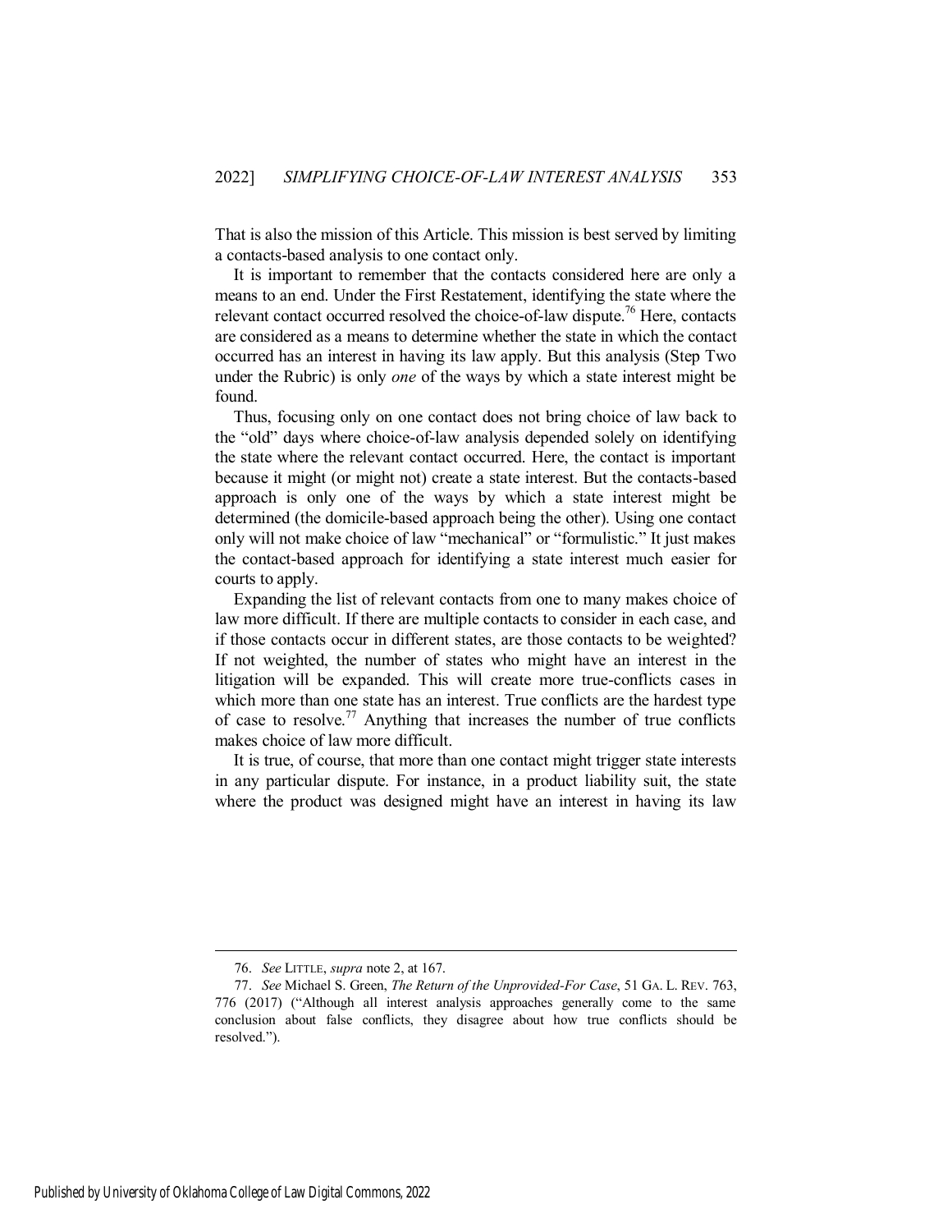That is also the mission of this Article. This mission is best served by limiting a contacts-based analysis to one contact only.

It is important to remember that the contacts considered here are only a means to an end. Under the First Restatement, identifying the state where the relevant contact occurred resolved the choice-of-law dispute.[76] Here, contacts are considered as a means to determine whether the state in which the contact occurred has an interest in having its law apply. But this analysis (Step Two under the Rubric) is only *one* of the ways by which a state interest might be found.

Thus, focusing only on one contact does not bring choice of law back to the "old" days where choice-of-law analysis depended solely on identifying the state where the relevant contact occurred. Here, the contact is important because it might (or might not) create a state interest. But the contacts-based approach is only one of the ways by which a state interest might be determined (the domicile-based approach being the other). Using one contact only will not make choice of law "mechanical" or "formulistic." It just makes the contact-based approach for identifying a state interest much easier for courts to apply.

Expanding the list of relevant contacts from one to many makes choice of law more difficult. If there are multiple contacts to consider in each case, and if those contacts occur in different states, are those contacts to be weighted? If not weighted, the number of states who might have an interest in the litigation will be expanded. This will create more true-conflicts cases in which more than one state has an interest. True conflicts are the hardest type of case to resolve.[77] Anything that increases the number of true conflicts makes choice of law more difficult.

It is true, of course, that more than one contact might trigger state interests in any particular dispute. For instance, in a product liability suit, the state where the product was designed might have an interest in having its law

---

76. *See* LITTLE, *supra* note 2, at 167.

77. *See* Michael S. Green, *The Return of the Unprovided-For Case*, 51 GA. L. REV. 763, 776 (2017) ("Although all interest analysis approaches generally come to the same conclusion about false conflicts, they disagree about how true conflicts should be resolved.").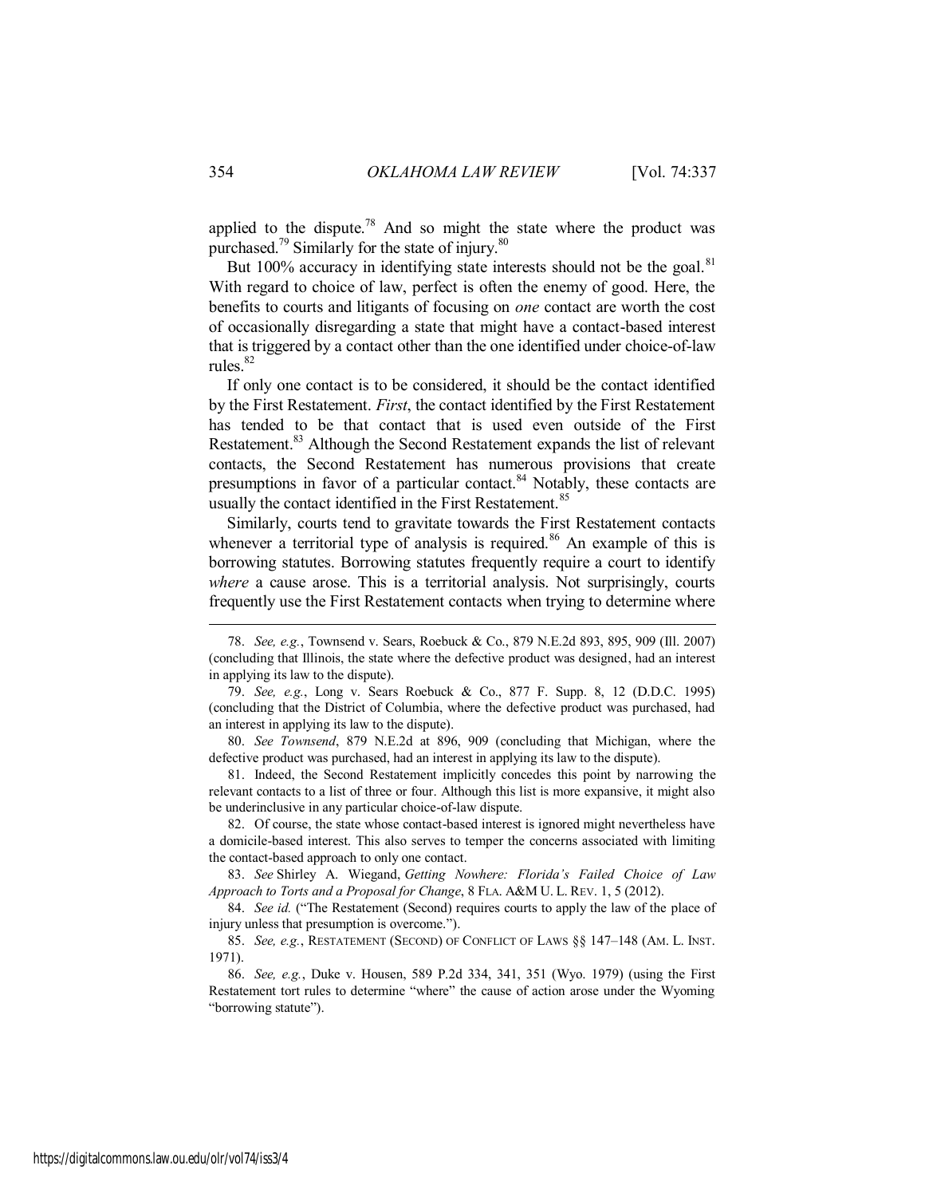applied to the dispute.[78] And so might the state where the product was purchased.[79] Similarly for the state of injury.[80]

But 100% accuracy in identifying state interests should not be the goal.[81] With regard to choice of law, perfect is often the enemy of good. Here, the benefits to courts and litigants of focusing on *one* contact are worth the cost of occasionally disregarding a state that might have a contact-based interest that is triggered by a contact other than the one identified under choice-of-law rules.[82]

If only one contact is to be considered, it should be the contact identified by the First Restatement. *First*, the contact identified by the First Restatement has tended to be that contact that is used even outside of the First Restatement.[83] Although the Second Restatement expands the list of relevant contacts, the Second Restatement has numerous provisions that create presumptions in favor of a particular contact.[84] Notably, these contacts are usually the contact identified in the First Restatement.[85]

Similarly, courts tend to gravitate towards the First Restatement contacts whenever a territorial type of analysis is required.[86] An example of this is borrowing statutes. Borrowing statutes frequently require a court to identify *where* a cause arose. This is a territorial analysis. Not surprisingly, courts frequently use the First Restatement contacts when trying to determine where

---

78. *See, e.g.*, Townsend v. Sears, Roebuck & Co., 879 N.E.2d 893, 895, 909 (Ill. 2007) (concluding that Illinois, the state where the defective product was designed, had an interest in applying its law to the dispute).

79. *See, e.g.*, Long v. Sears Roebuck & Co., 877 F. Supp. 8, 12 (D.D.C. 1995) (concluding that the District of Columbia, where the defective product was purchased, had an interest in applying its law to the dispute).

80. *See Townsend*, 879 N.E.2d at 896, 909 (concluding that Michigan, where the defective product was purchased, had an interest in applying its law to the dispute).

81. Indeed, the Second Restatement implicitly concedes this point by narrowing the relevant contacts to a list of three or four. Although this list is more expansive, it might also be underinclusive in any particular choice-of-law dispute.

82. Of course, the state whose contact-based interest is ignored might nevertheless have a domicile-based interest. This also serves to temper the concerns associated with limiting the contact-based approach to only one contact.

83. *See* Shirley A. Wiegand, *Getting Nowhere: Florida's Failed Choice of Law Approach to Torts and a Proposal for Change*, 8 FLA. A&M U. L. REV. 1, 5 (2012).

84. *See id.* ("The Restatement (Second) requires courts to apply the law of the place of injury unless that presumption is overcome.").

85. *See, e.g.*, RESTATEMENT (SECOND) OF CONFLICT OF LAWS §§ 147–148 (AM. L. INST. 1971).

86. *See, e.g.*, Duke v. Housen, 589 P.2d 334, 341, 351 (Wyo. 1979) (using the First Restatement tort rules to determine "where" the cause of action arose under the Wyoming "borrowing statute").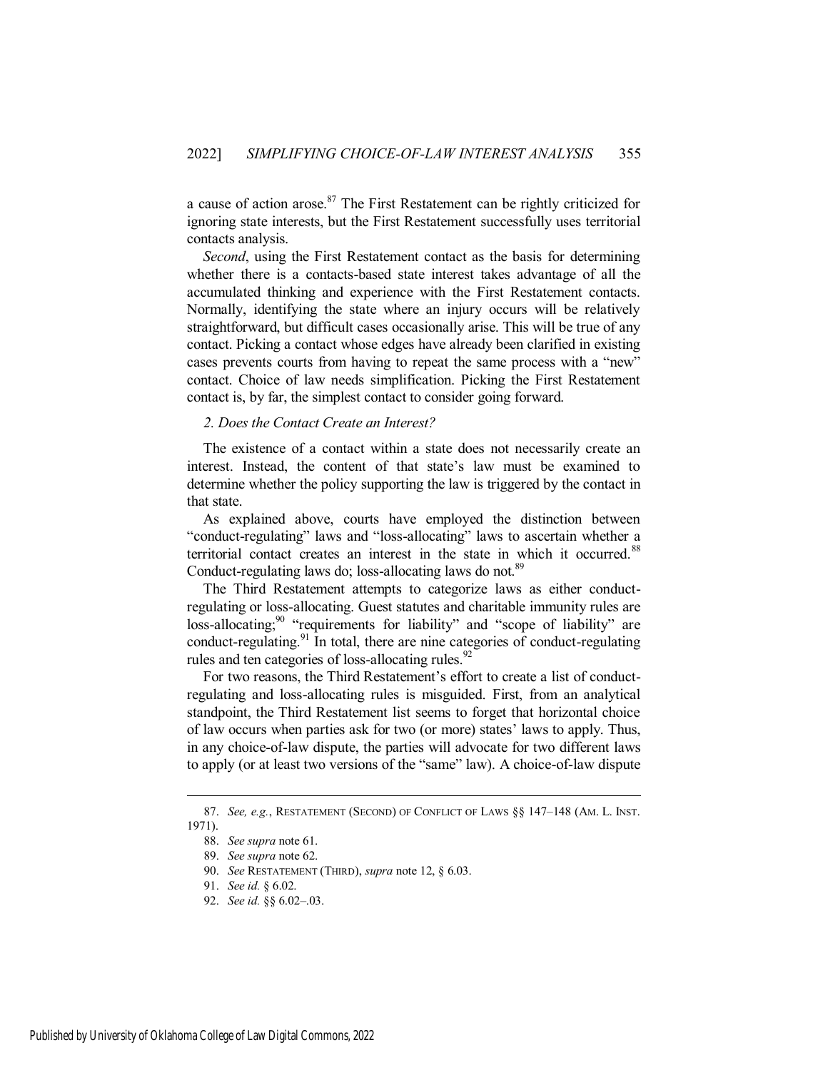a cause of action arose.[87] The First Restatement can be rightly criticized for ignoring state interests, but the First Restatement successfully uses territorial contacts analysis.

*Second*, using the First Restatement contact as the basis for determining whether there is a contacts-based state interest takes advantage of all the accumulated thinking and experience with the First Restatement contacts. Normally, identifying the state where an injury occurs will be relatively straightforward, but difficult cases occasionally arise. This will be true of any contact. Picking a contact whose edges have already been clarified in existing cases prevents courts from having to repeat the same process with a "new" contact. Choice of law needs simplification. Picking the First Restatement contact is, by far, the simplest contact to consider going forward.

*2. Does the Contact Create an Interest?*

The existence of a contact within a state does not necessarily create an interest. Instead, the content of that state's law must be examined to determine whether the policy supporting the law is triggered by the contact in that state.

As explained above, courts have employed the distinction between "conduct-regulating" laws and "loss-allocating" laws to ascertain whether a territorial contact creates an interest in the state in which it occurred.[88] Conduct-regulating laws do; loss-allocating laws do not.[89]

The Third Restatement attempts to categorize laws as either conduct-regulating or loss-allocating. Guest statutes and charitable immunity rules are loss-allocating;[90] "requirements for liability" and "scope of liability" are conduct-regulating.[91] In total, there are nine categories of conduct-regulating rules and ten categories of loss-allocating rules.[92]

For two reasons, the Third Restatement's effort to create a list of conduct-regulating and loss-allocating rules is misguided. First, from an analytical standpoint, the Third Restatement list seems to forget that horizontal choice of law occurs when parties ask for two (or more) states' laws to apply. Thus, in any choice-of-law dispute, the parties will advocate for two different laws to apply (or at least two versions of the "same" law). A choice-of-law dispute

---

87. *See, e.g.*, RESTATEMENT (SECOND) OF CONFLICT OF LAWS §§ 147–148 (AM. L. INST. 1971).

88. *See supra* note 61.

89. *See supra* note 62.

90. *See* RESTATEMENT (THIRD), *supra* note 12, § 6.03.

91. *See id.* § 6.02.

92. *See id.* §§ 6.02–.03.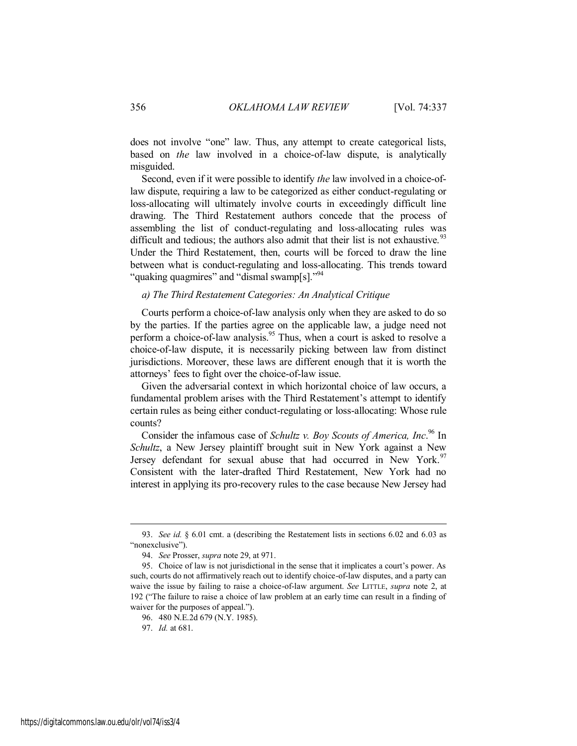does not involve "one" law. Thus, any attempt to create categorical lists, based on *the* law involved in a choice-of-law dispute, is analytically misguided.

Second, even if it were possible to identify *the* law involved in a choice-of-law dispute, requiring a law to be categorized as either conduct-regulating or loss-allocating will ultimately involve courts in exceedingly difficult line drawing. The Third Restatement authors concede that the process of assembling the list of conduct-regulating and loss-allocating rules was difficult and tedious; the authors also admit that their list is not exhaustive.[93] Under the Third Restatement, then, courts will be forced to draw the line between what is conduct-regulating and loss-allocating. This trends toward "quaking quagmires" and "dismal swamp[s]."[94]

*a) The Third Restatement Categories: An Analytical Critique*

Courts perform a choice-of-law analysis only when they are asked to do so by the parties. If the parties agree on the applicable law, a judge need not perform a choice-of-law analysis.[95] Thus, when a court is asked to resolve a choice-of-law dispute, it is necessarily picking between law from distinct jurisdictions. Moreover, these laws are different enough that it is worth the attorneys' fees to fight over the choice-of-law issue.

Given the adversarial context in which horizontal choice of law occurs, a fundamental problem arises with the Third Restatement's attempt to identify certain rules as being either conduct-regulating or loss-allocating: Whose rule counts?

Consider the infamous case of *Schultz v. Boy Scouts of America, Inc*.[96] In *Schultz*, a New Jersey plaintiff brought suit in New York against a New Jersey defendant for sexual abuse that had occurred in New York.[97] Consistent with the later-drafted Third Restatement, New York had no interest in applying its pro-recovery rules to the case because New Jersey had

---

93. *See id.* § 6.01 cmt. a (describing the Restatement lists in sections 6.02 and 6.03 as "nonexclusive").

94. *See* Prosser, *supra* note 29, at 971.

95. Choice of law is not jurisdictional in the sense that it implicates a court's power. As such, courts do not affirmatively reach out to identify choice-of-law disputes, and a party can waive the issue by failing to raise a choice-of-law argument. *See* LITTLE, *supra* note 2, at 192 ("The failure to raise a choice of law problem at an early time can result in a finding of waiver for the purposes of appeal.").

96. 480 N.E.2d 679 (N.Y. 1985).

97. *Id.* at 681.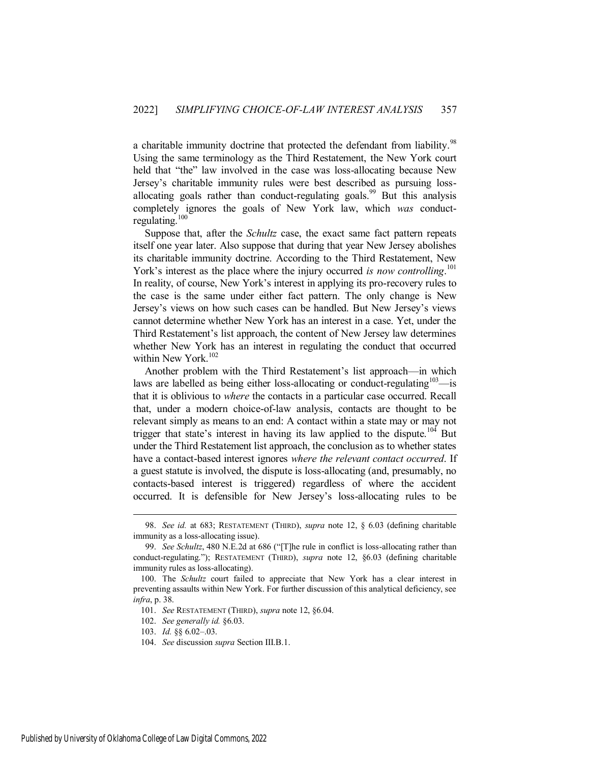a charitable immunity doctrine that protected the defendant from liability.[98] Using the same terminology as the Third Restatement, the New York court held that "the" law involved in the case was loss-allocating because New Jersey's charitable immunity rules were best described as pursuing loss-allocating goals rather than conduct-regulating goals.[99] But this analysis completely ignores the goals of New York law, which *was* conduct-regulating.[100]

Suppose that, after the *Schultz* case, the exact same fact pattern repeats itself one year later. Also suppose that during that year New Jersey abolishes its charitable immunity doctrine. According to the Third Restatement, New York's interest as the place where the injury occurred *is now controlling*.[101] In reality, of course, New York's interest in applying its pro-recovery rules to the case is the same under either fact pattern. The only change is New Jersey's views on how such cases can be handled. But New Jersey's views cannot determine whether New York has an interest in a case. Yet, under the Third Restatement's list approach, the content of New Jersey law determines whether New York has an interest in regulating the conduct that occurred within New York.[102]

Another problem with the Third Restatement's list approach—in which laws are labelled as being either loss-allocating or conduct-regulating[103]—is that it is oblivious to *where* the contacts in a particular case occurred. Recall that, under a modern choice-of-law analysis, contacts are thought to be relevant simply as means to an end: A contact within a state may or may not trigger that state's interest in having its law applied to the dispute.[104] But under the Third Restatement list approach, the conclusion as to whether states have a contact-based interest ignores *where the relevant contact occurred*. If a guest statute is involved, the dispute is loss-allocating (and, presumably, no contacts-based interest is triggered) regardless of where the accident occurred. It is defensible for New Jersey's loss-allocating rules to be

---

98. *See id.* at 683; RESTATEMENT (THIRD), *supra* note 12, § 6.03 (defining charitable immunity as a loss-allocating issue).

99. *See Schultz*, 480 N.E.2d at 686 ("[T]he rule in conflict is loss-allocating rather than conduct-regulating."); RESTATEMENT (THIRD), *supra* note 12, §6.03 (defining charitable immunity rules as loss-allocating).

100. The *Schultz* court failed to appreciate that New York has a clear interest in preventing assaults within New York. For further discussion of this analytical deficiency, see *infra*, p. 38.

101. *See* RESTATEMENT (THIRD), *supra* note 12, §6.04.

102. *See generally id.* §6.03.

103. *Id.* §§ 6.02–.03.

104. *See* discussion *supra* Section III.B.1.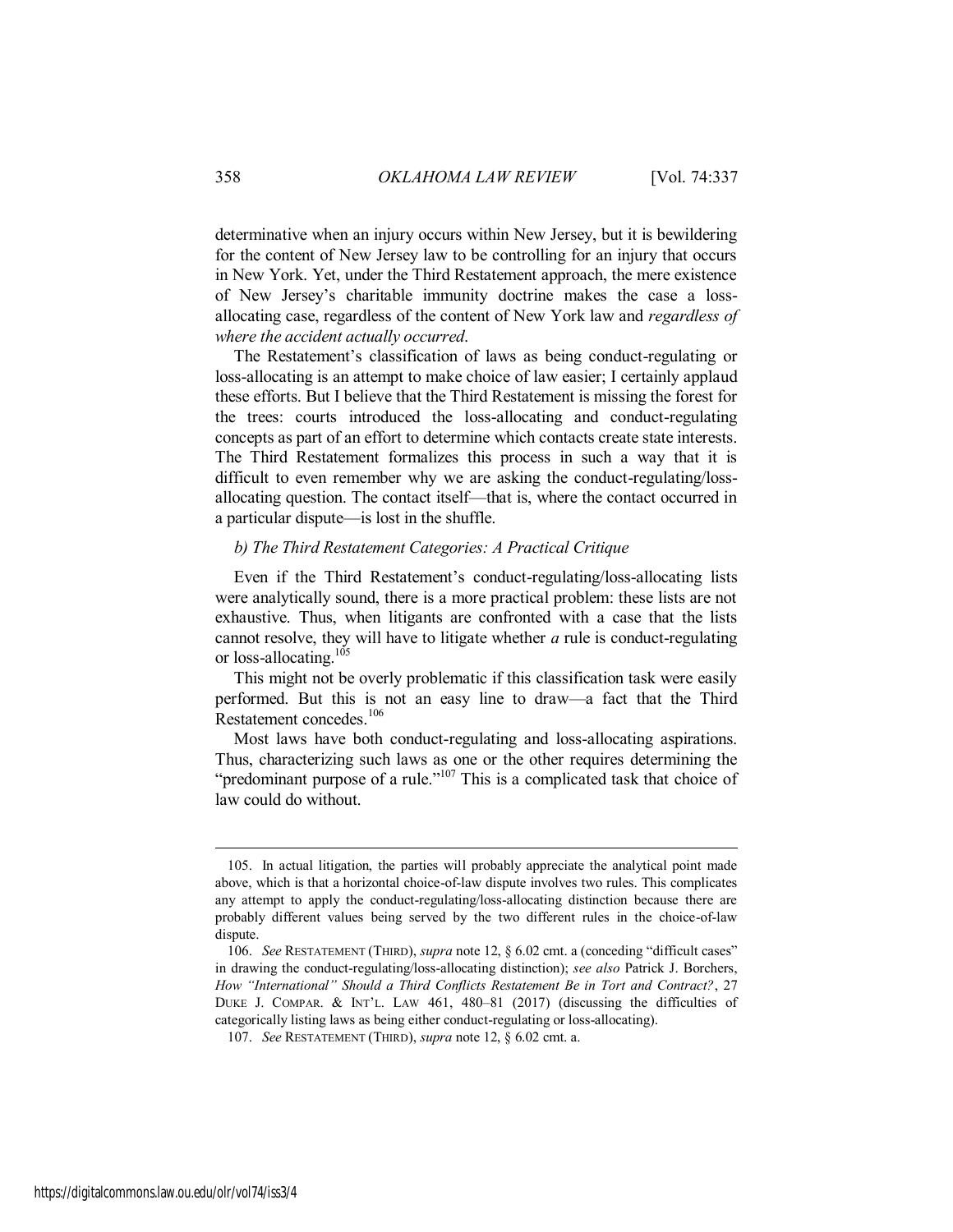determinative when an injury occurs within New Jersey, but it is bewildering for the content of New Jersey law to be controlling for an injury that occurs in New York. Yet, under the Third Restatement approach, the mere existence of New Jersey's charitable immunity doctrine makes the case a loss-allocating case, regardless of the content of New York law and *regardless of where the accident actually occurred*.

The Restatement's classification of laws as being conduct-regulating or loss-allocating is an attempt to make choice of law easier; I certainly applaud these efforts. But I believe that the Third Restatement is missing the forest for the trees: courts introduced the loss-allocating and conduct-regulating concepts as part of an effort to determine which contacts create state interests. The Third Restatement formalizes this process in such a way that it is difficult to even remember why we are asking the conduct-regulating/loss-allocating question. The contact itself—that is, where the contact occurred in a particular dispute—is lost in the shuffle.

*b) The Third Restatement Categories: A Practical Critique*

Even if the Third Restatement's conduct-regulating/loss-allocating lists were analytically sound, there is a more practical problem: these lists are not exhaustive. Thus, when litigants are confronted with a case that the lists cannot resolve, they will have to litigate whether *a* rule is conduct-regulating or loss-allocating.[105]

This might not be overly problematic if this classification task were easily performed. But this is not an easy line to draw—a fact that the Third Restatement concedes.[106]

Most laws have both conduct-regulating and loss-allocating aspirations. Thus, characterizing such laws as one or the other requires determining the "predominant purpose of a rule."[107] This is a complicated task that choice of law could do without.

---

105. In actual litigation, the parties will probably appreciate the analytical point made above, which is that a horizontal choice-of-law dispute involves two rules. This complicates any attempt to apply the conduct-regulating/loss-allocating distinction because there are probably different values being served by the two different rules in the choice-of-law dispute.

106. *See* RESTATEMENT (THIRD), *supra* note 12, § 6.02 cmt. a (conceding "difficult cases" in drawing the conduct-regulating/loss-allocating distinction); *see also* Patrick J. Borchers, *How "International" Should a Third Conflicts Restatement Be in Tort and Contract?*, 27 DUKE J. COMPAR. & INT'L. LAW 461, 480–81 (2017) (discussing the difficulties of categorically listing laws as being either conduct-regulating or loss-allocating).

107. *See* RESTATEMENT (THIRD), *supra* note 12, § 6.02 cmt. a.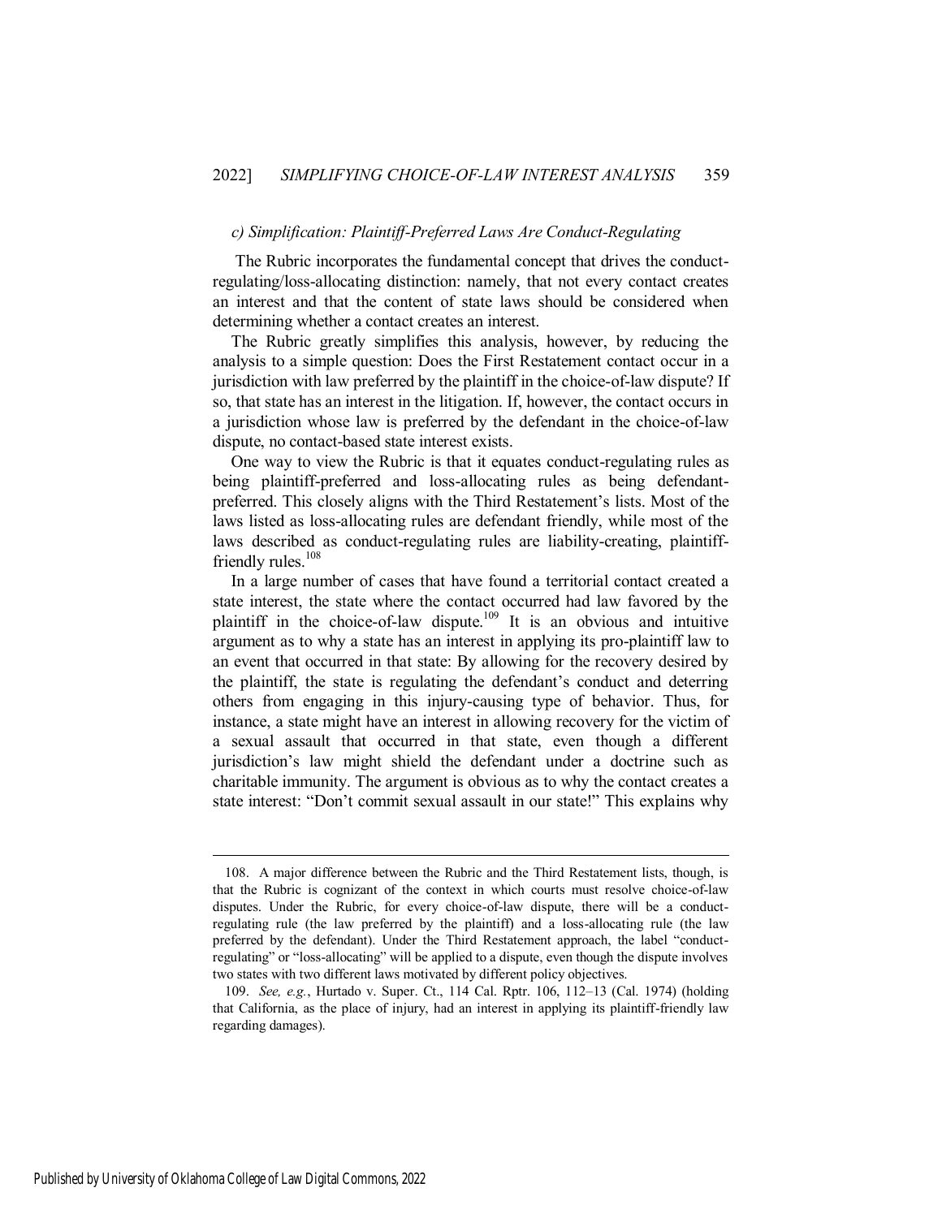### c) Simplification: Plaintiff-Preferred Laws Are Conduct-Regulating

The Rubric incorporates the fundamental concept that drives the conduct-regulating/loss-allocating distinction: namely, that not every contact creates an interest and that the content of state laws should be considered when determining whether a contact creates an interest.

The Rubric greatly simplifies this analysis, however, by reducing the analysis to a simple question: Does the First Restatement contact occur in a jurisdiction with law preferred by the plaintiff in the choice-of-law dispute? If so, that state has an interest in the litigation. If, however, the contact occurs in a jurisdiction whose law is preferred by the defendant in the choice-of-law dispute, no contact-based state interest exists.

One way to view the Rubric is that it equates conduct-regulating rules as being plaintiff-preferred and loss-allocating rules as being defendant-preferred. This closely aligns with the Third Restatement's lists. Most of the laws listed as loss-allocating rules are defendant friendly, while most of the laws described as conduct-regulating rules are liability-creating, plaintiff-friendly rules.[108]

In a large number of cases that have found a territorial contact created a state interest, the state where the contact occurred had law favored by the plaintiff in the choice-of-law dispute.[109] It is an obvious and intuitive argument as to why a state has an interest in applying its pro-plaintiff law to an event that occurred in that state: By allowing for the recovery desired by the plaintiff, the state is regulating the defendant's conduct and deterring others from engaging in this injury-causing type of behavior. Thus, for instance, a state might have an interest in allowing recovery for the victim of a sexual assault that occurred in that state, even though a different jurisdiction's law might shield the defendant under a doctrine such as charitable immunity. The argument is obvious as to why the contact creates a state interest: "Don't commit sexual assault in our state!" This explains why

---

108. A major difference between the Rubric and the Third Restatement lists, though, is that the Rubric is cognizant of the context in which courts must resolve choice-of-law disputes. Under the Rubric, for every choice-of-law dispute, there will be a conduct-regulating rule (the law preferred by the plaintiff) and a loss-allocating rule (the law preferred by the defendant). Under the Third Restatement approach, the label "conduct-regulating" or "loss-allocating" will be applied to a dispute, even though the dispute involves two states with two different laws motivated by different policy objectives.

109. *See, e.g.*, Hurtado v. Super. Ct., 114 Cal. Rptr. 106, 112–13 (Cal. 1974) (holding that California, as the place of injury, had an interest in applying its plaintiff-friendly law regarding damages).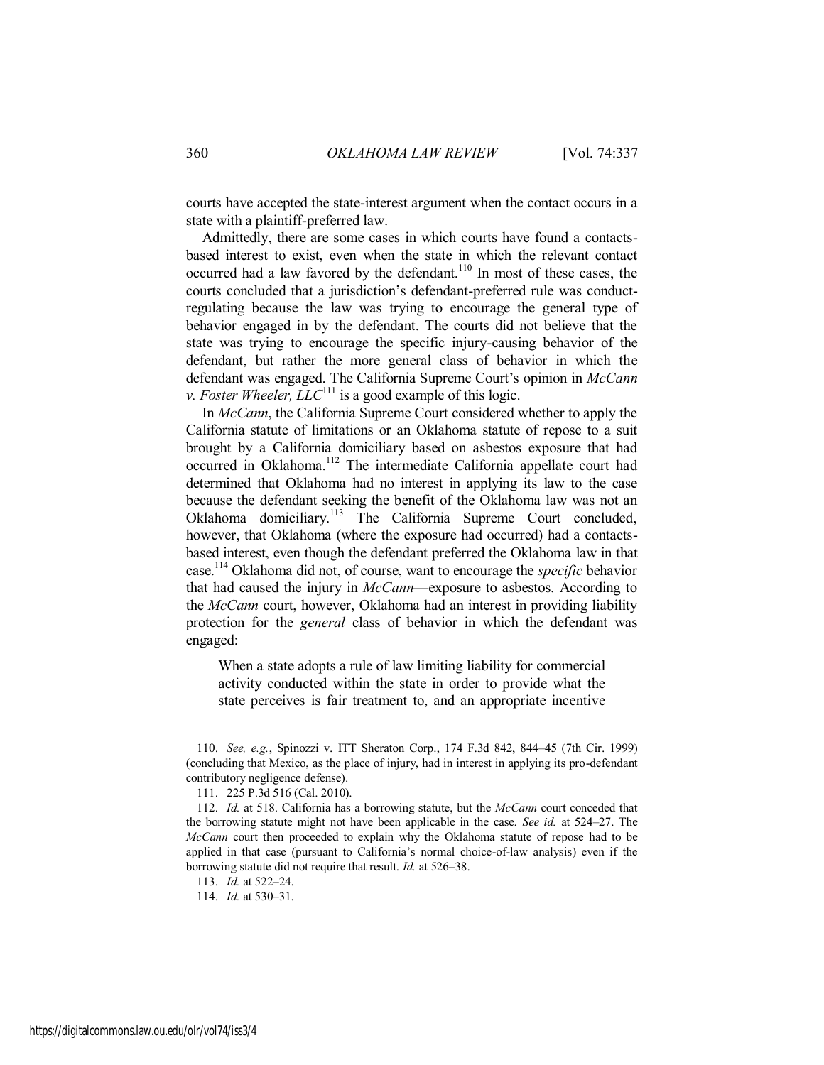courts have accepted the state-interest argument when the contact occurs in a state with a plaintiff-preferred law.

Admittedly, there are some cases in which courts have found a contacts-based interest to exist, even when the state in which the relevant contact occurred had a law favored by the defendant.[110] In most of these cases, the courts concluded that a jurisdiction's defendant-preferred rule was conduct-regulating because the law was trying to encourage the general type of behavior engaged in by the defendant. The courts did not believe that the state was trying to encourage the specific injury-causing behavior of the defendant, but rather the more general class of behavior in which the defendant was engaged. The California Supreme Court's opinion in *McCann v. Foster Wheeler, LLC*[111] is a good example of this logic.

In *McCann*, the California Supreme Court considered whether to apply the California statute of limitations or an Oklahoma statute of repose to a suit brought by a California domiciliary based on asbestos exposure that had occurred in Oklahoma.[112] The intermediate California appellate court had determined that Oklahoma had no interest in applying its law to the case because the defendant seeking the benefit of the Oklahoma law was not an Oklahoma domiciliary.[113] The California Supreme Court concluded, however, that Oklahoma (where the exposure had occurred) had a contacts-based interest, even though the defendant preferred the Oklahoma law in that case.[114] Oklahoma did not, of course, want to encourage the *specific* behavior that had caused the injury in *McCann*—exposure to asbestos. According to the *McCann* court, however, Oklahoma had an interest in providing liability protection for the *general* class of behavior in which the defendant was engaged:

> When a state adopts a rule of law limiting liability for commercial activity conducted within the state in order to provide what the state perceives is fair treatment to, and an appropriate incentive

---

110. *See, e.g.*, Spinozzi v. ITT Sheraton Corp., 174 F.3d 842, 844–45 (7th Cir. 1999) (concluding that Mexico, as the place of injury, had in interest in applying its pro-defendant contributory negligence defense).

111. 225 P.3d 516 (Cal. 2010).

112. *Id.* at 518. California has a borrowing statute, but the *McCann* court conceded that the borrowing statute might not have been applicable in the case. *See id.* at 524–27. The *McCann* court then proceeded to explain why the Oklahoma statute of repose had to be applied in that case (pursuant to California's normal choice-of-law analysis) even if the borrowing statute did not require that result. *Id.* at 526–38.

113. *Id.* at 522–24.

114. *Id.* at 530–31.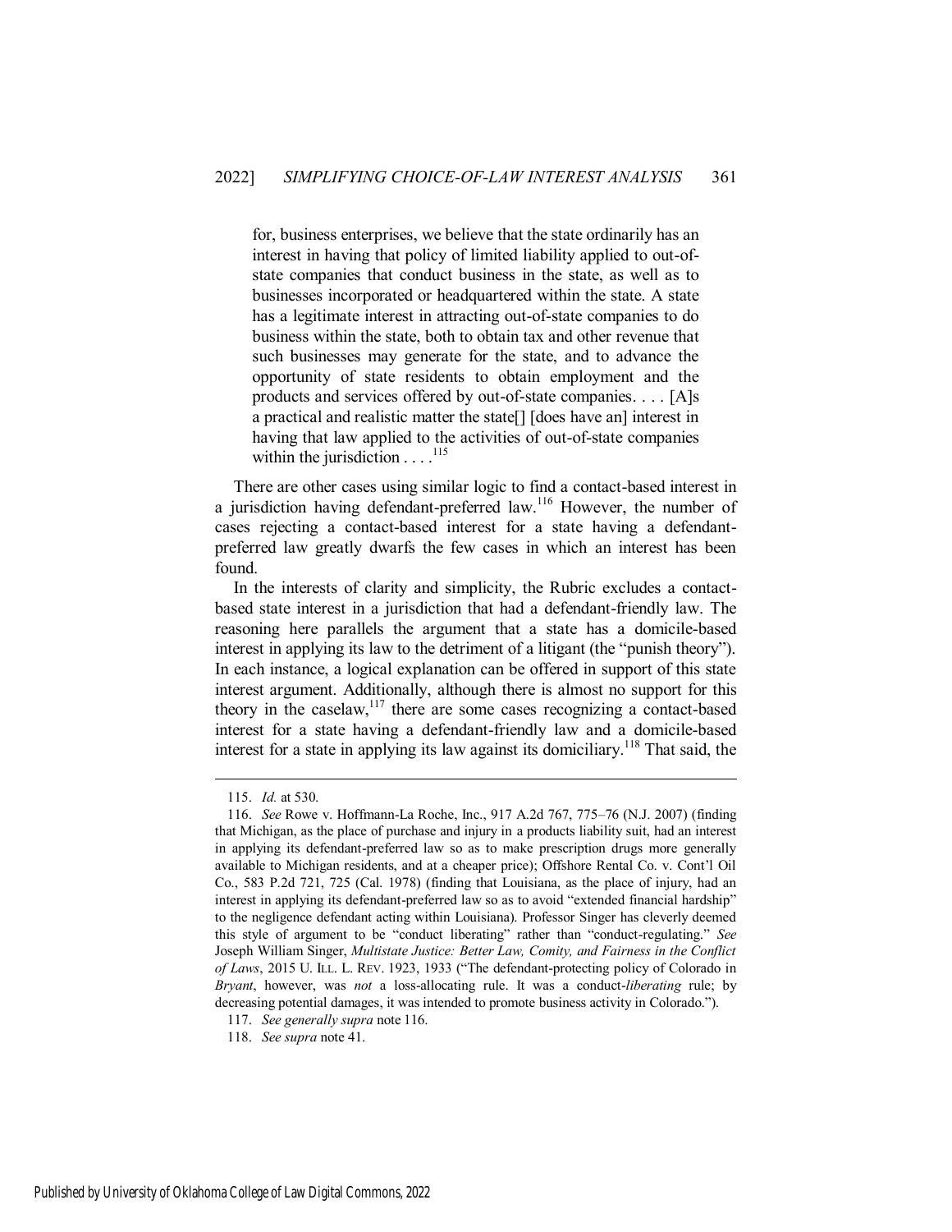> for, business enterprises, we believe that the state ordinarily has an interest in having that policy of limited liability applied to out-of-state companies that conduct business in the state, as well as to businesses incorporated or headquartered within the state. A state has a legitimate interest in attracting out-of-state companies to do business within the state, both to obtain tax and other revenue that such businesses may generate for the state, and to advance the opportunity of state residents to obtain employment and the products and services offered by out-of-state companies. . . . [A]s a practical and realistic matter the state[] [does have an] interest in having that law applied to the activities of out-of-state companies within the jurisdiction . . . .[115]

There are other cases using similar logic to find a contact-based interest in a jurisdiction having defendant-preferred law.[116] However, the number of cases rejecting a contact-based interest for a state having a defendant-preferred law greatly dwarfs the few cases in which an interest has been found.

In the interests of clarity and simplicity, the Rubric excludes a contact-based state interest in a jurisdiction that had a defendant-friendly law. The reasoning here parallels the argument that a state has a domicile-based interest in applying its law to the detriment of a litigant (the "punish theory"). In each instance, a logical explanation can be offered in support of this state interest argument. Additionally, although there is almost no support for this theory in the caselaw,[117] there are some cases recognizing a contact-based interest for a state having a defendant-friendly law and a domicile-based interest for a state in applying its law against its domiciliary.[118] That said, the

---

115. *Id.* at 530.

116. *See* Rowe v. Hoffmann-La Roche, Inc., 917 A.2d 767, 775–76 (N.J. 2007) (finding that Michigan, as the place of purchase and injury in a products liability suit, had an interest in applying its defendant-preferred law so as to make prescription drugs more generally available to Michigan residents, and at a cheaper price); Offshore Rental Co. v. Cont'l Oil Co., 583 P.2d 721, 725 (Cal. 1978) (finding that Louisiana, as the place of injury, had an interest in applying its defendant-preferred law so as to avoid "extended financial hardship" to the negligence defendant acting within Louisiana). Professor Singer has cleverly deemed this style of argument to be "conduct liberating" rather than "conduct-regulating." *See* Joseph William Singer, *Multistate Justice: Better Law, Comity, and Fairness in the Conflict of Laws*, 2015 U. ILL. L. REV. 1923, 1933 ("The defendant-protecting policy of Colorado in *Bryant*, however, was *not* a loss-allocating rule. It was a conduct-*liberating* rule; by decreasing potential damages, it was intended to promote business activity in Colorado.").

117. *See generally supra* note 116.

118. *See supra* note 41.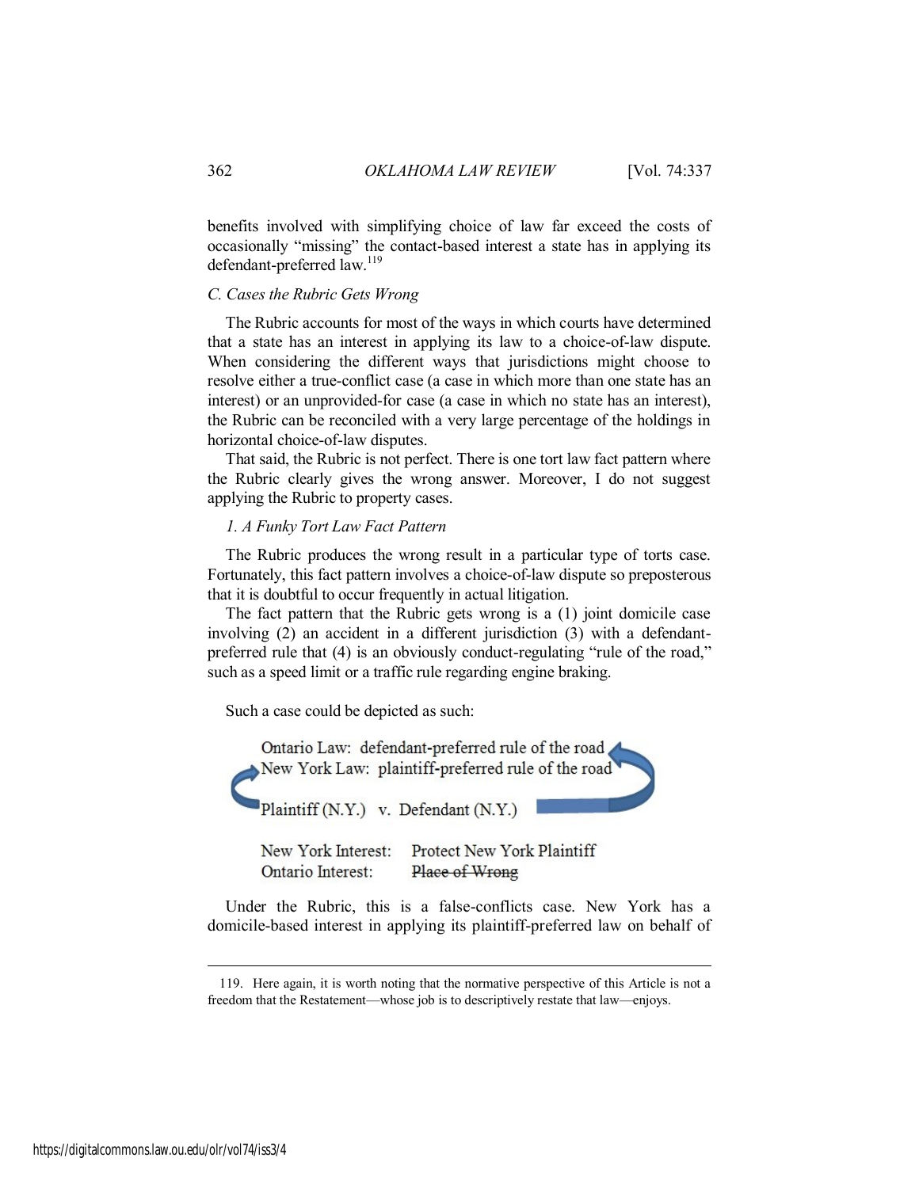benefits involved with simplifying choice of law far exceed the costs of occasionally "missing" the contact-based interest a state has in applying its defendant-preferred law.[119]

### *C. Cases the Rubric Gets Wrong*

The Rubric accounts for most of the ways in which courts have determined that a state has an interest in applying its law to a choice-of-law dispute. When considering the different ways that jurisdictions might choose to resolve either a true-conflict case (a case in which more than one state has an interest) or an unprovided-for case (a case in which no state has an interest), the Rubric can be reconciled with a very large percentage of the holdings in horizontal choice-of-law disputes.

That said, the Rubric is not perfect. There is one tort law fact pattern where the Rubric clearly gives the wrong answer. Moreover, I do not suggest applying the Rubric to property cases.

#### *1. A Funky Tort Law Fact Pattern*

The Rubric produces the wrong result in a particular type of torts case. Fortunately, this fact pattern involves a choice-of-law dispute so preposterous that it is doubtful to occur frequently in actual litigation.

The fact pattern that the Rubric gets wrong is a (1) joint domicile case involving (2) an accident in a different jurisdiction (3) with a defendant-preferred rule that (4) is an obviously conduct-regulating "rule of the road," such as a speed limit or a traffic rule regarding engine braking.

Such a case could be depicted as such:

Ontario Law: defendant-preferred rule of the road
New York Law: plaintiff-preferred rule of the road

Plaintiff (N.Y.) v. Defendant (N.Y.)

New York Interest: Protect New York Plaintiff
Ontario Interest: ~~Place of Wrong~~

Under the Rubric, this is a false-conflicts case. New York has a domicile-based interest in applying its plaintiff-preferred law on behalf of

---

119. Here again, it is worth noting that the normative perspective of this Article is not a freedom that the Restatement—whose job is to descriptively restate that law—enjoys.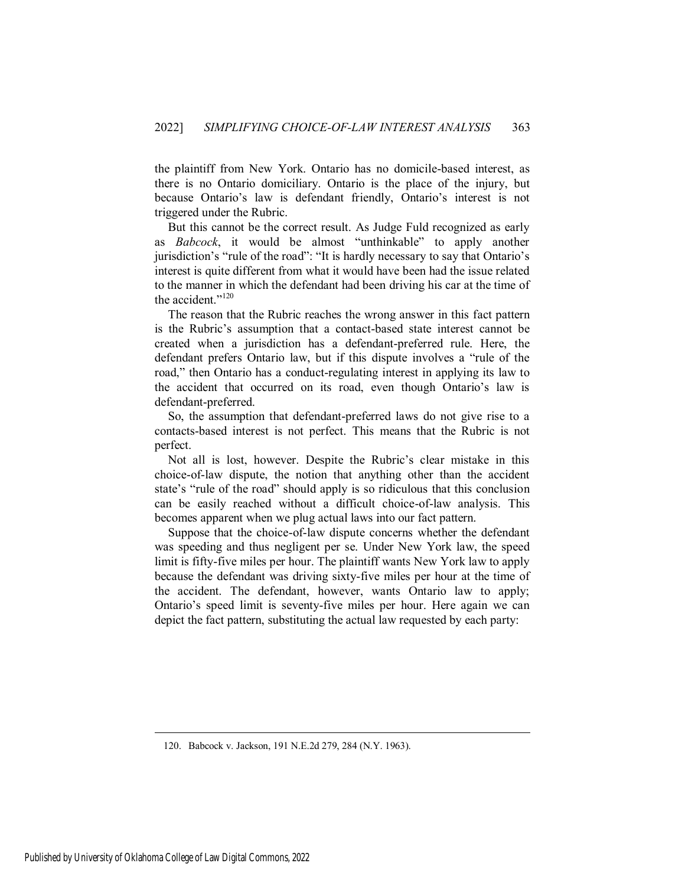the plaintiff from New York. Ontario has no domicile-based interest, as there is no Ontario domiciliary. Ontario is the place of the injury, but because Ontario's law is defendant friendly, Ontario's interest is not triggered under the Rubric.

But this cannot be the correct result. As Judge Fuld recognized as early as *Babcock*, it would be almost "unthinkable" to apply another jurisdiction's "rule of the road": "It is hardly necessary to say that Ontario's interest is quite different from what it would have been had the issue related to the manner in which the defendant had been driving his car at the time of the accident."[120]

The reason that the Rubric reaches the wrong answer in this fact pattern is the Rubric's assumption that a contact-based state interest cannot be created when a jurisdiction has a defendant-preferred rule. Here, the defendant prefers Ontario law, but if this dispute involves a "rule of the road," then Ontario has a conduct-regulating interest in applying its law to the accident that occurred on its road, even though Ontario's law is defendant-preferred.

So, the assumption that defendant-preferred laws do not give rise to a contacts-based interest is not perfect. This means that the Rubric is not perfect.

Not all is lost, however. Despite the Rubric's clear mistake in this choice-of-law dispute, the notion that anything other than the accident state's "rule of the road" should apply is so ridiculous that this conclusion can be easily reached without a difficult choice-of-law analysis. This becomes apparent when we plug actual laws into our fact pattern.

Suppose that the choice-of-law dispute concerns whether the defendant was speeding and thus negligent per se. Under New York law, the speed limit is fifty-five miles per hour. The plaintiff wants New York law to apply because the defendant was driving sixty-five miles per hour at the time of the accident. The defendant, however, wants Ontario law to apply; Ontario's speed limit is seventy-five miles per hour. Here again we can depict the fact pattern, substituting the actual law requested by each party:

120. Babcock v. Jackson, 191 N.E.2d 279, 284 (N.Y. 1963).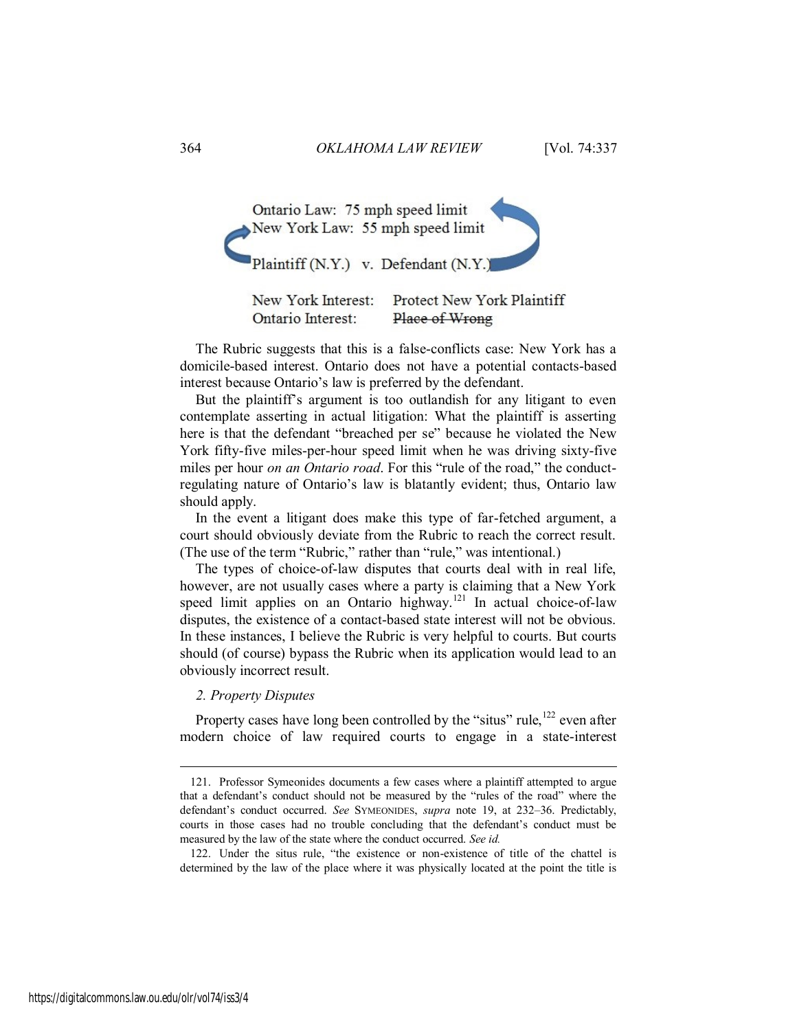Ontario Law: 75 mph speed limit
New York Law: 55 mph speed limit

Plaintiff (N.Y.) v. Defendant (N.Y.)

New York Interest: Protect New York Plaintiff
Ontario Interest: ~~Place of Wrong~~

The Rubric suggests that this is a false-conflicts case: New York has a domicile-based interest. Ontario does not have a potential contacts-based interest because Ontario's law is preferred by the defendant.

But the plaintiff's argument is too outlandish for any litigant to even contemplate asserting in actual litigation: What the plaintiff is asserting here is that the defendant "breached per se" because he violated the New York fifty-five miles-per-hour speed limit when he was driving sixty-five miles per hour *on an Ontario road*. For this "rule of the road," the conduct-regulating nature of Ontario's law is blatantly evident; thus, Ontario law should apply.

In the event a litigant does make this type of far-fetched argument, a court should obviously deviate from the Rubric to reach the correct result. (The use of the term "Rubric," rather than "rule," was intentional.)

The types of choice-of-law disputes that courts deal with in real life, however, are not usually cases where a party is claiming that a New York speed limit applies on an Ontario highway.[121] In actual choice-of-law disputes, the existence of a contact-based state interest will not be obvious. In these instances, I believe the Rubric is very helpful to courts. But courts should (of course) bypass the Rubric when its application would lead to an obviously incorrect result.

*2. Property Disputes*

Property cases have long been controlled by the "situs" rule,[122] even after modern choice of law required courts to engage in a state-interest

---

121. Professor Symeonides documents a few cases where a plaintiff attempted to argue that a defendant's conduct should not be measured by the "rules of the road" where the defendant's conduct occurred. *See* SYMEONIDES, *supra* note 19, at 232–36. Predictably, courts in those cases had no trouble concluding that the defendant's conduct must be measured by the law of the state where the conduct occurred. *See id.*

122. Under the situs rule, "the existence or non-existence of title of the chattel is determined by the law of the place where it was physically located at the point the title is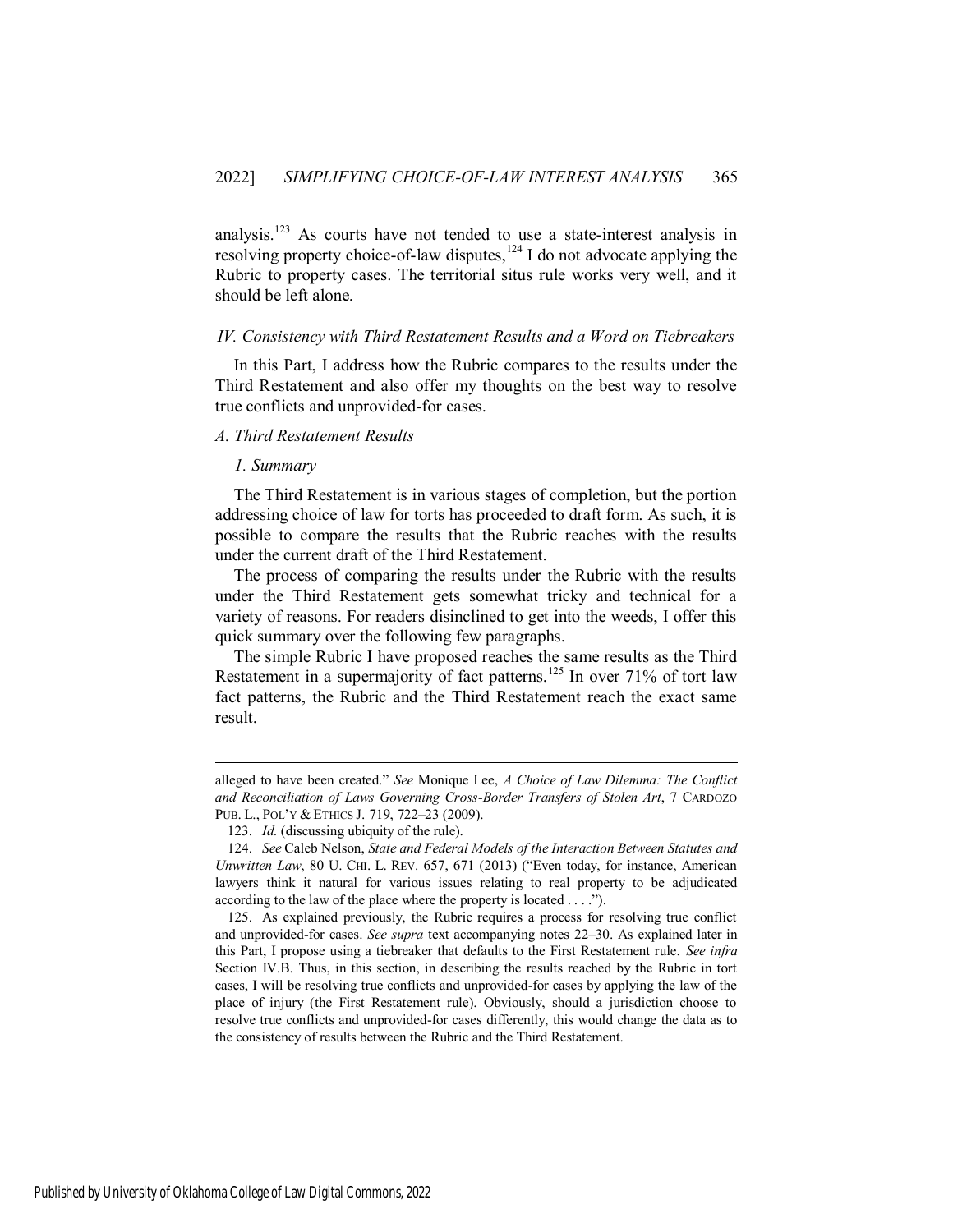analysis.[123] As courts have not tended to use a state-interest analysis in resolving property choice-of-law disputes,[124] I do not advocate applying the Rubric to property cases. The territorial situs rule works very well, and it should be left alone.

### *IV. Consistency with Third Restatement Results and a Word on Tiebreakers*

In this Part, I address how the Rubric compares to the results under the Third Restatement and also offer my thoughts on the best way to resolve true conflicts and unprovided-for cases.

#### *A. Third Restatement Results*

##### *1. Summary*

The Third Restatement is in various stages of completion, but the portion addressing choice of law for torts has proceeded to draft form. As such, it is possible to compare the results that the Rubric reaches with the results under the current draft of the Third Restatement.

The process of comparing the results under the Rubric with the results under the Third Restatement gets somewhat tricky and technical for a variety of reasons. For readers disinclined to get into the weeds, I offer this quick summary over the following few paragraphs.

The simple Rubric I have proposed reaches the same results as the Third Restatement in a supermajority of fact patterns.[125] In over 71% of tort law fact patterns, the Rubric and the Third Restatement reach the exact same result.

---

alleged to have been created." *See* Monique Lee, *A Choice of Law Dilemma: The Conflict and Reconciliation of Laws Governing Cross-Border Transfers of Stolen Art*, 7 CARDOZO PUB. L., POL'Y & ETHICS J. 719, 722–23 (2009).

123. *Id.* (discussing ubiquity of the rule).

124. *See* Caleb Nelson, *State and Federal Models of the Interaction Between Statutes and Unwritten Law*, 80 U. CHI. L. REV. 657, 671 (2013) ("Even today, for instance, American lawyers think it natural for various issues relating to real property to be adjudicated according to the law of the place where the property is located . . . .").

125. As explained previously, the Rubric requires a process for resolving true conflict and unprovided-for cases. *See supra* text accompanying notes 22–30. As explained later in this Part, I propose using a tiebreaker that defaults to the First Restatement rule. *See infra* Section IV.B. Thus, in this section, in describing the results reached by the Rubric in tort cases, I will be resolving true conflicts and unprovided-for cases by applying the law of the place of injury (the First Restatement rule). Obviously, should a jurisdiction choose to resolve true conflicts and unprovided-for cases differently, this would change the data as to the consistency of results between the Rubric and the Third Restatement.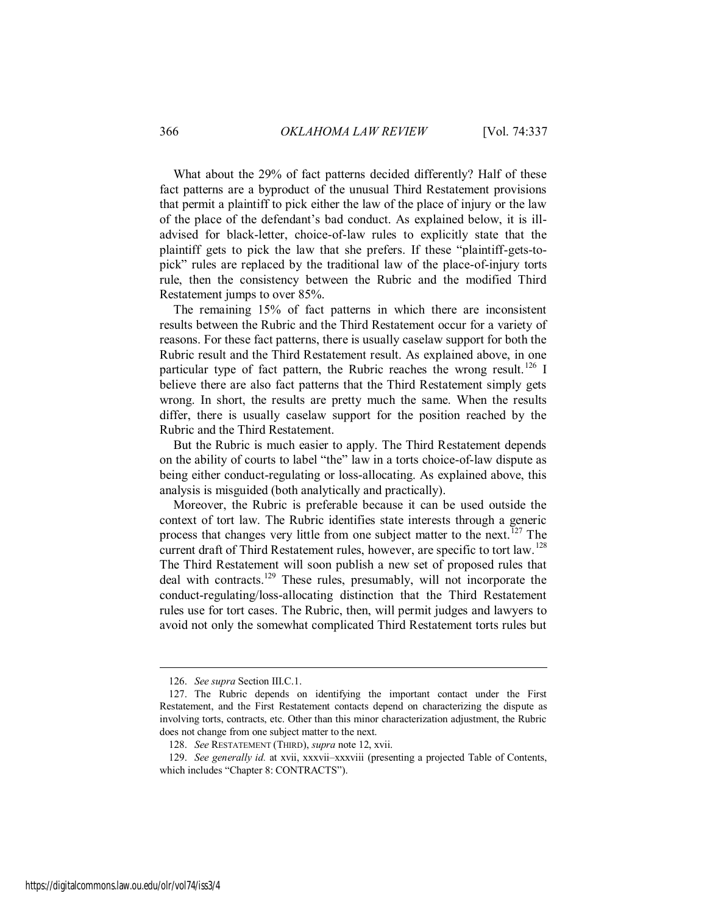What about the 29% of fact patterns decided differently? Half of these fact patterns are a byproduct of the unusual Third Restatement provisions that permit a plaintiff to pick either the law of the place of injury or the law of the place of the defendant's bad conduct. As explained below, it is ill-advised for black-letter, choice-of-law rules to explicitly state that the plaintiff gets to pick the law that she prefers. If these "plaintiff-gets-to-pick" rules are replaced by the traditional law of the place-of-injury torts rule, then the consistency between the Rubric and the modified Third Restatement jumps to over 85%.

The remaining 15% of fact patterns in which there are inconsistent results between the Rubric and the Third Restatement occur for a variety of reasons. For these fact patterns, there is usually caselaw support for both the Rubric result and the Third Restatement result. As explained above, in one particular type of fact pattern, the Rubric reaches the wrong result.[126] I believe there are also fact patterns that the Third Restatement simply gets wrong. In short, the results are pretty much the same. When the results differ, there is usually caselaw support for the position reached by the Rubric and the Third Restatement.

But the Rubric is much easier to apply. The Third Restatement depends on the ability of courts to label "the" law in a torts choice-of-law dispute as being either conduct-regulating or loss-allocating. As explained above, this analysis is misguided (both analytically and practically).

Moreover, the Rubric is preferable because it can be used outside the context of tort law. The Rubric identifies state interests through a generic process that changes very little from one subject matter to the next.[127] The current draft of Third Restatement rules, however, are specific to tort law.[128] The Third Restatement will soon publish a new set of proposed rules that deal with contracts.[129] These rules, presumably, will not incorporate the conduct-regulating/loss-allocating distinction that the Third Restatement rules use for tort cases. The Rubric, then, will permit judges and lawyers to avoid not only the somewhat complicated Third Restatement torts rules but

---

126. *See supra* Section III.C.1.

127. The Rubric depends on identifying the important contact under the First Restatement, and the First Restatement contacts depend on characterizing the dispute as involving torts, contracts, etc. Other than this minor characterization adjustment, the Rubric does not change from one subject matter to the next.

128. *See* RESTATEMENT (THIRD), *supra* note 12, xvii.

129. *See generally id.* at xvii, xxxvii–xxxviii (presenting a projected Table of Contents, which includes "Chapter 8: CONTRACTS").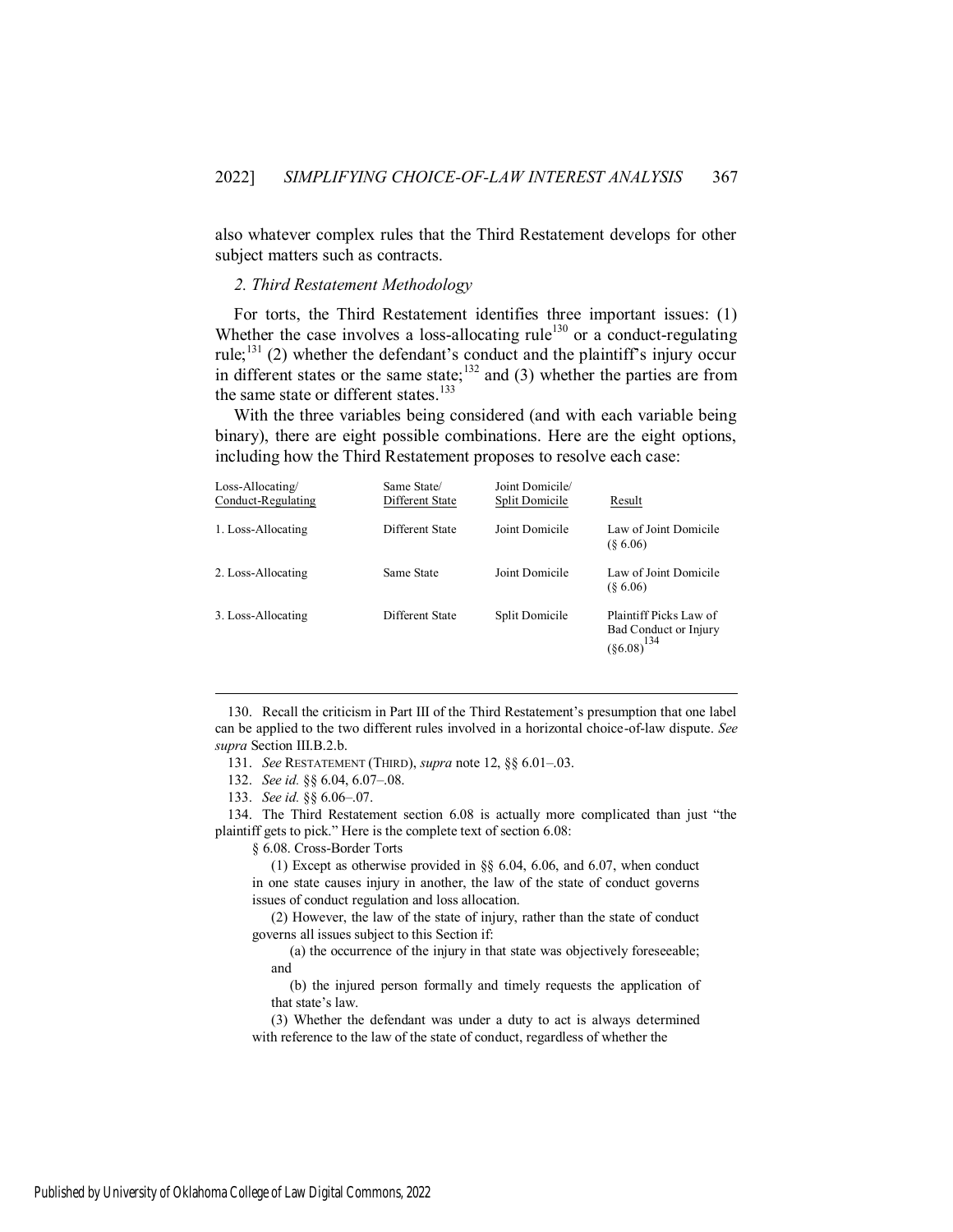also whatever complex rules that the Third Restatement develops for other subject matters such as contracts.

### *2. Third Restatement Methodology*

For torts, the Third Restatement identifies three important issues: (1) Whether the case involves a loss-allocating rule[130] or a conduct-regulating rule;[131] (2) whether the defendant's conduct and the plaintiff's injury occur in different states or the same state;[132] and (3) whether the parties are from the same state or different states.[133]

With the three variables being considered (and with each variable being binary), there are eight possible combinations. Here are the eight options, including how the Third Restatement proposes to resolve each case:

| Loss-Allocating/ Conduct-Regulating | Same State/ Different State | Joint Domicile/ Split Domicile | Result |
|---|---|---|---|
| 1. Loss-Allocating | Different State | Joint Domicile | Law of Joint Domicile (§ 6.06) |
| 2. Loss-Allocating | Same State | Joint Domicile | Law of Joint Domicile (§ 6.06) |
| 3. Loss-Allocating | Different State | Split Domicile | Plaintiff Picks Law of Bad Conduct or Injury (§6.08)[134] |

---

130. Recall the criticism in Part III of the Third Restatement's presumption that one label can be applied to the two different rules involved in a horizontal choice-of-law dispute. *See supra* Section III.B.2.b.

131. *See* RESTATEMENT (THIRD), *supra* note 12, §§ 6.01–.03.

132. *See id.* §§ 6.04, 6.07–.08.

133. *See id.* §§ 6.06–.07.

134. The Third Restatement section 6.08 is actually more complicated than just "the plaintiff gets to pick." Here is the complete text of section 6.08:

> § 6.08. Cross-Border Torts
>
> (1) Except as otherwise provided in §§ 6.04, 6.06, and 6.07, when conduct in one state causes injury in another, the law of the state of conduct governs issues of conduct regulation and loss allocation.
>
> (2) However, the law of the state of injury, rather than the state of conduct governs all issues subject to this Section if:
>
> (a) the occurrence of the injury in that state was objectively foreseeable; and
>
> (b) the injured person formally and timely requests the application of that state's law.
>
> (3) Whether the defendant was under a duty to act is always determined with reference to the law of the state of conduct, regardless of whether the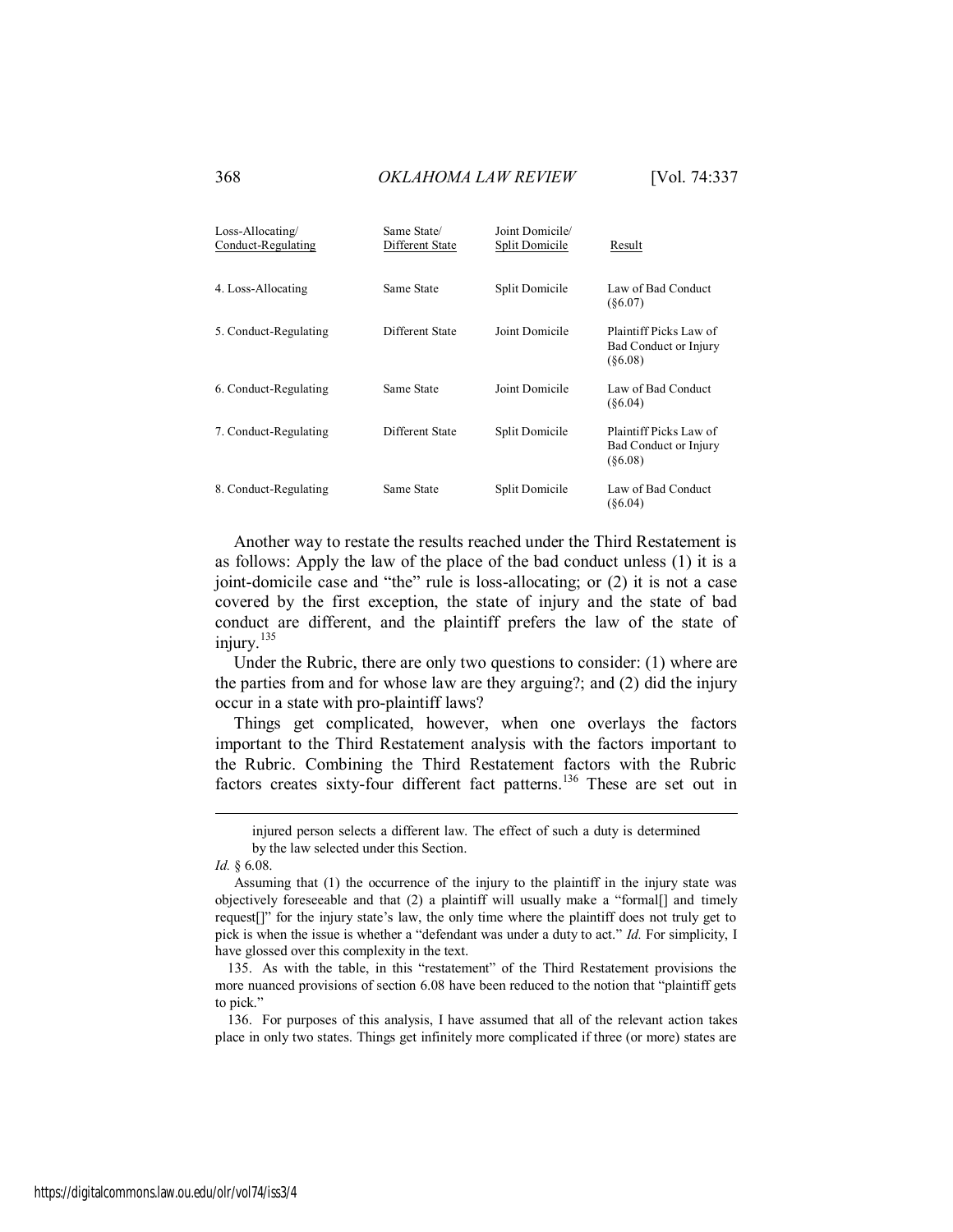| Loss-Allocating/ Conduct-Regulating | Same State/ Different State | Joint Domicile/ Split Domicile | Result |
|---|---|---|---|
| 4. Loss-Allocating | Same State | Split Domicile | Law of Bad Conduct (§6.07) |
| 5. Conduct-Regulating | Different State | Joint Domicile | Plaintiff Picks Law of Bad Conduct or Injury (§6.08) |
| 6. Conduct-Regulating | Same State | Joint Domicile | Law of Bad Conduct (§6.04) |
| 7. Conduct-Regulating | Different State | Split Domicile | Plaintiff Picks Law of Bad Conduct or Injury (§6.08) |
| 8. Conduct-Regulating | Same State | Split Domicile | Law of Bad Conduct (§6.04) |

Another way to restate the results reached under the Third Restatement is as follows: Apply the law of the place of the bad conduct unless (1) it is a joint-domicile case and "the" rule is loss-allocating; or (2) it is not a case covered by the first exception, the state of injury and the state of bad conduct are different, and the plaintiff prefers the law of the state of injury.[135]

Under the Rubric, there are only two questions to consider: (1) where are the parties from and for whose law are they arguing?; and (2) did the injury occur in a state with pro-plaintiff laws?

Things get complicated, however, when one overlays the factors important to the Third Restatement analysis with the factors important to the Rubric. Combining the Third Restatement factors with the Rubric factors creates sixty-four different fact patterns.[136] These are set out in

---

injured person selects a different law. The effect of such a duty is determined by the law selected under this Section.

*Id.* § 6.08.

Assuming that (1) the occurrence of the injury to the plaintiff in the injury state was objectively foreseeable and that (2) a plaintiff will usually make a "formal[] and timely request[]" for the injury state's law, the only time where the plaintiff does not truly get to pick is when the issue is whether a "defendant was under a duty to act." *Id.* For simplicity, I have glossed over this complexity in the text.

135. As with the table, in this "restatement" of the Third Restatement provisions the more nuanced provisions of section 6.08 have been reduced to the notion that "plaintiff gets to pick."

136. For purposes of this analysis, I have assumed that all of the relevant action takes place in only two states. Things get infinitely more complicated if three (or more) states are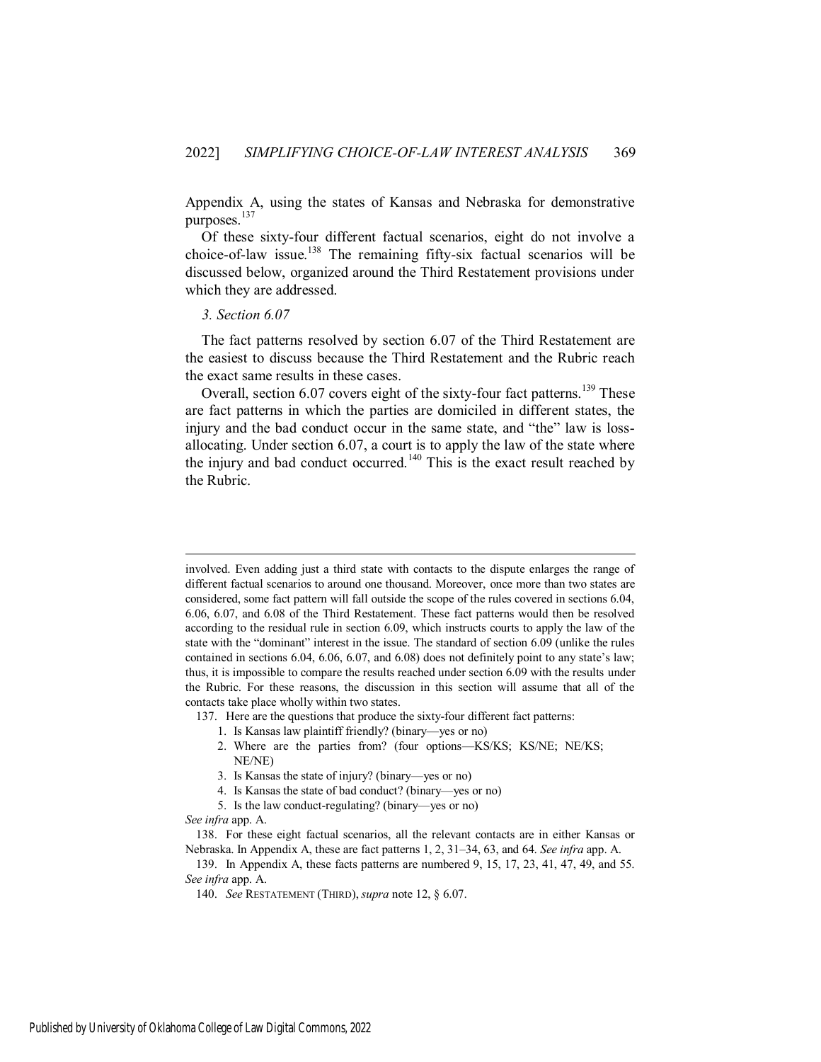Appendix A, using the states of Kansas and Nebraska for demonstrative purposes.[137]

Of these sixty-four different factual scenarios, eight do not involve a choice-of-law issue.[138] The remaining fifty-six factual scenarios will be discussed below, organized around the Third Restatement provisions under which they are addressed.

### *3. Section 6.07*

The fact patterns resolved by section 6.07 of the Third Restatement are the easiest to discuss because the Third Restatement and the Rubric reach the exact same results in these cases.

Overall, section 6.07 covers eight of the sixty-four fact patterns.[139] These are fact patterns in which the parties are domiciled in different states, the injury and the bad conduct occur in the same state, and "the" law is loss-allocating. Under section 6.07, a court is to apply the law of the state where the injury and bad conduct occurred.[140] This is the exact result reached by the Rubric.

---

involved. Even adding just a third state with contacts to the dispute enlarges the range of different factual scenarios to around one thousand. Moreover, once more than two states are considered, some fact pattern will fall outside the scope of the rules covered in sections 6.04, 6.06, 6.07, and 6.08 of the Third Restatement. These fact patterns would then be resolved according to the residual rule in section 6.09, which instructs courts to apply the law of the state with the "dominant" interest in the issue. The standard of section 6.09 (unlike the rules contained in sections 6.04, 6.06, 6.07, and 6.08) does not definitely point to any state's law; thus, it is impossible to compare the results reached under section 6.09 with the results under the Rubric. For these reasons, the discussion in this section will assume that all of the contacts take place wholly within two states.

137. Here are the questions that produce the sixty-four different fact patterns:

1. Is Kansas law plaintiff friendly? (binary—yes or no)
2. Where are the parties from? (four options—KS/KS; KS/NE; NE/KS; NE/NE)
3. Is Kansas the state of injury? (binary—yes or no)
4. Is Kansas the state of bad conduct? (binary—yes or no)
5. Is the law conduct-regulating? (binary—yes or no)

*See infra* app. A.

138. For these eight factual scenarios, all the relevant contacts are in either Kansas or Nebraska. In Appendix A, these are fact patterns 1, 2, 31–34, 63, and 64. *See infra* app. A.

139. In Appendix A, these facts patterns are numbered 9, 15, 17, 23, 41, 47, 49, and 55. *See infra* app. A.

140. *See* RESTATEMENT (THIRD), *supra* note 12, § 6.07.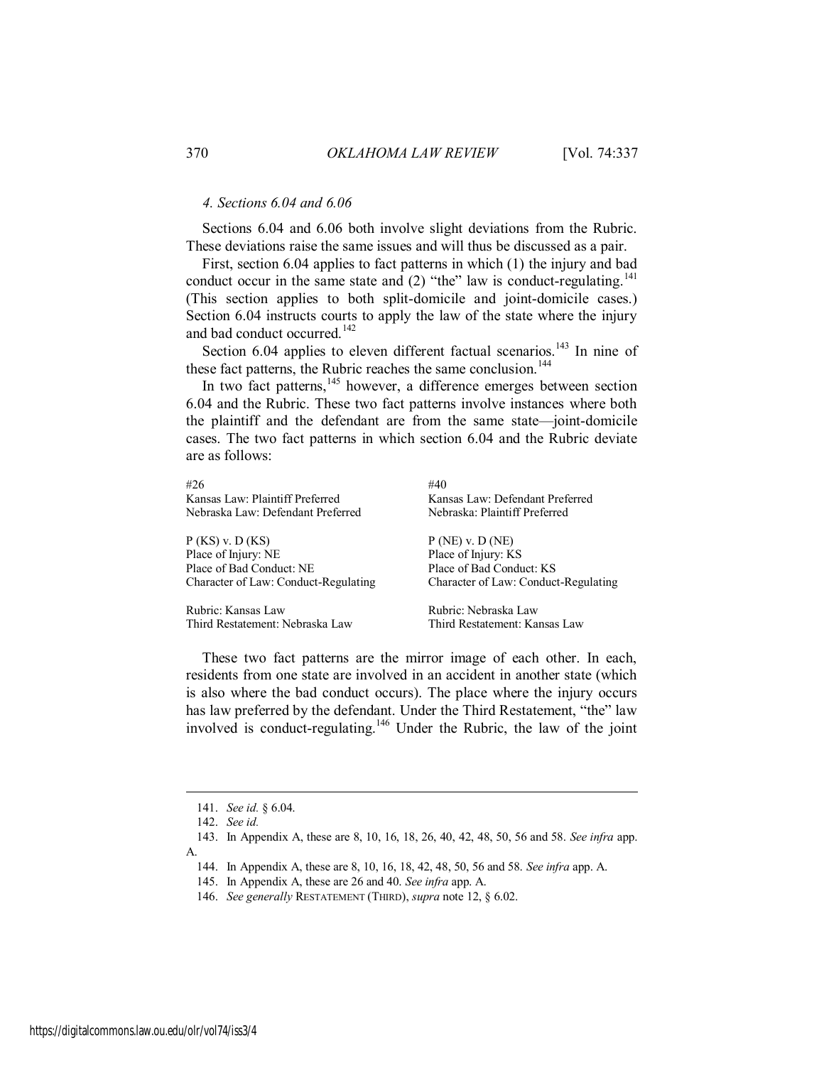#### *4. Sections 6.04 and 6.06*

Sections 6.04 and 6.06 both involve slight deviations from the Rubric. These deviations raise the same issues and will thus be discussed as a pair.

First, section 6.04 applies to fact patterns in which (1) the injury and bad conduct occur in the same state and (2) "the" law is conduct-regulating.[141] (This section applies to both split-domicile and joint-domicile cases.) Section 6.04 instructs courts to apply the law of the state where the injury and bad conduct occurred.[142]

Section 6.04 applies to eleven different factual scenarios.[143] In nine of these fact patterns, the Rubric reaches the same conclusion.[144]

In two fact patterns,[145] however, a difference emerges between section 6.04 and the Rubric. These two fact patterns involve instances where both the plaintiff and the defendant are from the same state—joint-domicile cases. The two fact patterns in which section 6.04 and the Rubric deviate are as follows:

| | |
|---|---|
| #26 | #40 |
| Kansas Law: Plaintiff Preferred | Kansas Law: Defendant Preferred |
| Nebraska Law: Defendant Preferred | Nebraska: Plaintiff Preferred |
| P (KS) v. D (KS) | P (NE) v. D (NE) |
| Place of Injury: NE | Place of Injury: KS |
| Place of Bad Conduct: NE | Place of Bad Conduct: KS |
| Character of Law: Conduct-Regulating | Character of Law: Conduct-Regulating |
| Rubric: Kansas Law | Rubric: Nebraska Law |
| Third Restatement: Nebraska Law | Third Restatement: Kansas Law |

These two fact patterns are the mirror image of each other. In each, residents from one state are involved in an accident in another state (which is also where the bad conduct occurs). The place where the injury occurs has law preferred by the defendant. Under the Third Restatement, "the" law involved is conduct-regulating.[146] Under the Rubric, the law of the joint

---

141. *See id.* § 6.04.

142. *See id.*

143. In Appendix A, these are 8, 10, 16, 18, 26, 40, 42, 48, 50, 56 and 58. *See infra* app. A.

144. In Appendix A, these are 8, 10, 16, 18, 42, 48, 50, 56 and 58. *See infra* app. A.

145. In Appendix A, these are 26 and 40. *See infra* app. A.

146. *See generally* RESTATEMENT (THIRD), *supra* note 12, § 6.02.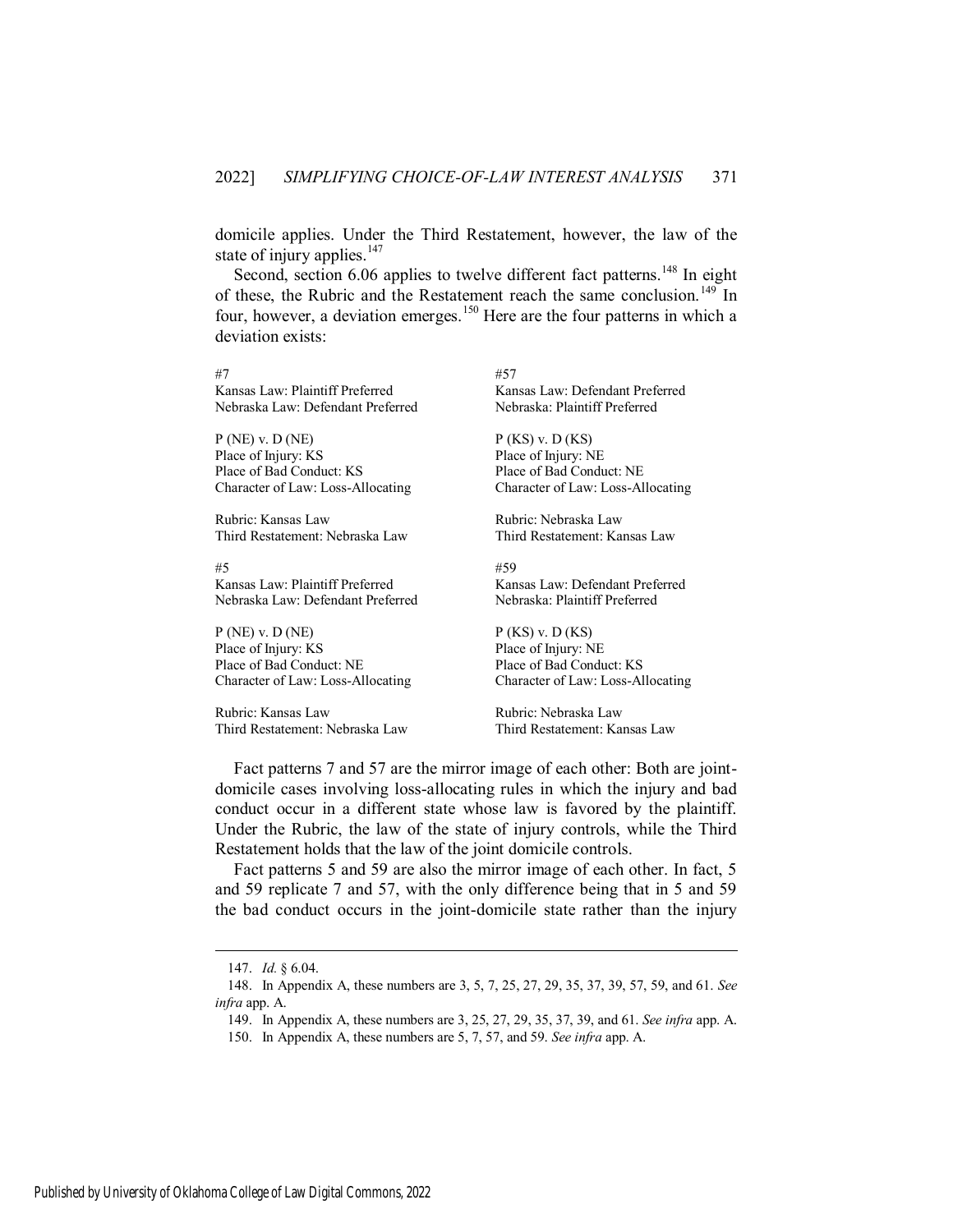domicile applies. Under the Third Restatement, however, the law of the state of injury applies.[147]

Second, section 6.06 applies to twelve different fact patterns.[148] In eight of these, the Rubric and the Restatement reach the same conclusion.[149] In four, however, a deviation emerges.[150] Here are the four patterns in which a deviation exists:

#7
Kansas Law: Plaintiff Preferred
Nebraska Law: Defendant Preferred

P (NE) v. D (NE)
Place of Injury: KS
Place of Bad Conduct: KS
Character of Law: Loss-Allocating

Rubric: Kansas Law
Third Restatement: Nebraska Law

#57
Kansas Law: Defendant Preferred
Nebraska: Plaintiff Preferred

P (KS) v. D (KS)
Place of Injury: NE
Place of Bad Conduct: NE
Character of Law: Loss-Allocating

Rubric: Nebraska Law
Third Restatement: Kansas Law

#5
Kansas Law: Plaintiff Preferred
Nebraska Law: Defendant Preferred

P (NE) v. D (NE)
Place of Injury: KS
Place of Bad Conduct: NE
Character of Law: Loss-Allocating

Rubric: Kansas Law
Third Restatement: Nebraska Law

#59
Kansas Law: Defendant Preferred
Nebraska: Plaintiff Preferred

P (KS) v. D (KS)
Place of Injury: NE
Place of Bad Conduct: KS
Character of Law: Loss-Allocating

Rubric: Nebraska Law
Third Restatement: Kansas Law

Fact patterns 7 and 57 are the mirror image of each other: Both are joint-domicile cases involving loss-allocating rules in which the injury and bad conduct occur in a different state whose law is favored by the plaintiff. Under the Rubric, the law of the state of injury controls, while the Third Restatement holds that the law of the joint domicile controls.

Fact patterns 5 and 59 are also the mirror image of each other. In fact, 5 and 59 replicate 7 and 57, with the only difference being that in 5 and 59 the bad conduct occurs in the joint-domicile state rather than the injury

---

147. *Id.* § 6.04.

148. In Appendix A, these numbers are 3, 5, 7, 25, 27, 29, 35, 37, 39, 57, 59, and 61. *See infra* app. A.

149. In Appendix A, these numbers are 3, 25, 27, 29, 35, 37, 39, and 61. *See infra* app. A.

150. In Appendix A, these numbers are 5, 7, 57, and 59. *See infra* app. A.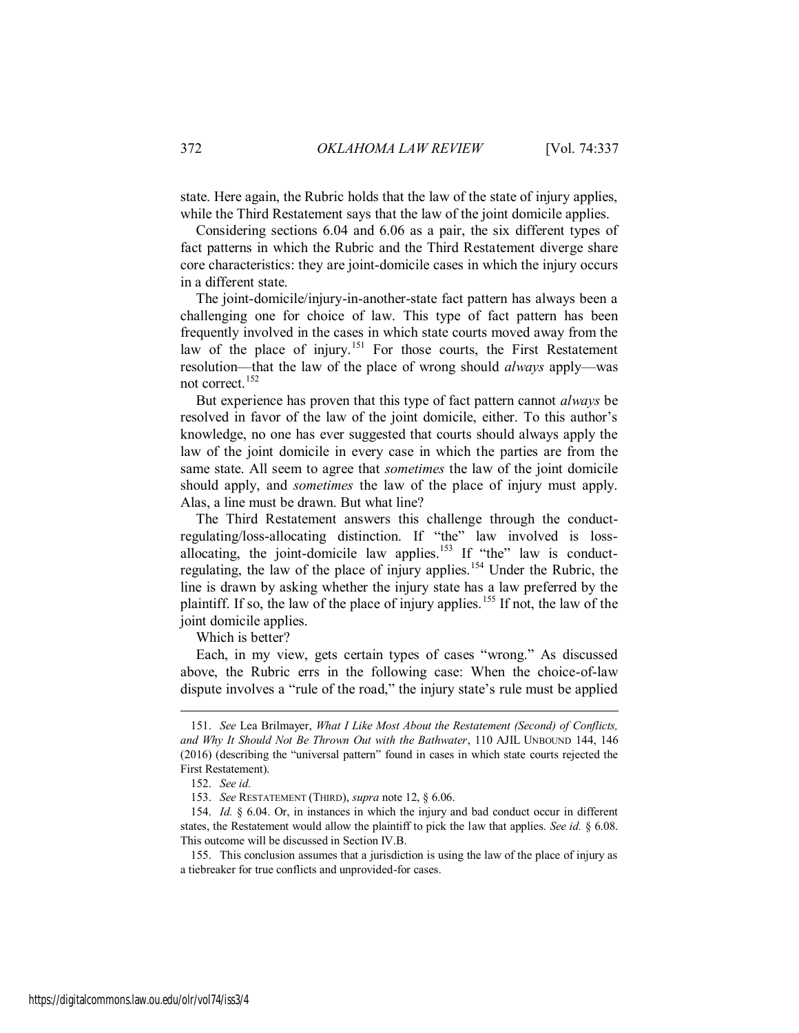state. Here again, the Rubric holds that the law of the state of injury applies, while the Third Restatement says that the law of the joint domicile applies.

Considering sections 6.04 and 6.06 as a pair, the six different types of fact patterns in which the Rubric and the Third Restatement diverge share core characteristics: they are joint-domicile cases in which the injury occurs in a different state.

The joint-domicile/injury-in-another-state fact pattern has always been a challenging one for choice of law. This type of fact pattern has been frequently involved in the cases in which state courts moved away from the law of the place of injury.[151] For those courts, the First Restatement resolution—that the law of the place of wrong should *always* apply—was not correct.[152]

But experience has proven that this type of fact pattern cannot *always* be resolved in favor of the law of the joint domicile, either. To this author's knowledge, no one has ever suggested that courts should always apply the law of the joint domicile in every case in which the parties are from the same state. All seem to agree that *sometimes* the law of the joint domicile should apply, and *sometimes* the law of the place of injury must apply. Alas, a line must be drawn. But what line?

The Third Restatement answers this challenge through the conduct-regulating/loss-allocating distinction. If "the" law involved is loss-allocating, the joint-domicile law applies.[153] If "the" law is conduct-regulating, the law of the place of injury applies.[154] Under the Rubric, the line is drawn by asking whether the injury state has a law preferred by the plaintiff. If so, the law of the place of injury applies.[155] If not, the law of the joint domicile applies.

Which is better?

Each, in my view, gets certain types of cases "wrong." As discussed above, the Rubric errs in the following case: When the choice-of-law dispute involves a "rule of the road," the injury state's rule must be applied

---

151. *See* Lea Brilmayer, *What I Like Most About the Restatement (Second) of Conflicts, and Why It Should Not Be Thrown Out with the Bathwater*, 110 AJIL UNBOUND 144, 146 (2016) (describing the "universal pattern" found in cases in which state courts rejected the First Restatement).

152. *See id.*

153. *See* RESTATEMENT (THIRD), *supra* note 12, § 6.06.

154. *Id.* § 6.04. Or, in instances in which the injury and bad conduct occur in different states, the Restatement would allow the plaintiff to pick the law that applies. *See id.* § 6.08. This outcome will be discussed in Section IV.B.

155. This conclusion assumes that a jurisdiction is using the law of the place of injury as a tiebreaker for true conflicts and unprovided-for cases.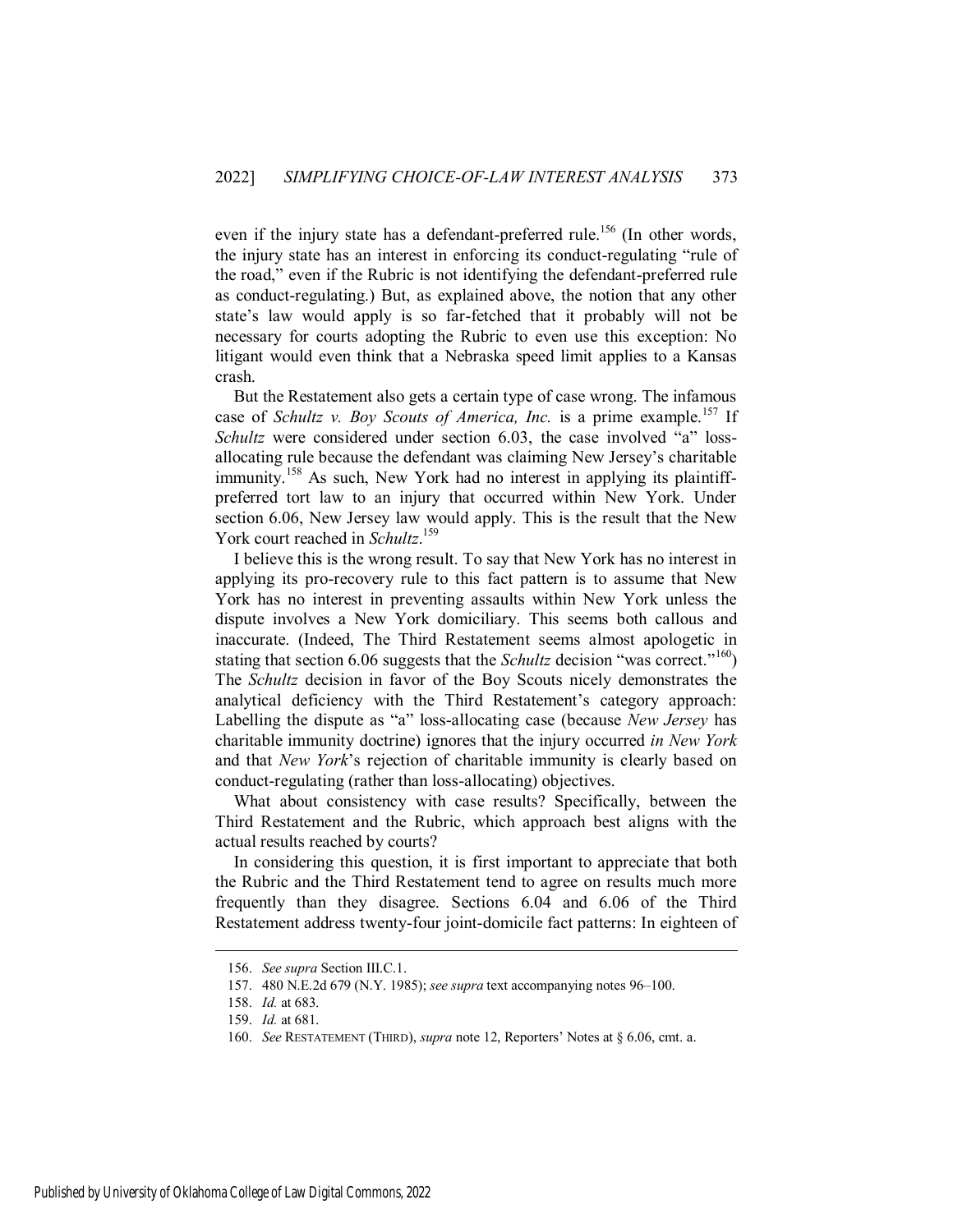even if the injury state has a defendant-preferred rule.[156] (In other words, the injury state has an interest in enforcing its conduct-regulating "rule of the road," even if the Rubric is not identifying the defendant-preferred rule as conduct-regulating.) But, as explained above, the notion that any other state's law would apply is so far-fetched that it probably will not be necessary for courts adopting the Rubric to even use this exception: No litigant would even think that a Nebraska speed limit applies to a Kansas crash.

But the Restatement also gets a certain type of case wrong. The infamous case of *Schultz v. Boy Scouts of America, Inc.* is a prime example.[157] If *Schultz* were considered under section 6.03, the case involved "a" loss-allocating rule because the defendant was claiming New Jersey's charitable immunity.[158] As such, New York had no interest in applying its plaintiff-preferred tort law to an injury that occurred within New York. Under section 6.06, New Jersey law would apply. This is the result that the New York court reached in *Schultz*.[159]

I believe this is the wrong result. To say that New York has no interest in applying its pro-recovery rule to this fact pattern is to assume that New York has no interest in preventing assaults within New York unless the dispute involves a New York domiciliary. This seems both callous and inaccurate. (Indeed, The Third Restatement seems almost apologetic in stating that section 6.06 suggests that the *Schultz* decision "was correct."[160]) The *Schultz* decision in favor of the Boy Scouts nicely demonstrates the analytical deficiency with the Third Restatement's category approach: Labelling the dispute as "a" loss-allocating case (because *New Jersey* has charitable immunity doctrine) ignores that the injury occurred *in New York* and that *New York*'s rejection of charitable immunity is clearly based on conduct-regulating (rather than loss-allocating) objectives.

What about consistency with case results? Specifically, between the Third Restatement and the Rubric, which approach best aligns with the actual results reached by courts?

In considering this question, it is first important to appreciate that both the Rubric and the Third Restatement tend to agree on results much more frequently than they disagree. Sections 6.04 and 6.06 of the Third Restatement address twenty-four joint-domicile fact patterns: In eighteen of

---

156. *See supra* Section III.C.1.

157. 480 N.E.2d 679 (N.Y. 1985); *see supra* text accompanying notes 96–100.

158. *Id.* at 683.

159. *Id.* at 681.

160. *See* RESTATEMENT (THIRD), *supra* note 12, Reporters' Notes at § 6.06, cmt. a.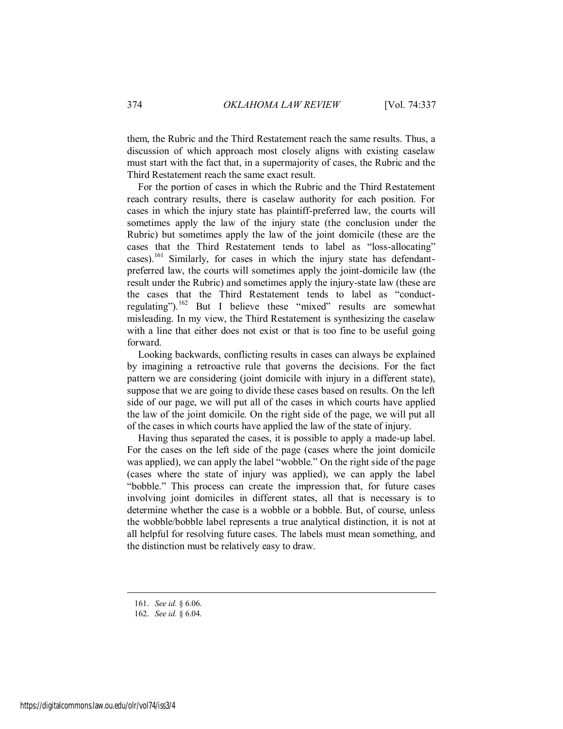them, the Rubric and the Third Restatement reach the same results. Thus, a discussion of which approach most closely aligns with existing caselaw must start with the fact that, in a supermajority of cases, the Rubric and the Third Restatement reach the same exact result.

For the portion of cases in which the Rubric and the Third Restatement reach contrary results, there is caselaw authority for each position. For cases in which the injury state has plaintiff-preferred law, the courts will sometimes apply the law of the injury state (the conclusion under the Rubric) but sometimes apply the law of the joint domicile (these are the cases that the Third Restatement tends to label as "loss-allocating" cases).[161] Similarly, for cases in which the injury state has defendant-preferred law, the courts will sometimes apply the joint-domicile law (the result under the Rubric) and sometimes apply the injury-state law (these are the cases that the Third Restatement tends to label as "conduct-regulating").[162] But I believe these "mixed" results are somewhat misleading. In my view, the Third Restatement is synthesizing the caselaw with a line that either does not exist or that is too fine to be useful going forward.

Looking backwards, conflicting results in cases can always be explained by imagining a retroactive rule that governs the decisions. For the fact pattern we are considering (joint domicile with injury in a different state), suppose that we are going to divide these cases based on results. On the left side of our page, we will put all of the cases in which courts have applied the law of the joint domicile. On the right side of the page, we will put all of the cases in which courts have applied the law of the state of injury.

Having thus separated the cases, it is possible to apply a made-up label. For the cases on the left side of the page (cases where the joint domicile was applied), we can apply the label "wobble." On the right side of the page (cases where the state of injury was applied), we can apply the label "bobble." This process can create the impression that, for future cases involving joint domiciles in different states, all that is necessary is to determine whether the case is a wobble or a bobble. But, of course, unless the wobble/bobble label represents a true analytical distinction, it is not at all helpful for resolving future cases. The labels must mean something, and the distinction must be relatively easy to draw.

161. *See id.* § 6.06.

162. *See id.* § 6.04.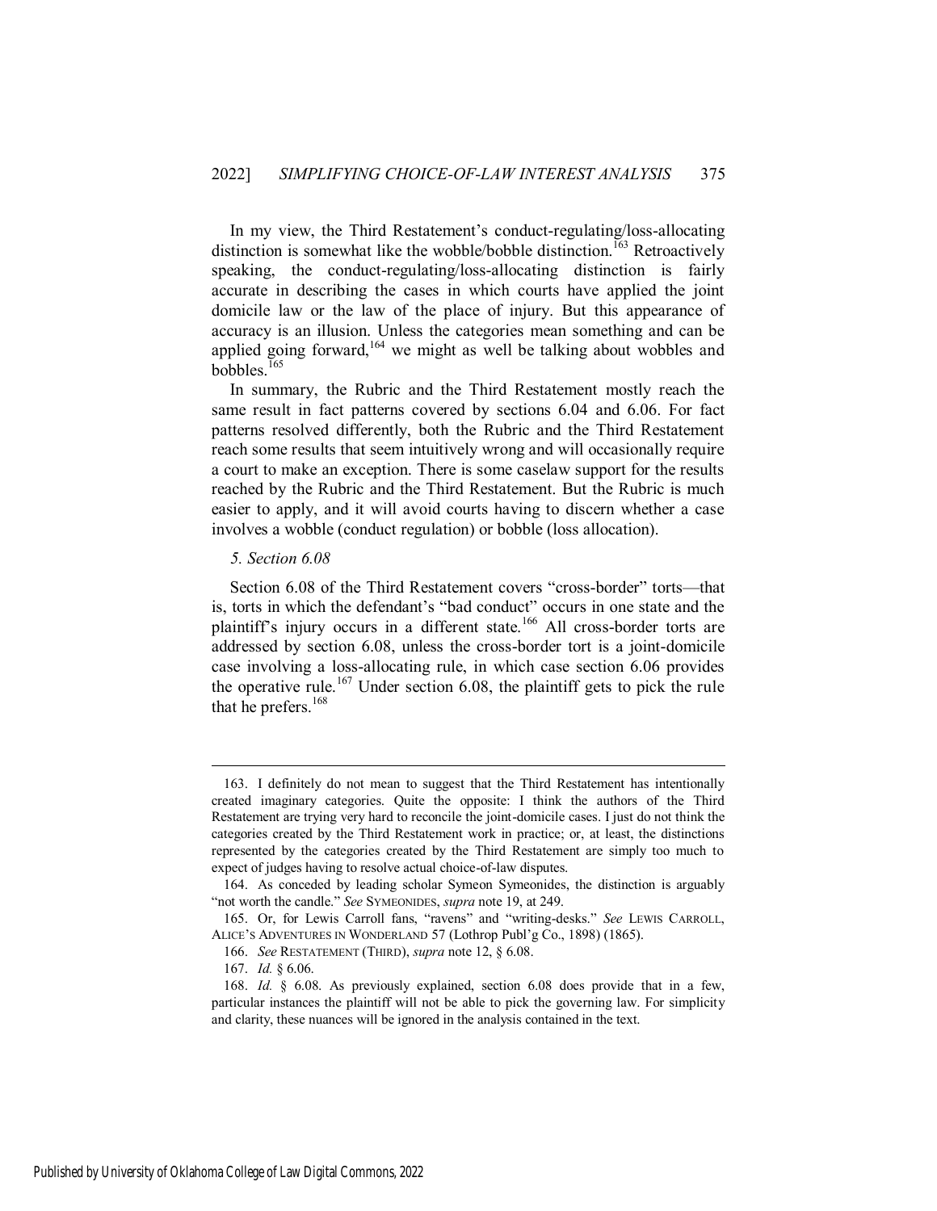In my view, the Third Restatement's conduct-regulating/loss-allocating distinction is somewhat like the wobble/bobble distinction.[163] Retroactively speaking, the conduct-regulating/loss-allocating distinction is fairly accurate in describing the cases in which courts have applied the joint domicile law or the law of the place of injury. But this appearance of accuracy is an illusion. Unless the categories mean something and can be applied going forward,[164] we might as well be talking about wobbles and bobbles.[165]

In summary, the Rubric and the Third Restatement mostly reach the same result in fact patterns covered by sections 6.04 and 6.06. For fact patterns resolved differently, both the Rubric and the Third Restatement reach some results that seem intuitively wrong and will occasionally require a court to make an exception. There is some caselaw support for the results reached by the Rubric and the Third Restatement. But the Rubric is much easier to apply, and it will avoid courts having to discern whether a case involves a wobble (conduct regulation) or bobble (loss allocation).

*5. Section 6.08*

Section 6.08 of the Third Restatement covers "cross-border" torts—that is, torts in which the defendant's "bad conduct" occurs in one state and the plaintiff's injury occurs in a different state.[166] All cross-border torts are addressed by section 6.08, unless the cross-border tort is a joint-domicile case involving a loss-allocating rule, in which case section 6.06 provides the operative rule.[167] Under section 6.08, the plaintiff gets to pick the rule that he prefers.[168]

---

163. I definitely do not mean to suggest that the Third Restatement has intentionally created imaginary categories. Quite the opposite: I think the authors of the Third Restatement are trying very hard to reconcile the joint-domicile cases. I just do not think the categories created by the Third Restatement work in practice; or, at least, the distinctions represented by the categories created by the Third Restatement are simply too much to expect of judges having to resolve actual choice-of-law disputes.

164. As conceded by leading scholar Symeon Symeonides, the distinction is arguably "not worth the candle." *See* SYMEONIDES, *supra* note 19, at 249.

165. Or, for Lewis Carroll fans, "ravens" and "writing-desks." *See* LEWIS CARROLL, ALICE'S ADVENTURES IN WONDERLAND 57 (Lothrop Publ'g Co., 1898) (1865).

166. *See* RESTATEMENT (THIRD), *supra* note 12, § 6.08.

167. *Id.* § 6.06.

168. *Id.* § 6.08. As previously explained, section 6.08 does provide that in a few, particular instances the plaintiff will not be able to pick the governing law. For simplicity and clarity, these nuances will be ignored in the analysis contained in the text.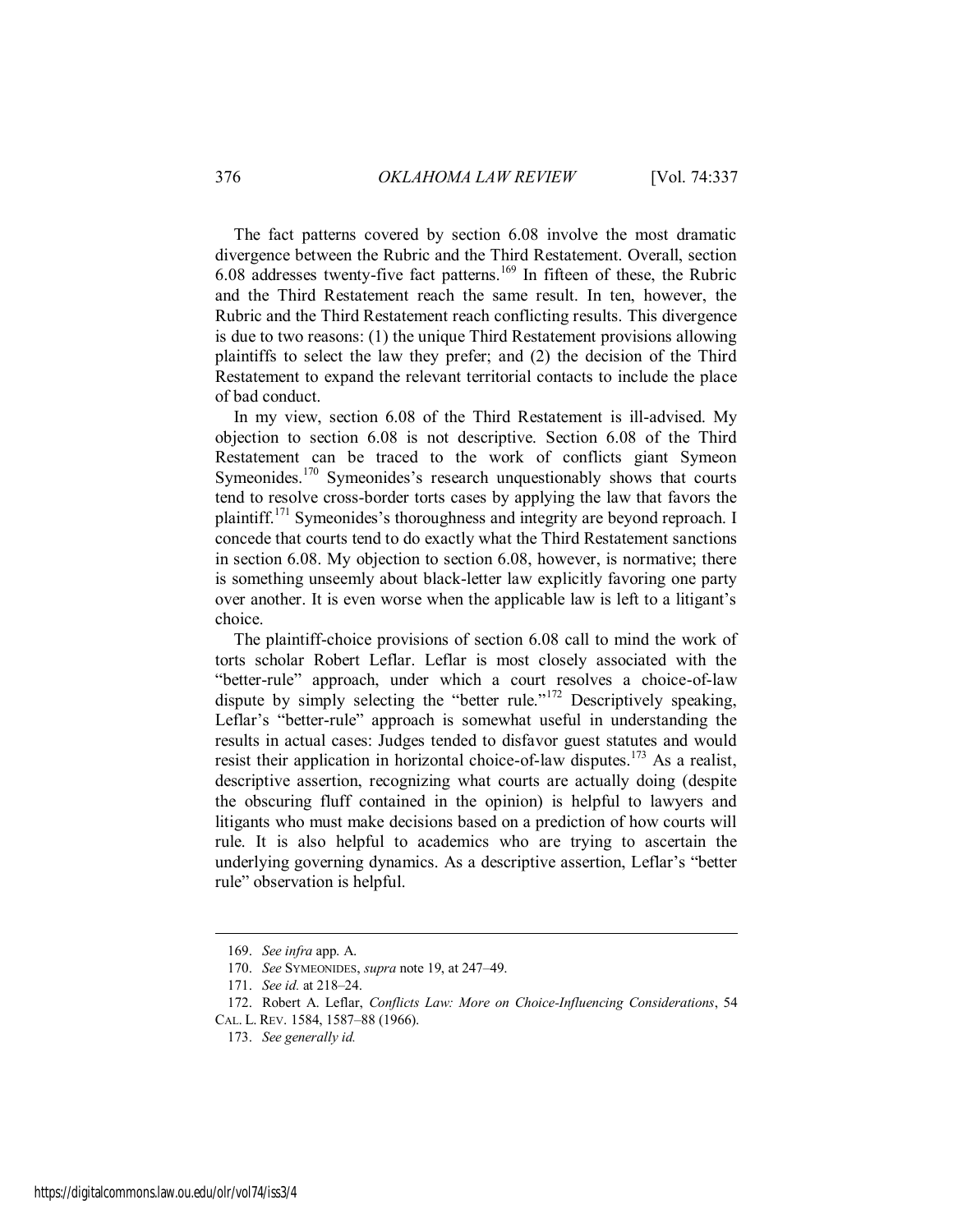The fact patterns covered by section 6.08 involve the most dramatic divergence between the Rubric and the Third Restatement. Overall, section 6.08 addresses twenty-five fact patterns.[169] In fifteen of these, the Rubric and the Third Restatement reach the same result. In ten, however, the Rubric and the Third Restatement reach conflicting results. This divergence is due to two reasons: (1) the unique Third Restatement provisions allowing plaintiffs to select the law they prefer; and (2) the decision of the Third Restatement to expand the relevant territorial contacts to include the place of bad conduct.

In my view, section 6.08 of the Third Restatement is ill-advised. My objection to section 6.08 is not descriptive. Section 6.08 of the Third Restatement can be traced to the work of conflicts giant Symeon Symeonides.[170] Symeonides's research unquestionably shows that courts tend to resolve cross-border torts cases by applying the law that favors the plaintiff.[171] Symeonides's thoroughness and integrity are beyond reproach. I concede that courts tend to do exactly what the Third Restatement sanctions in section 6.08. My objection to section 6.08, however, is normative; there is something unseemly about black-letter law explicitly favoring one party over another. It is even worse when the applicable law is left to a litigant's choice.

The plaintiff-choice provisions of section 6.08 call to mind the work of torts scholar Robert Leflar. Leflar is most closely associated with the "better-rule" approach, under which a court resolves a choice-of-law dispute by simply selecting the "better rule."[172] Descriptively speaking, Leflar's "better-rule" approach is somewhat useful in understanding the results in actual cases: Judges tended to disfavor guest statutes and would resist their application in horizontal choice-of-law disputes.[173] As a realist, descriptive assertion, recognizing what courts are actually doing (despite the obscuring fluff contained in the opinion) is helpful to lawyers and litigants who must make decisions based on a prediction of how courts will rule. It is also helpful to academics who are trying to ascertain the underlying governing dynamics. As a descriptive assertion, Leflar's "better rule" observation is helpful.

---

169. *See infra* app. A.

170. *See* SYMEONIDES, *supra* note 19, at 247–49.

171. *See id.* at 218–24.

172. Robert A. Leflar, *Conflicts Law: More on Choice-Influencing Considerations*, 54 CAL. L. REV. 1584, 1587–88 (1966).

173. *See generally id.*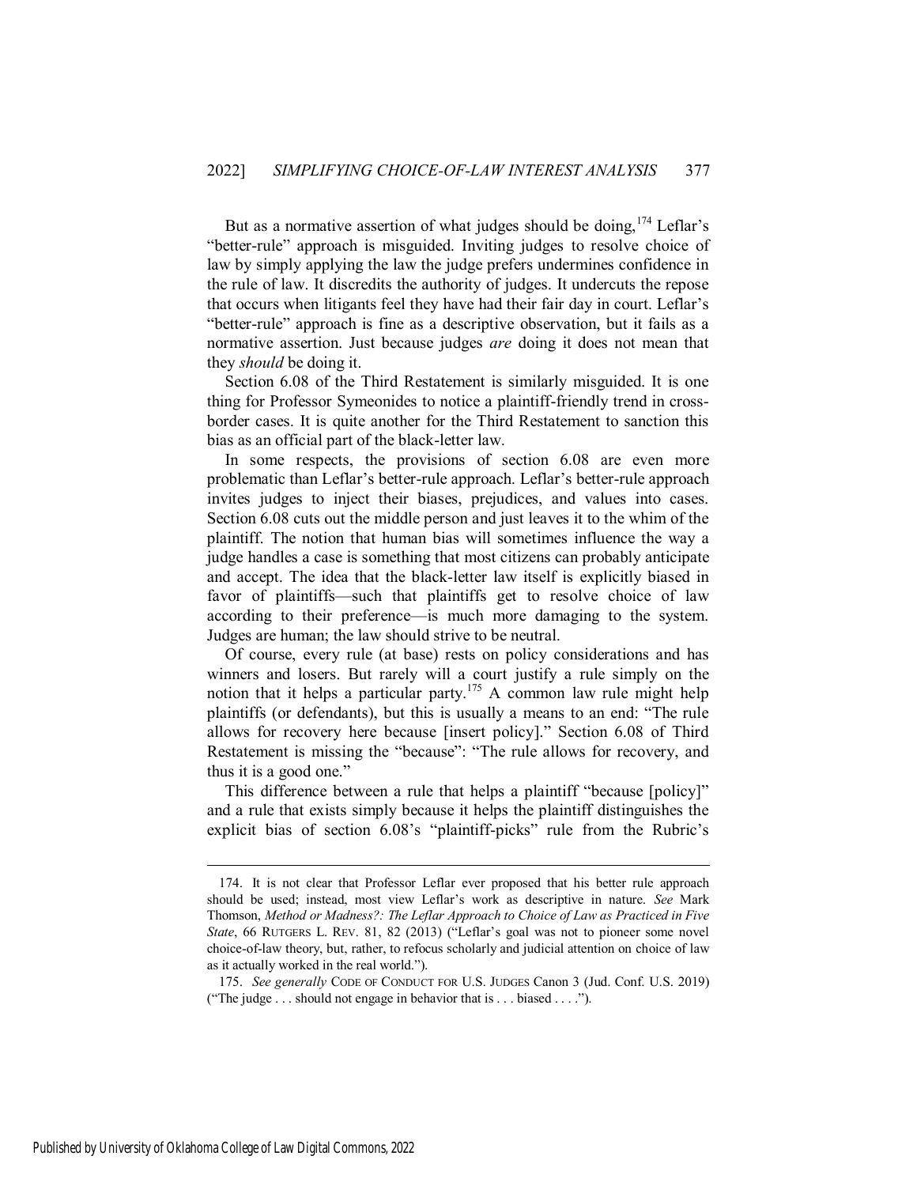But as a normative assertion of what judges should be doing,[174] Leflar's "better-rule" approach is misguided. Inviting judges to resolve choice of law by simply applying the law the judge prefers undermines confidence in the rule of law. It discredits the authority of judges. It undercuts the repose that occurs when litigants feel they have had their fair day in court. Leflar's "better-rule" approach is fine as a descriptive observation, but it fails as a normative assertion. Just because judges *are* doing it does not mean that they *should* be doing it.

Section 6.08 of the Third Restatement is similarly misguided. It is one thing for Professor Symeonides to notice a plaintiff-friendly trend in cross-border cases. It is quite another for the Third Restatement to sanction this bias as an official part of the black-letter law.

In some respects, the provisions of section 6.08 are even more problematic than Leflar's better-rule approach. Leflar's better-rule approach invites judges to inject their biases, prejudices, and values into cases. Section 6.08 cuts out the middle person and just leaves it to the whim of the plaintiff. The notion that human bias will sometimes influence the way a judge handles a case is something that most citizens can probably anticipate and accept. The idea that the black-letter law itself is explicitly biased in favor of plaintiffs—such that plaintiffs get to resolve choice of law according to their preference—is much more damaging to the system. Judges are human; the law should strive to be neutral.

Of course, every rule (at base) rests on policy considerations and has winners and losers. But rarely will a court justify a rule simply on the notion that it helps a particular party.[175] A common law rule might help plaintiffs (or defendants), but this is usually a means to an end: "The rule allows for recovery here because [insert policy]." Section 6.08 of Third Restatement is missing the "because": "The rule allows for recovery, and thus it is a good one."

This difference between a rule that helps a plaintiff "because [policy]" and a rule that exists simply because it helps the plaintiff distinguishes the explicit bias of section 6.08's "plaintiff-picks" rule from the Rubric's

---

174. It is not clear that Professor Leflar ever proposed that his better rule approach should be used; instead, most view Leflar's work as descriptive in nature. *See* Mark Thomson, *Method or Madness?: The Leflar Approach to Choice of Law as Practiced in Five State*, 66 RUTGERS L. REV. 81, 82 (2013) ("Leflar's goal was not to pioneer some novel choice-of-law theory, but, rather, to refocus scholarly and judicial attention on choice of law as it actually worked in the real world.").

175. *See generally* CODE OF CONDUCT FOR U.S. JUDGES Canon 3 (Jud. Conf. U.S. 2019) ("The judge . . . should not engage in behavior that is . . . biased . . . .").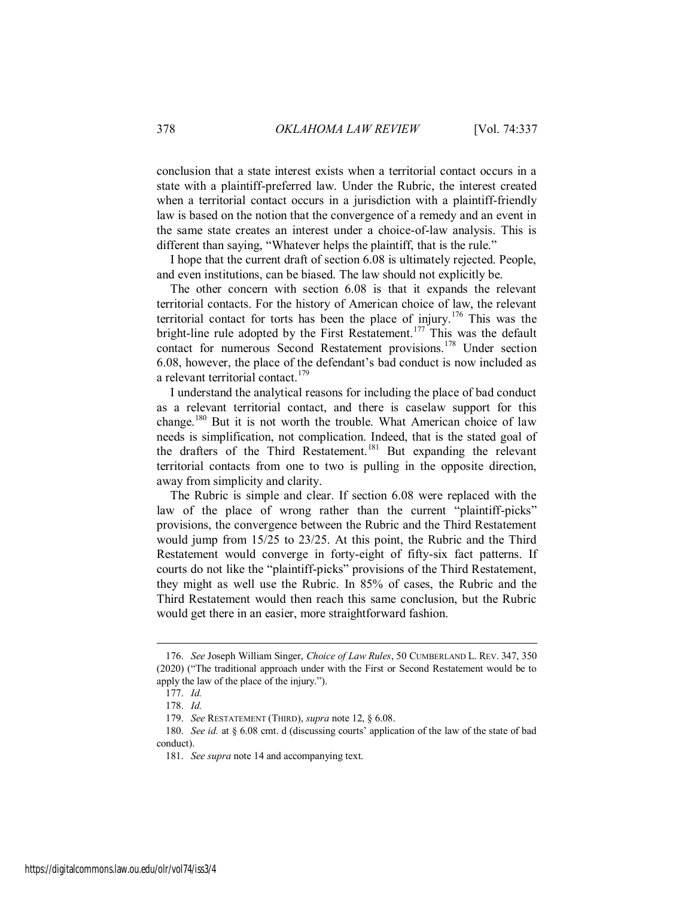conclusion that a state interest exists when a territorial contact occurs in a state with a plaintiff-preferred law. Under the Rubric, the interest created when a territorial contact occurs in a jurisdiction with a plaintiff-friendly law is based on the notion that the convergence of a remedy and an event in the same state creates an interest under a choice-of-law analysis. This is different than saying, "Whatever helps the plaintiff, that is the rule."

I hope that the current draft of section 6.08 is ultimately rejected. People, and even institutions, can be biased. The law should not explicitly be.

The other concern with section 6.08 is that it expands the relevant territorial contacts. For the history of American choice of law, the relevant territorial contact for torts has been the place of injury.[176] This was the bright-line rule adopted by the First Restatement.[177] This was the default contact for numerous Second Restatement provisions.[178] Under section 6.08, however, the place of the defendant's bad conduct is now included as a relevant territorial contact.[179]

I understand the analytical reasons for including the place of bad conduct as a relevant territorial contact, and there is caselaw support for this change.[180] But it is not worth the trouble. What American choice of law needs is simplification, not complication. Indeed, that is the stated goal of the drafters of the Third Restatement.[181] But expanding the relevant territorial contacts from one to two is pulling in the opposite direction, away from simplicity and clarity.

The Rubric is simple and clear. If section 6.08 were replaced with the law of the place of wrong rather than the current "plaintiff-picks" provisions, the convergence between the Rubric and the Third Restatement would jump from 15/25 to 23/25. At this point, the Rubric and the Third Restatement would converge in forty-eight of fifty-six fact patterns. If courts do not like the "plaintiff-picks" provisions of the Third Restatement, they might as well use the Rubric. In 85% of cases, the Rubric and the Third Restatement would then reach this same conclusion, but the Rubric would get there in an easier, more straightforward fashion.

---

176. *See* Joseph William Singer, *Choice of Law Rules*, 50 CUMBERLAND L. REV. 347, 350 (2020) ("The traditional approach under with the First or Second Restatement would be to apply the law of the place of the injury.").

177. *Id.*

178. *Id.*

179. *See* RESTATEMENT (THIRD), *supra* note 12, § 6.08.

180. *See id.* at § 6.08 cmt. d (discussing courts' application of the law of the state of bad conduct).

181. *See supra* note 14 and accompanying text.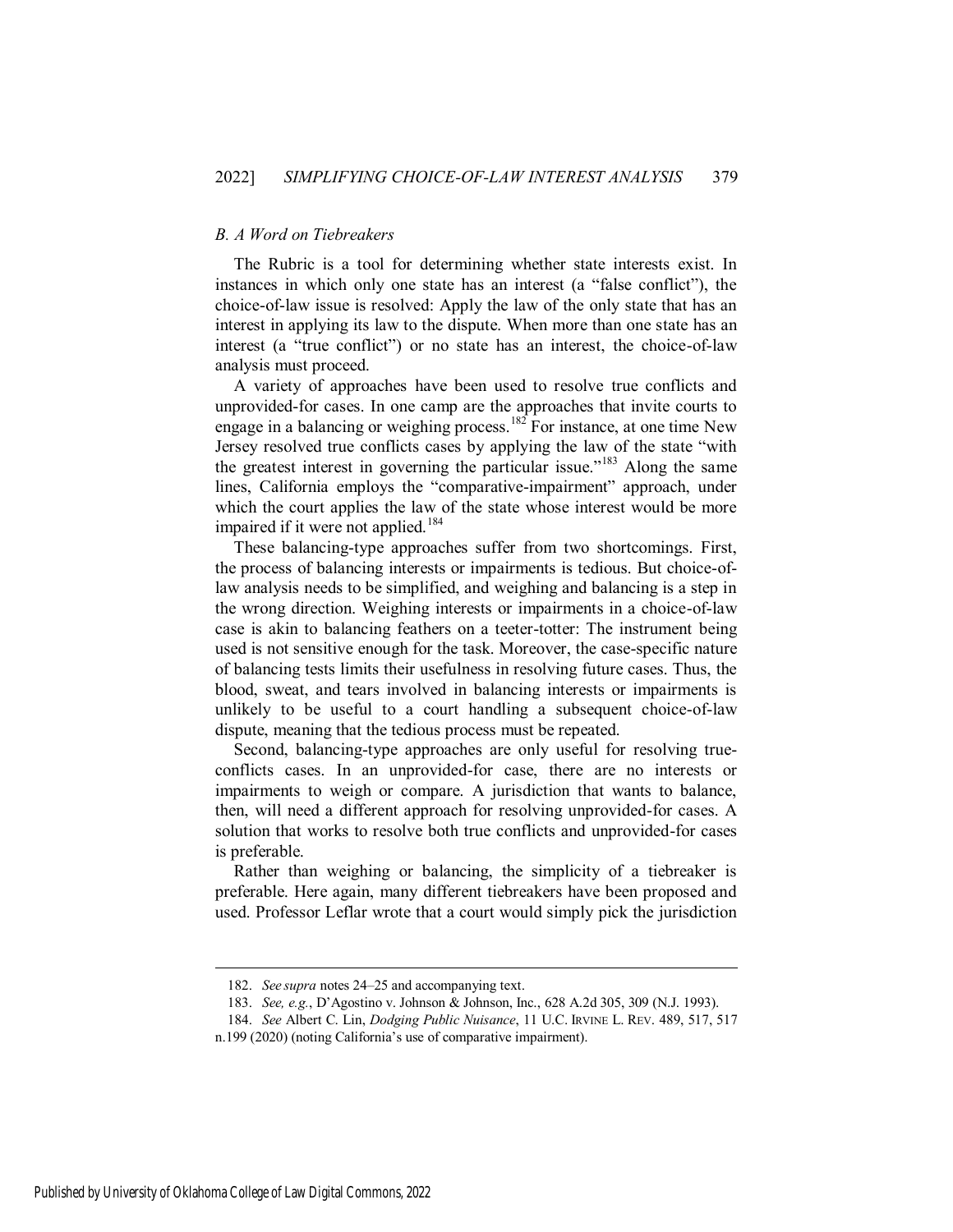### *B. A Word on Tiebreakers*

The Rubric is a tool for determining whether state interests exist. In instances in which only one state has an interest (a "false conflict"), the choice-of-law issue is resolved: Apply the law of the only state that has an interest in applying its law to the dispute. When more than one state has an interest (a "true conflict") or no state has an interest, the choice-of-law analysis must proceed.

A variety of approaches have been used to resolve true conflicts and unprovided-for cases. In one camp are the approaches that invite courts to engage in a balancing or weighing process.[182] For instance, at one time New Jersey resolved true conflicts cases by applying the law of the state "with the greatest interest in governing the particular issue."[183] Along the same lines, California employs the "comparative-impairment" approach, under which the court applies the law of the state whose interest would be more impaired if it were not applied.[184]

These balancing-type approaches suffer from two shortcomings. First, the process of balancing interests or impairments is tedious. But choice-of-law analysis needs to be simplified, and weighing and balancing is a step in the wrong direction. Weighing interests or impairments in a choice-of-law case is akin to balancing feathers on a teeter-totter: The instrument being used is not sensitive enough for the task. Moreover, the case-specific nature of balancing tests limits their usefulness in resolving future cases. Thus, the blood, sweat, and tears involved in balancing interests or impairments is unlikely to be useful to a court handling a subsequent choice-of-law dispute, meaning that the tedious process must be repeated.

Second, balancing-type approaches are only useful for resolving true-conflicts cases. In an unprovided-for case, there are no interests or impairments to weigh or compare. A jurisdiction that wants to balance, then, will need a different approach for resolving unprovided-for cases. A solution that works to resolve both true conflicts and unprovided-for cases is preferable.

Rather than weighing or balancing, the simplicity of a tiebreaker is preferable. Here again, many different tiebreakers have been proposed and used. Professor Leflar wrote that a court would simply pick the jurisdiction

---

182. *See supra* notes 24–25 and accompanying text.

183. *See, e.g.*, D'Agostino v. Johnson & Johnson, Inc., 628 A.2d 305, 309 (N.J. 1993).

184. *See* Albert C. Lin, *Dodging Public Nuisance*, 11 U.C. IRVINE L. REV. 489, 517, 517 n.199 (2020) (noting California's use of comparative impairment).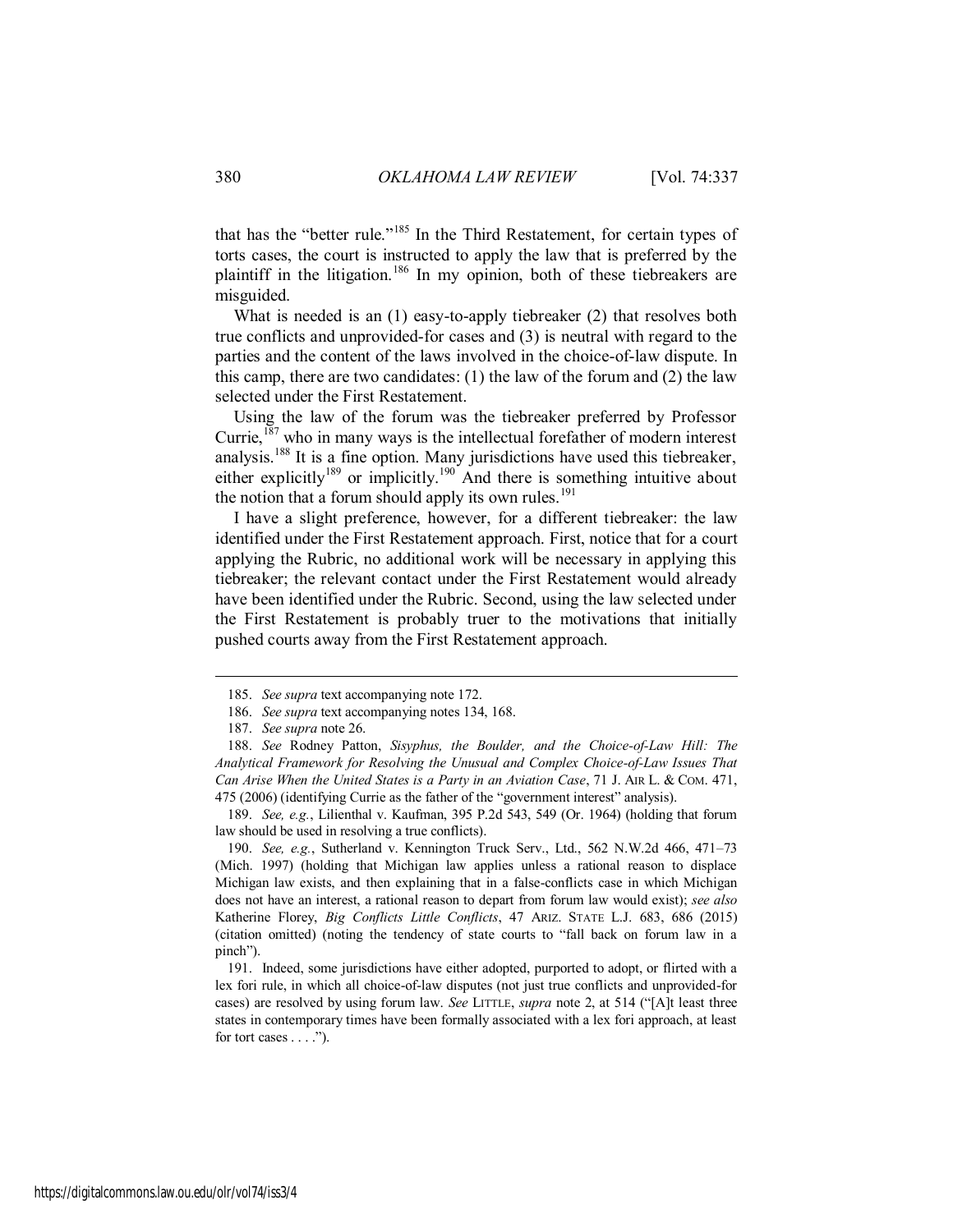that has the "better rule."[185] In the Third Restatement, for certain types of torts cases, the court is instructed to apply the law that is preferred by the plaintiff in the litigation.[186] In my opinion, both of these tiebreakers are misguided.

What is needed is an (1) easy-to-apply tiebreaker (2) that resolves both true conflicts and unprovided-for cases and (3) is neutral with regard to the parties and the content of the laws involved in the choice-of-law dispute. In this camp, there are two candidates: (1) the law of the forum and (2) the law selected under the First Restatement.

Using the law of the forum was the tiebreaker preferred by Professor Currie,[187] who in many ways is the intellectual forefather of modern interest analysis.[188] It is a fine option. Many jurisdictions have used this tiebreaker, either explicitly[189] or implicitly.[190] And there is something intuitive about the notion that a forum should apply its own rules.[191]

I have a slight preference, however, for a different tiebreaker: the law identified under the First Restatement approach. First, notice that for a court applying the Rubric, no additional work will be necessary in applying this tiebreaker; the relevant contact under the First Restatement would already have been identified under the Rubric. Second, using the law selected under the First Restatement is probably truer to the motivations that initially pushed courts away from the First Restatement approach.

---

185. *See supra* text accompanying note 172.

186. *See supra* text accompanying notes 134, 168.

187. *See supra* note 26.

188. *See* Rodney Patton, *Sisyphus, the Boulder, and the Choice-of-Law Hill: The Analytical Framework for Resolving the Unusual and Complex Choice-of-Law Issues That Can Arise When the United States is a Party in an Aviation Case*, 71 J. AIR L. & COM. 471, 475 (2006) (identifying Currie as the father of the "government interest" analysis).

189. *See, e.g.*, Lilienthal v. Kaufman, 395 P.2d 543, 549 (Or. 1964) (holding that forum law should be used in resolving a true conflicts).

190. *See, e.g.*, Sutherland v. Kennington Truck Serv., Ltd., 562 N.W.2d 466, 471–73 (Mich. 1997) (holding that Michigan law applies unless a rational reason to displace Michigan law exists, and then explaining that in a false-conflicts case in which Michigan does not have an interest, a rational reason to depart from forum law would exist); *see also* Katherine Florey, *Big Conflicts Little Conflicts*, 47 ARIZ. STATE L.J. 683, 686 (2015) (citation omitted) (noting the tendency of state courts to "fall back on forum law in a pinch").

191. Indeed, some jurisdictions have either adopted, purported to adopt, or flirted with a lex fori rule, in which all choice-of-law disputes (not just true conflicts and unprovided-for cases) are resolved by using forum law. *See* LITTLE, *supra* note 2, at 514 ("[A]t least three states in contemporary times have been formally associated with a lex fori approach, at least for tort cases . . . .").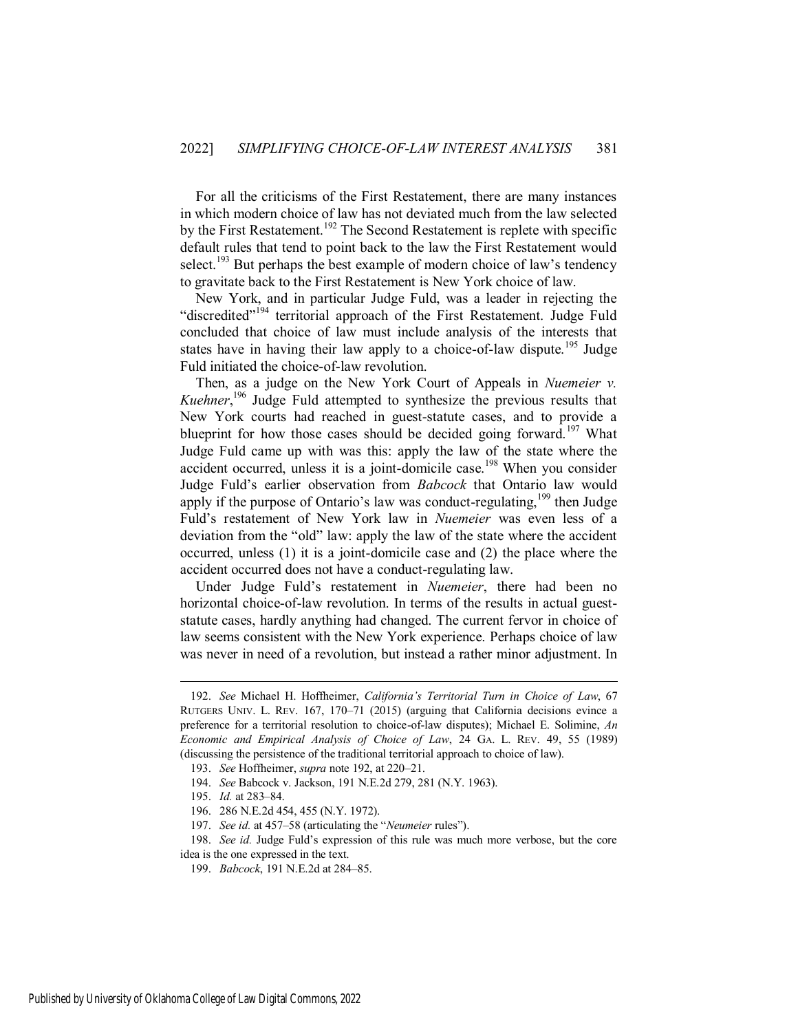For all the criticisms of the First Restatement, there are many instances in which modern choice of law has not deviated much from the law selected by the First Restatement.[192] The Second Restatement is replete with specific default rules that tend to point back to the law the First Restatement would select.[193] But perhaps the best example of modern choice of law's tendency to gravitate back to the First Restatement is New York choice of law.

New York, and in particular Judge Fuld, was a leader in rejecting the "discredited"[194] territorial approach of the First Restatement. Judge Fuld concluded that choice of law must include analysis of the interests that states have in having their law apply to a choice-of-law dispute.[195] Judge Fuld initiated the choice-of-law revolution.

Then, as a judge on the New York Court of Appeals in *Nuemeier v. Kuehner*,[196] Judge Fuld attempted to synthesize the previous results that New York courts had reached in guest-statute cases, and to provide a blueprint for how those cases should be decided going forward.[197] What Judge Fuld came up with was this: apply the law of the state where the accident occurred, unless it is a joint-domicile case.[198] When you consider Judge Fuld's earlier observation from *Babcock* that Ontario law would apply if the purpose of Ontario's law was conduct-regulating,[199] then Judge Fuld's restatement of New York law in *Nuemeier* was even less of a deviation from the "old" law: apply the law of the state where the accident occurred, unless (1) it is a joint-domicile case and (2) the place where the accident occurred does not have a conduct-regulating law.

Under Judge Fuld's restatement in *Nuemeier*, there had been no horizontal choice-of-law revolution. In terms of the results in actual guest-statute cases, hardly anything had changed. The current fervor in choice of law seems consistent with the New York experience. Perhaps choice of law was never in need of a revolution, but instead a rather minor adjustment. In

---

192. *See* Michael H. Hoffheimer, *California's Territorial Turn in Choice of Law*, 67 RUTGERS UNIV. L. REV. 167, 170–71 (2015) (arguing that California decisions evince a preference for a territorial resolution to choice-of-law disputes); Michael E. Solimine, *An Economic and Empirical Analysis of Choice of Law*, 24 GA. L. REV. 49, 55 (1989) (discussing the persistence of the traditional territorial approach to choice of law).

193. *See* Hoffheimer, *supra* note 192, at 220–21.

194. *See* Babcock v. Jackson, 191 N.E.2d 279, 281 (N.Y. 1963).

195. *Id.* at 283–84.

196. 286 N.E.2d 454, 455 (N.Y. 1972).

197. *See id.* at 457–58 (articulating the "*Neumeier* rules").

198. *See id.* Judge Fuld's expression of this rule was much more verbose, but the core idea is the one expressed in the text.

199. *Babcock*, 191 N.E.2d at 284–85.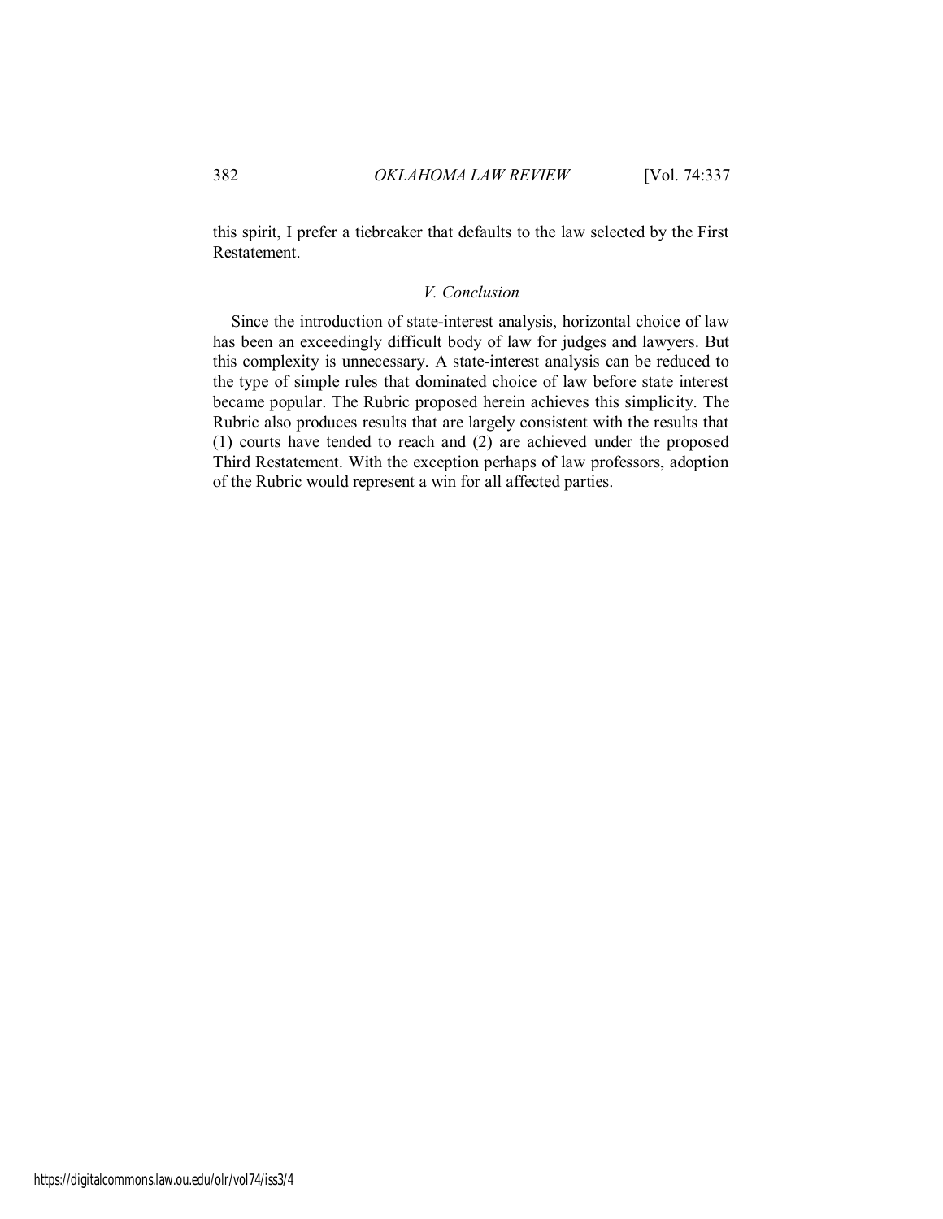this spirit, I prefer a tiebreaker that defaults to the law selected by the First Restatement.

## *V. Conclusion*

Since the introduction of state-interest analysis, horizontal choice of law has been an exceedingly difficult body of law for judges and lawyers. But this complexity is unnecessary. A state-interest analysis can be reduced to the type of simple rules that dominated choice of law before state interest became popular. The Rubric proposed herein achieves this simplicity. The Rubric also produces results that are largely consistent with the results that (1) courts have tended to reach and (2) are achieved under the proposed Third Restatement. With the exception perhaps of law professors, adoption of the Rubric would represent a win for all affected parties.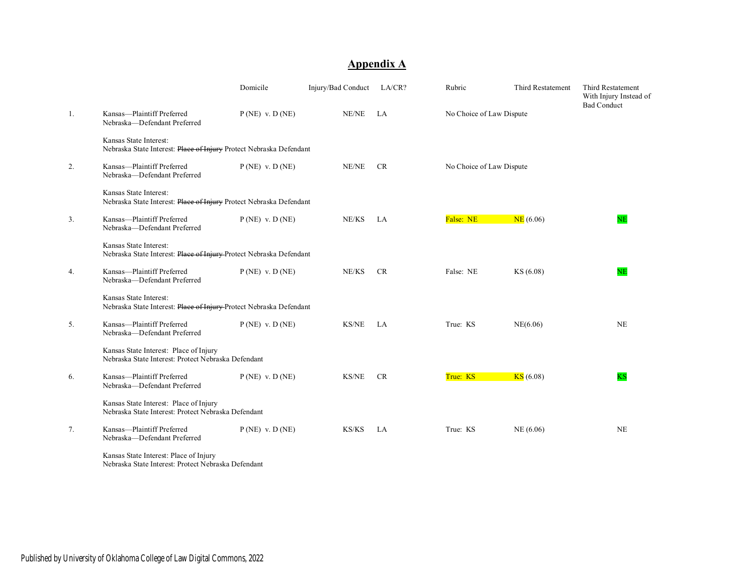## Appendix A

| | | Domicile | Injury/Bad Conduct | LA/CR? | Rubric | Third Restatement | Third Restatement With Injury Instead of Bad Conduct |
|---|---|---|---|---|---|---|---|
| 1. | Kansas—Plaintiff Preferred<br>Nebraska—Defendant Preferred<br><br>Kansas State Interest:<br>Nebraska State Interest: ~~Place of Injury~~ Protect Nebraska Defendant | P (NE) v. D (NE) | NE/NE | LA | No Choice of Law Dispute | | |
| 2. | Kansas—Plaintiff Preferred<br>Nebraska—Defendant Preferred<br><br>Kansas State Interest:<br>Nebraska State Interest: ~~Place of Injury~~ Protect Nebraska Defendant | P (NE) v. D (NE) | NE/NE | CR | No Choice of Law Dispute | | |
| 3. | Kansas—Plaintiff Preferred<br>Nebraska—Defendant Preferred<br><br>Kansas State Interest:<br>Nebraska State Interest: ~~Place of Injury~~ Protect Nebraska Defendant | P (NE) v. D (NE) | NE/KS | LA | False: NE | NE (6.06) | NE |
| 4. | Kansas—Plaintiff Preferred<br>Nebraska—Defendant Preferred<br><br>Kansas State Interest:<br>Nebraska State Interest: ~~Place of Injury~~ Protect Nebraska Defendant | P (NE) v. D (NE) | NE/KS | CR | False: NE | KS (6.08) | NE |
| 5. | Kansas—Plaintiff Preferred<br>Nebraska—Defendant Preferred<br><br>Kansas State Interest: Place of Injury<br>Nebraska State Interest: Protect Nebraska Defendant | P (NE) v. D (NE) | KS/NE | LA | True: KS | NE(6.06) | NE |
| 6. | Kansas—Plaintiff Preferred<br>Nebraska—Defendant Preferred<br><br>Kansas State Interest: Place of Injury<br>Nebraska State Interest: Protect Nebraska Defendant | P (NE) v. D (NE) | KS/NE | CR | True: KS | KS (6.08) | KS |
| 7. | Kansas—Plaintiff Preferred<br>Nebraska—Defendant Preferred<br><br>Kansas State Interest: Place of Injury<br>Nebraska State Interest: Protect Nebraska Defendant | P (NE) v. D (NE) | KS/KS | LA | True: KS | NE (6.06) | NE |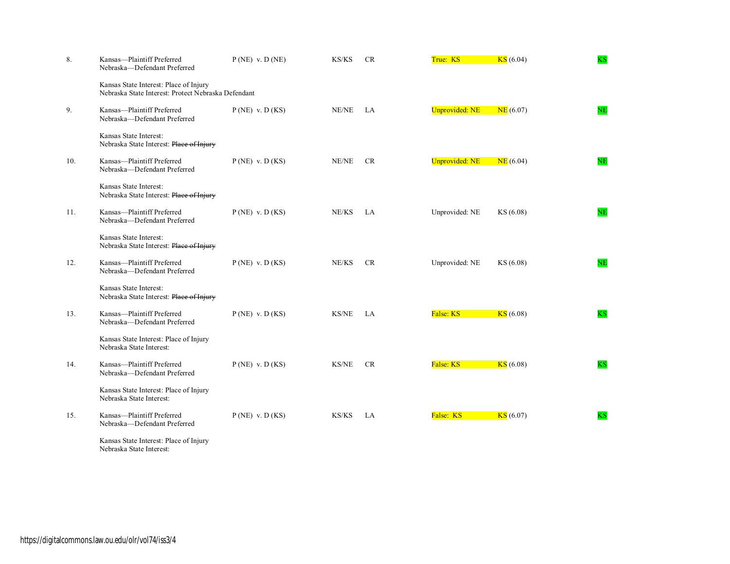| | | | | | | | |
|---|---|---|---|---|---|---|---|
| 8. | Kansas—Plaintiff Preferred<br>Nebraska—Defendant Preferred<br><br>Kansas State Interest: Place of Injury<br>Nebraska State Interest: Protect Nebraska Defendant | P (NE) v. D (NE) | KS/KS | CR | True: KS | KS (6.04) | KS |
| 9. | Kansas—Plaintiff Preferred<br>Nebraska—Defendant Preferred<br><br>Kansas State Interest:<br>Nebraska State Interest: ~~Place of Injury~~ | P (NE) v. D (KS) | NE/NE | LA | Unprovided: NE | NE (6.07) | NE |
| 10. | Kansas—Plaintiff Preferred<br>Nebraska—Defendant Preferred<br><br>Kansas State Interest:<br>Nebraska State Interest: ~~Place of Injury~~ | P (NE) v. D (KS) | NE/NE | CR | Unprovided: NE | NE (6.04) | NE |
| 11. | Kansas—Plaintiff Preferred<br>Nebraska—Defendant Preferred<br><br>Kansas State Interest:<br>Nebraska State Interest: ~~Place of Injury~~ | P (NE) v. D (KS) | NE/KS | LA | Unprovided: NE | KS (6.08) | NE |
| 12. | Kansas—Plaintiff Preferred<br>Nebraska—Defendant Preferred<br><br>Kansas State Interest:<br>Nebraska State Interest: ~~Place of Injury~~ | P (NE) v. D (KS) | NE/KS | CR | Unprovided: NE | KS (6.08) | NE |
| 13. | Kansas—Plaintiff Preferred<br>Nebraska—Defendant Preferred<br><br>Kansas State Interest: Place of Injury<br>Nebraska State Interest: | P (NE) v. D (KS) | KS/NE | LA | False: KS | KS (6.08) | KS |
| 14. | Kansas—Plaintiff Preferred<br>Nebraska—Defendant Preferred<br><br>Kansas State Interest: Place of Injury<br>Nebraska State Interest: | P (NE) v. D (KS) | KS/NE | CR | False: KS | KS (6.08) | KS |
| 15. | Kansas—Plaintiff Preferred<br>Nebraska—Defendant Preferred<br><br>Kansas State Interest: Place of Injury<br>Nebraska State Interest: | P (NE) v. D (KS) | KS/KS | LA | False: KS | KS (6.07) | KS |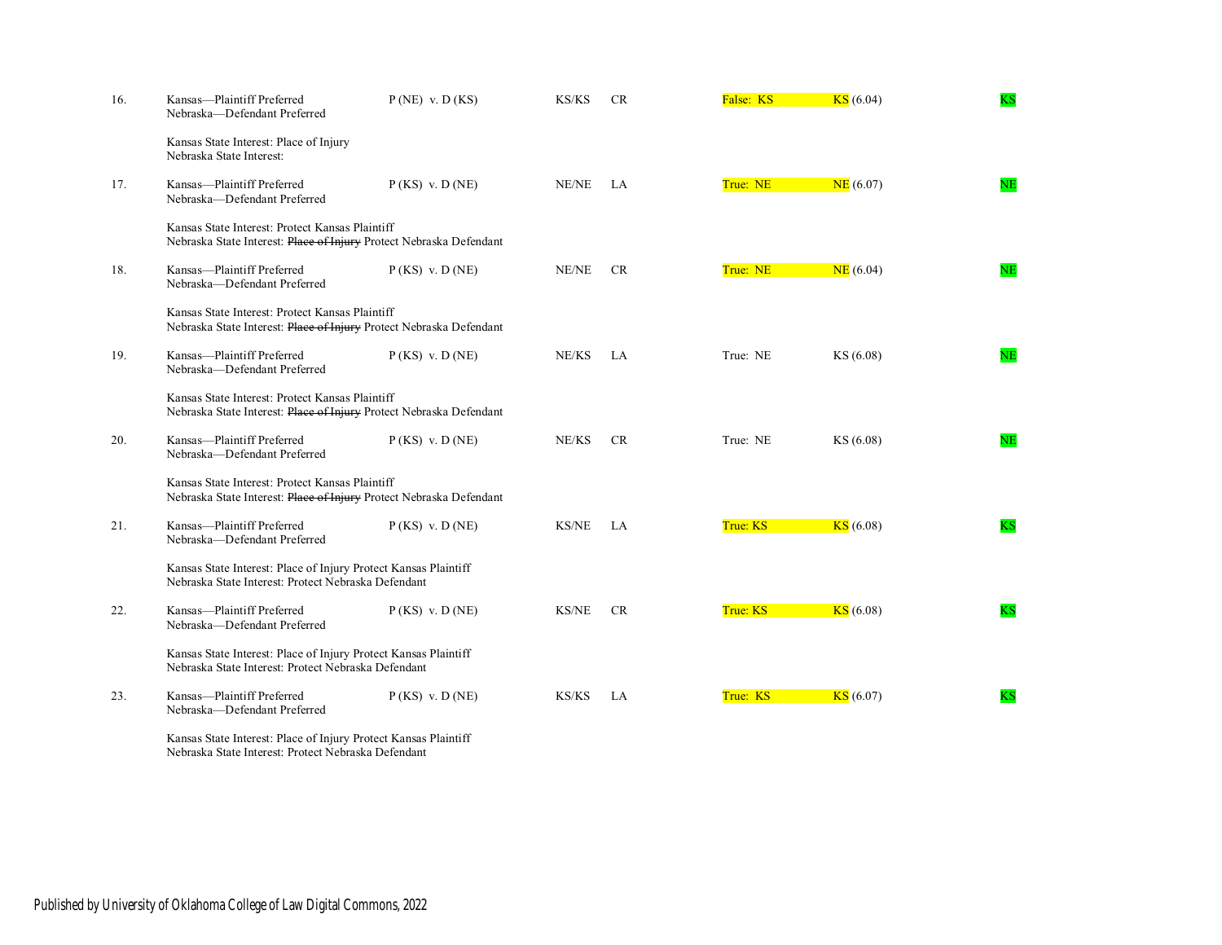| | | | | | | | |
|---|---|---|---|---|---|---|---|
| 16. | Kansas—Plaintiff Preferred<br>Nebraska—Defendant Preferred<br><br>Kansas State Interest: Place of Injury<br>Nebraska State Interest: | P (NE) v. D (KS) | KS/KS | CR | False: KS | KS (6.04) | KS |
| 17. | Kansas—Plaintiff Preferred<br>Nebraska—Defendant Preferred<br><br>Kansas State Interest: Protect Kansas Plaintiff<br>Nebraska State Interest: ~~Place of Injury~~ Protect Nebraska Defendant | P (KS) v. D (NE) | NE/NE | LA | True: NE | NE (6.07) | NE |
| 18. | Kansas—Plaintiff Preferred<br>Nebraska—Defendant Preferred<br><br>Kansas State Interest: Protect Kansas Plaintiff<br>Nebraska State Interest: ~~Place of Injury~~ Protect Nebraska Defendant | P (KS) v. D (NE) | NE/NE | CR | True: NE | NE (6.04) | NE |
| 19. | Kansas—Plaintiff Preferred<br>Nebraska—Defendant Preferred<br><br>Kansas State Interest: Protect Kansas Plaintiff<br>Nebraska State Interest: ~~Place of Injury~~ Protect Nebraska Defendant | P (KS) v. D (NE) | NE/KS | LA | True: NE | KS (6.08) | NE |
| 20. | Kansas—Plaintiff Preferred<br>Nebraska—Defendant Preferred<br><br>Kansas State Interest: Protect Kansas Plaintiff<br>Nebraska State Interest: ~~Place of Injury~~ Protect Nebraska Defendant | P (KS) v. D (NE) | NE/KS | CR | True: NE | KS (6.08) | NE |
| 21. | Kansas—Plaintiff Preferred<br>Nebraska—Defendant Preferred<br><br>Kansas State Interest: Place of Injury Protect Kansas Plaintiff<br>Nebraska State Interest: Protect Nebraska Defendant | P (KS) v. D (NE) | KS/NE | LA | True: KS | KS (6.08) | KS |
| 22. | Kansas—Plaintiff Preferred<br>Nebraska—Defendant Preferred<br><br>Kansas State Interest: Place of Injury Protect Kansas Plaintiff<br>Nebraska State Interest: Protect Nebraska Defendant | P (KS) v. D (NE) | KS/NE | CR | True: KS | KS (6.08) | KS |
| 23. | Kansas—Plaintiff Preferred<br>Nebraska—Defendant Preferred<br><br>Kansas State Interest: Place of Injury Protect Kansas Plaintiff<br>Nebraska State Interest: Protect Nebraska Defendant | P (KS) v. D (NE) | KS/KS | LA | True: KS | KS (6.07) | KS |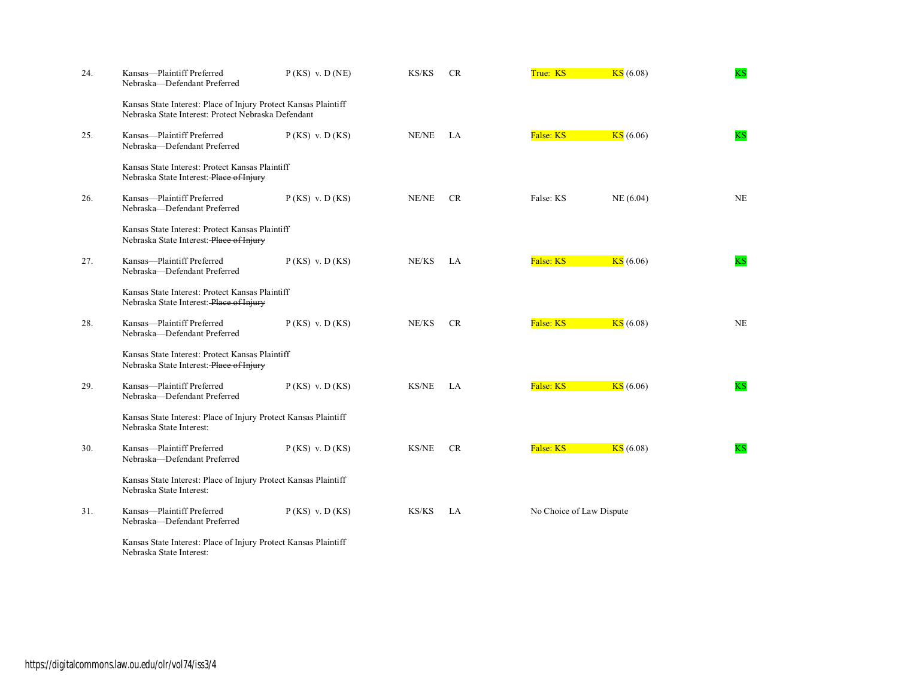| | | | | | | | |
|---|---|---|---|---|---|---|---|
| 24. | Kansas—Plaintiff Preferred<br>Nebraska—Defendant Preferred<br><br>Kansas State Interest: Place of Injury Protect Kansas Plaintiff<br>Nebraska State Interest: Protect Nebraska Defendant | P (KS) v. D (NE) | KS/KS | CR | True: KS | KS (6.08) | KS |
| 25. | Kansas—Plaintiff Preferred<br>Nebraska—Defendant Preferred<br><br>Kansas State Interest: Protect Kansas Plaintiff<br>Nebraska State Interest: ~~Place of Injury~~ | P (KS) v. D (KS) | NE/NE | LA | False: KS | KS (6.06) | KS |
| 26. | Kansas—Plaintiff Preferred<br>Nebraska—Defendant Preferred<br><br>Kansas State Interest: Protect Kansas Plaintiff<br>Nebraska State Interest: ~~Place of Injury~~ | P (KS) v. D (KS) | NE/NE | CR | False: KS | NE (6.04) | NE |
| 27. | Kansas—Plaintiff Preferred<br>Nebraska—Defendant Preferred<br><br>Kansas State Interest: Protect Kansas Plaintiff<br>Nebraska State Interest: ~~Place of Injury~~ | P (KS) v. D (KS) | NE/KS | LA | False: KS | KS (6.06) | KS |
| 28. | Kansas—Plaintiff Preferred<br>Nebraska—Defendant Preferred<br><br>Kansas State Interest: Protect Kansas Plaintiff<br>Nebraska State Interest: ~~Place of Injury~~ | P (KS) v. D (KS) | NE/KS | CR | False: KS | KS (6.08) | NE |
| 29. | Kansas—Plaintiff Preferred<br>Nebraska—Defendant Preferred<br><br>Kansas State Interest: Place of Injury Protect Kansas Plaintiff<br>Nebraska State Interest: | P (KS) v. D (KS) | KS/NE | LA | False: KS | KS (6.06) | KS |
| 30. | Kansas—Plaintiff Preferred<br>Nebraska—Defendant Preferred<br><br>Kansas State Interest: Place of Injury Protect Kansas Plaintiff<br>Nebraska State Interest: | P (KS) v. D (KS) | KS/NE | CR | False: KS | KS (6.08) | KS |
| 31. | Kansas—Plaintiff Preferred<br>Nebraska—Defendant Preferred<br><br>Kansas State Interest: Place of Injury Protect Kansas Plaintiff<br>Nebraska State Interest: | P (KS) v. D (KS) | KS/KS | LA | No Choice of Law Dispute | | |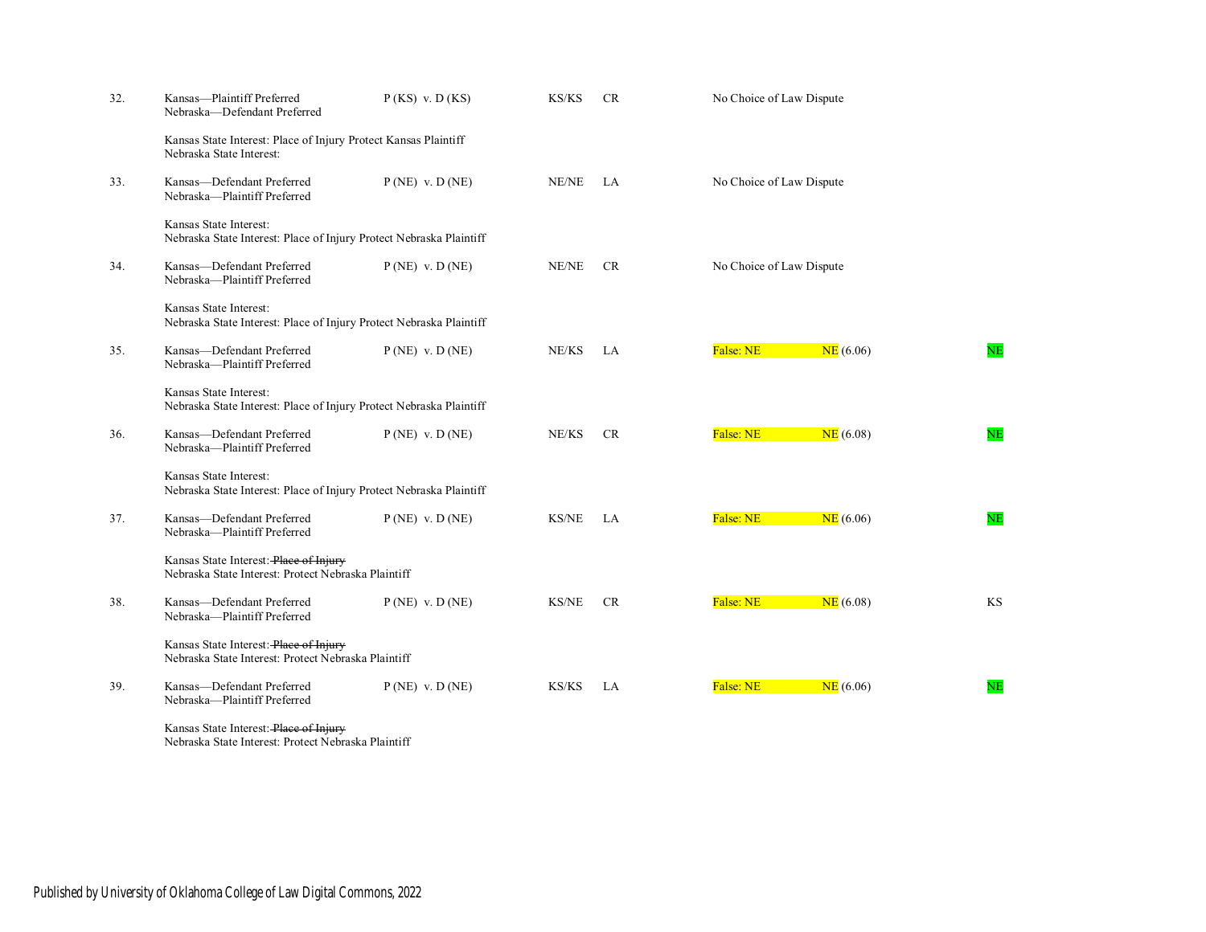| | | | | | | | |
|---|---|---|---|---|---|---|---|
| 32. | Kansas—Plaintiff Preferred<br>Nebraska—Defendant Preferred<br><br>Kansas State Interest: Place of Injury Protect Kansas Plaintiff<br>Nebraska State Interest: | P (KS) v. D (KS) | KS/KS | CR | No Choice of Law Dispute | | |
| 33. | Kansas—Defendant Preferred<br>Nebraska—Plaintiff Preferred<br><br>Kansas State Interest:<br>Nebraska State Interest: Place of Injury Protect Nebraska Plaintiff | P (NE) v. D (NE) | NE/NE | LA | No Choice of Law Dispute | | |
| 34. | Kansas—Defendant Preferred<br>Nebraska—Plaintiff Preferred<br><br>Kansas State Interest:<br>Nebraska State Interest: Place of Injury Protect Nebraska Plaintiff | P (NE) v. D (NE) | NE/NE | CR | No Choice of Law Dispute | | |
| 35. | Kansas—Defendant Preferred<br>Nebraska—Plaintiff Preferred<br><br>Kansas State Interest:<br>Nebraska State Interest: Place of Injury Protect Nebraska Plaintiff | P (NE) v. D (NE) | NE/KS | LA | False: NE | NE (6.06) | NE |
| 36. | Kansas—Defendant Preferred<br>Nebraska—Plaintiff Preferred<br><br>Kansas State Interest:<br>Nebraska State Interest: Place of Injury Protect Nebraska Plaintiff | P (NE) v. D (NE) | NE/KS | CR | False: NE | NE (6.08) | NE |
| 37. | Kansas—Defendant Preferred<br>Nebraska—Plaintiff Preferred<br><br>Kansas State Interest: ~~Place of Injury~~<br>Nebraska State Interest: Protect Nebraska Plaintiff | P (NE) v. D (NE) | KS/NE | LA | False: NE | NE (6.06) | NE |
| 38. | Kansas—Defendant Preferred<br>Nebraska—Plaintiff Preferred<br><br>Kansas State Interest: ~~Place of Injury~~<br>Nebraska State Interest: Protect Nebraska Plaintiff | P (NE) v. D (NE) | KS/NE | CR | False: NE | NE (6.08) | KS |
| 39. | Kansas—Defendant Preferred<br>Nebraska—Plaintiff Preferred<br><br>Kansas State Interest: ~~Place of Injury~~<br>Nebraska State Interest: Protect Nebraska Plaintiff | P (NE) v. D (NE) | KS/KS | LA | False: NE | NE (6.06) | NE |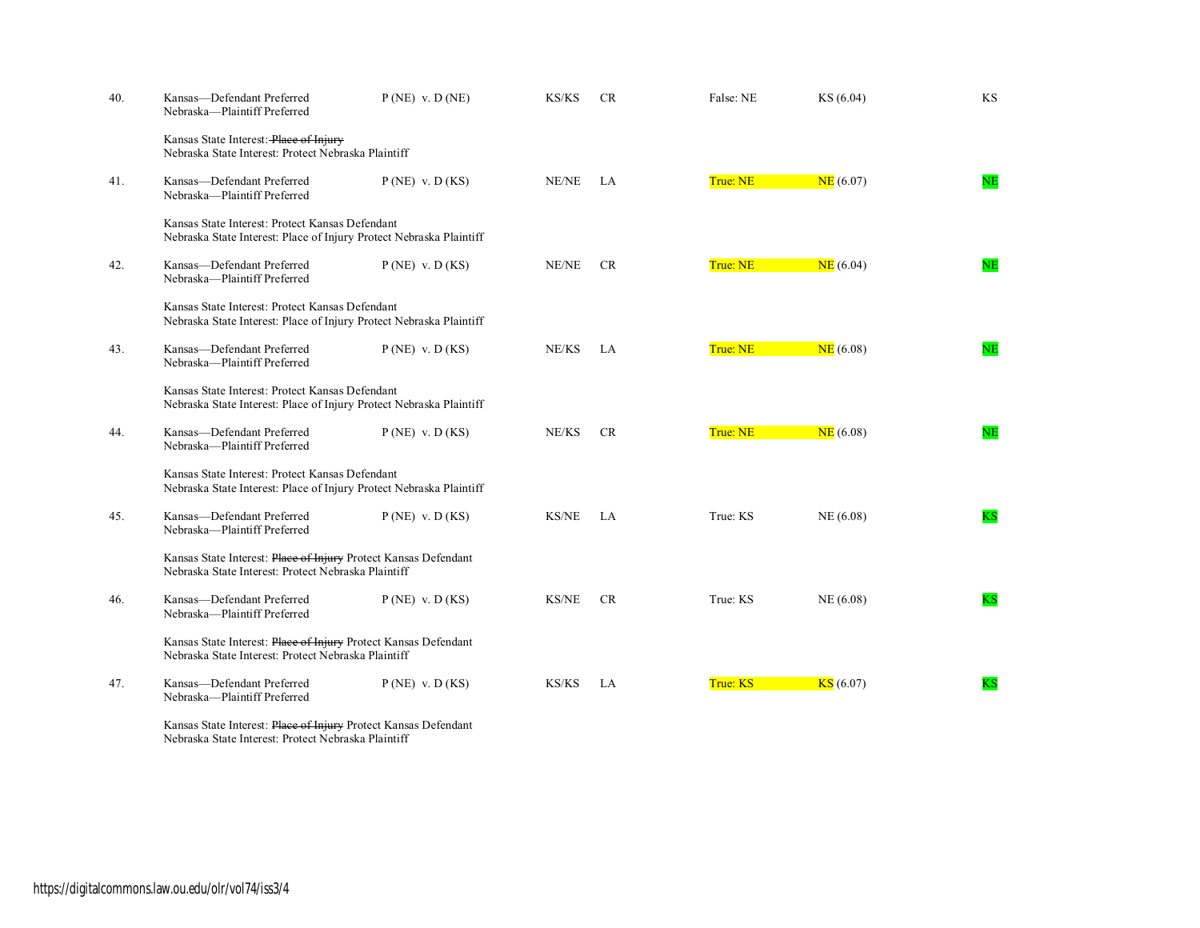| | | | | | | | |
|---|---|---|---|---|---|---|---|
| 40. | Kansas—Defendant Preferred<br>Nebraska—Plaintiff Preferred<br><br>Kansas State Interest: ~~Place of Injury~~<br>Nebraska State Interest: Protect Nebraska Plaintiff | P (NE) v. D (NE) | KS/KS | CR | False: NE | KS (6.04) | KS |
| 41. | Kansas—Defendant Preferred<br>Nebraska—Plaintiff Preferred<br><br>Kansas State Interest: Protect Kansas Defendant<br>Nebraska State Interest: Place of Injury Protect Nebraska Plaintiff | P (NE) v. D (KS) | NE/NE | LA | True: NE | NE (6.07) | NE |
| 42. | Kansas—Defendant Preferred<br>Nebraska—Plaintiff Preferred<br><br>Kansas State Interest: Protect Kansas Defendant<br>Nebraska State Interest: Place of Injury Protect Nebraska Plaintiff | P (NE) v. D (KS) | NE/NE | CR | True: NE | NE (6.04) | NE |
| 43. | Kansas—Defendant Preferred<br>Nebraska—Plaintiff Preferred<br><br>Kansas State Interest: Protect Kansas Defendant<br>Nebraska State Interest: Place of Injury Protect Nebraska Plaintiff | P (NE) v. D (KS) | NE/KS | LA | True: NE | NE (6.08) | NE |
| 44. | Kansas—Defendant Preferred<br>Nebraska—Plaintiff Preferred<br><br>Kansas State Interest: Protect Kansas Defendant<br>Nebraska State Interest: Place of Injury Protect Nebraska Plaintiff | P (NE) v. D (KS) | NE/KS | CR | True: NE | NE (6.08) | NE |
| 45. | Kansas—Defendant Preferred<br>Nebraska—Plaintiff Preferred<br><br>Kansas State Interest: ~~Place of Injury~~ Protect Kansas Defendant<br>Nebraska State Interest: Protect Nebraska Plaintiff | P (NE) v. D (KS) | KS/NE | LA | True: KS | NE (6.08) | KS |
| 46. | Kansas—Defendant Preferred<br>Nebraska—Plaintiff Preferred<br><br>Kansas State Interest: ~~Place of Injury~~ Protect Kansas Defendant<br>Nebraska State Interest: Protect Nebraska Plaintiff | P (NE) v. D (KS) | KS/NE | CR | True: KS | NE (6.08) | KS |
| 47. | Kansas—Defendant Preferred<br>Nebraska—Plaintiff Preferred<br><br>Kansas State Interest: ~~Place of Injury~~ Protect Kansas Defendant<br>Nebraska State Interest: Protect Nebraska Plaintiff | P (NE) v. D (KS) | KS/KS | LA | True: KS | KS (6.07) | KS |

https://digitalcommons.law.ou.edu/olr/vol74/iss3/4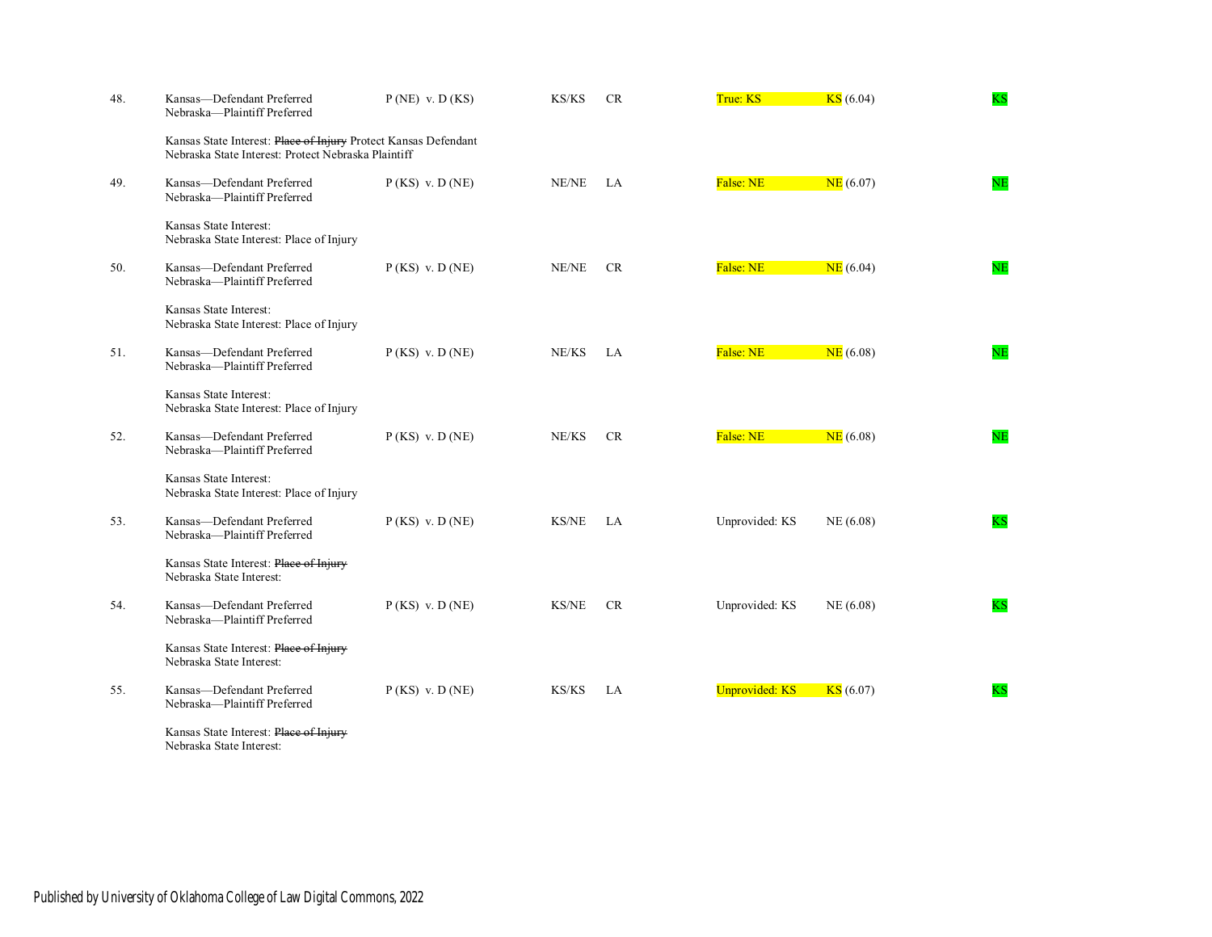| | | | | | | | |
|---|---|---|---|---|---|---|---|
| 48. | Kansas—Defendant Preferred<br>Nebraska—Plaintiff Preferred<br><br>Kansas State Interest: ~~Place of Injury~~ Protect Kansas Defendant<br>Nebraska State Interest: Protect Nebraska Plaintiff | P (NE) v. D (KS) | KS/KS | CR | True: KS | KS (6.04) | KS |
| 49. | Kansas—Defendant Preferred<br>Nebraska—Plaintiff Preferred<br><br>Kansas State Interest:<br>Nebraska State Interest: Place of Injury | P (KS) v. D (NE) | NE/NE | LA | False: NE | NE (6.07) | NE |
| 50. | Kansas—Defendant Preferred<br>Nebraska—Plaintiff Preferred<br><br>Kansas State Interest:<br>Nebraska State Interest: Place of Injury | P (KS) v. D (NE) | NE/NE | CR | False: NE | NE (6.04) | NE |
| 51. | Kansas—Defendant Preferred<br>Nebraska—Plaintiff Preferred<br><br>Kansas State Interest:<br>Nebraska State Interest: Place of Injury | P (KS) v. D (NE) | NE/KS | LA | False: NE | NE (6.08) | NE |
| 52. | Kansas—Defendant Preferred<br>Nebraska—Plaintiff Preferred<br><br>Kansas State Interest:<br>Nebraska State Interest: Place of Injury | P (KS) v. D (NE) | NE/KS | CR | False: NE | NE (6.08) | NE |
| 53. | Kansas—Defendant Preferred<br>Nebraska—Plaintiff Preferred<br><br>Kansas State Interest: ~~Place of Injury~~<br>Nebraska State Interest: | P (KS) v. D (NE) | KS/NE | LA | Unprovided: KS | NE (6.08) | KS |
| 54. | Kansas—Defendant Preferred<br>Nebraska—Plaintiff Preferred<br><br>Kansas State Interest: ~~Place of Injury~~<br>Nebraska State Interest: | P (KS) v. D (NE) | KS/NE | CR | Unprovided: KS | NE (6.08) | KS |
| 55. | Kansas—Defendant Preferred<br>Nebraska—Plaintiff Preferred<br><br>Kansas State Interest: ~~Place of Injury~~<br>Nebraska State Interest: | P (KS) v. D (NE) | KS/KS | LA | Unprovided: KS | KS (6.07) | KS |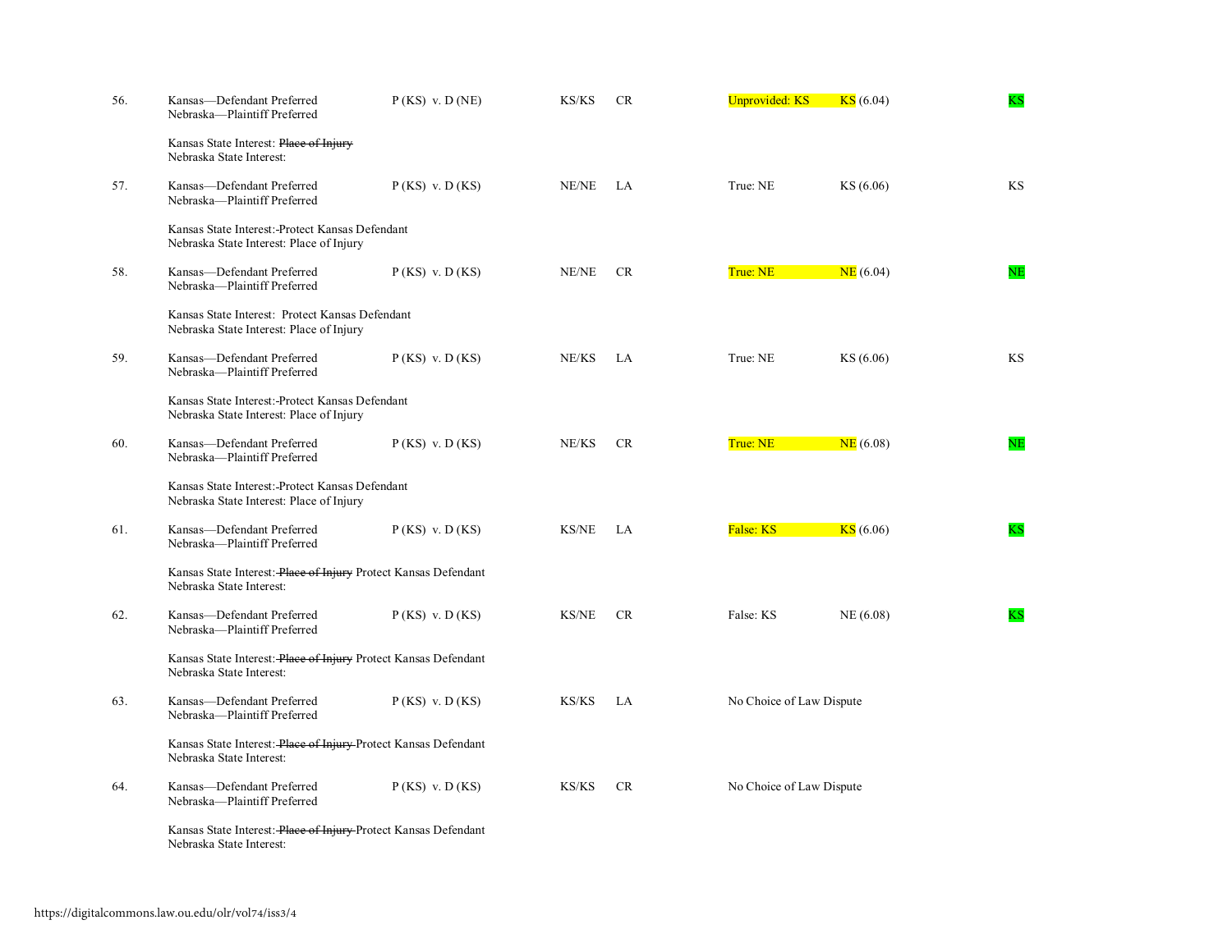| | | | | | | | |
|---|---|---|---|---|---|---|---|
| 56. | Kansas—Defendant Preferred<br>Nebraska—Plaintiff Preferred<br><br>Kansas State Interest: ~~Place of Injury~~<br>Nebraska State Interest: | P (KS) v. D (NE) | KS/KS | CR | Unprovided: KS | KS (6.04) | KS |
| 57. | Kansas—Defendant Preferred<br>Nebraska—Plaintiff Preferred<br><br>Kansas State Interest:-Protect Kansas Defendant<br>Nebraska State Interest: Place of Injury | P (KS) v. D (KS) | NE/NE | LA | True: NE | KS (6.06) | KS |
| 58. | Kansas—Defendant Preferred<br>Nebraska—Plaintiff Preferred<br><br>Kansas State Interest: Protect Kansas Defendant<br>Nebraska State Interest: Place of Injury | P (KS) v. D (KS) | NE/NE | CR | True: NE | NE (6.04) | NE |
| 59. | Kansas—Defendant Preferred<br>Nebraska—Plaintiff Preferred<br><br>Kansas State Interest:-Protect Kansas Defendant<br>Nebraska State Interest: Place of Injury | P (KS) v. D (KS) | NE/KS | LA | True: NE | KS (6.06) | KS |
| 60. | Kansas—Defendant Preferred<br>Nebraska—Plaintiff Preferred<br><br>Kansas State Interest:-Protect Kansas Defendant<br>Nebraska State Interest: Place of Injury | P (KS) v. D (KS) | NE/KS | CR | True: NE | NE (6.08) | NE |
| 61. | Kansas—Defendant Preferred<br>Nebraska—Plaintiff Preferred<br><br>Kansas State Interest: ~~Place of Injury~~ Protect Kansas Defendant<br>Nebraska State Interest: | P (KS) v. D (KS) | KS/NE | LA | False: KS | KS (6.06) | KS |
| 62. | Kansas—Defendant Preferred<br>Nebraska—Plaintiff Preferred<br><br>Kansas State Interest: ~~Place of Injury~~ Protect Kansas Defendant<br>Nebraska State Interest: | P (KS) v. D (KS) | KS/NE | CR | False: KS | NE (6.08) | KS |
| 63. | Kansas—Defendant Preferred<br>Nebraska—Plaintiff Preferred<br><br>Kansas State Interest: ~~Place of Injury~~ Protect Kansas Defendant<br>Nebraska State Interest: | P (KS) v. D (KS) | KS/KS | LA | No Choice of Law Dispute | | |
| 64. | Kansas—Defendant Preferred<br>Nebraska—Plaintiff Preferred<br><br>Kansas State Interest: ~~Place of Injury~~ Protect Kansas Defendant<br>Nebraska State Interest: | P (KS) v. D (KS) | KS/KS | CR | No Choice of Law Dispute | | |

https://digitalcommons.law.ou.edu/olr/vol74/iss3/4